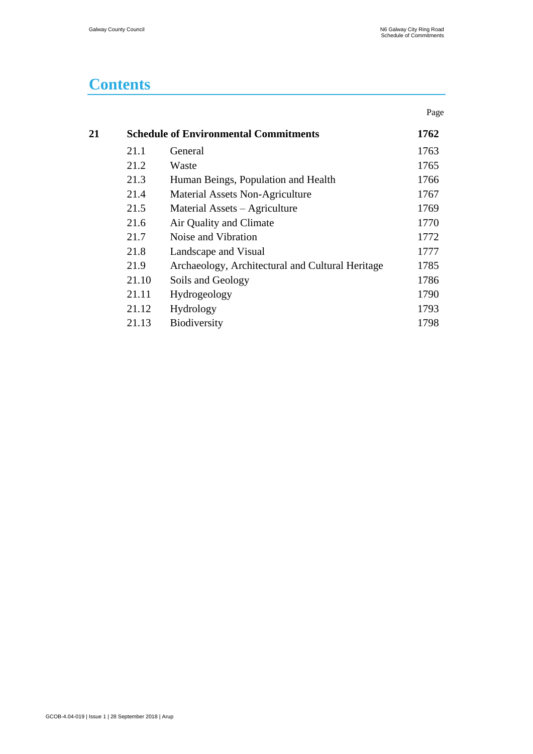# Contents

| | | | Page |
|---|---|---|---|
| **21** | **Schedule of Environmental Commitments** | | **1762** |
| | 21.1 | General | 1763 |
| | 21.2 | Waste | 1765 |
| | 21.3 | Human Beings, Population and Health | 1766 |
| | 21.4 | Material Assets Non-Agriculture | 1767 |
| | 21.5 | Material Assets – Agriculture | 1769 |
| | 21.6 | Air Quality and Climate | 1770 |
| | 21.7 | Noise and Vibration | 1772 |
| | 21.8 | Landscape and Visual | 1777 |
| | 21.9 | Archaeology, Architectural and Cultural Heritage | 1785 |
| | 21.10 | Soils and Geology | 1786 |
| | 21.11 | Hydrogeology | 1790 |
| | 21.12 | Hydrology | 1793 |
| | 21.13 | Biodiversity | 1798 |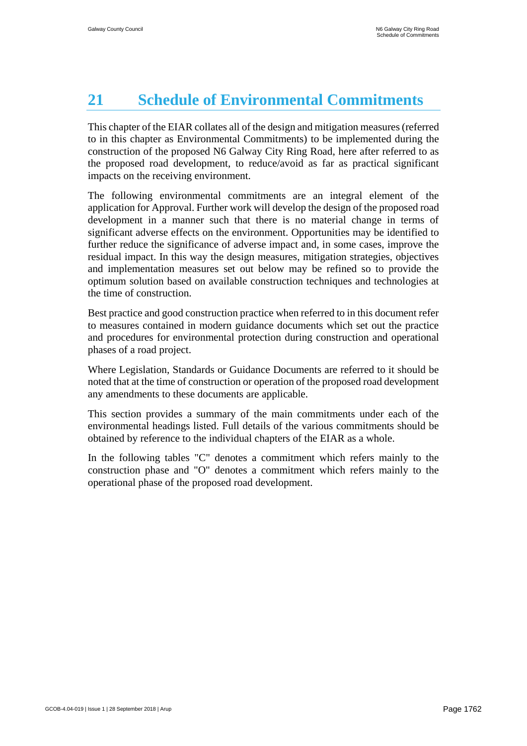# 21 Schedule of Environmental Commitments

This chapter of the EIAR collates all of the design and mitigation measures (referred to in this chapter as Environmental Commitments) to be implemented during the construction of the proposed N6 Galway City Ring Road, here after referred to as the proposed road development, to reduce/avoid as far as practical significant impacts on the receiving environment.

The following environmental commitments are an integral element of the application for Approval. Further work will develop the design of the proposed road development in a manner such that there is no material change in terms of significant adverse effects on the environment. Opportunities may be identified to further reduce the significance of adverse impact and, in some cases, improve the residual impact. In this way the design measures, mitigation strategies, objectives and implementation measures set out below may be refined so to provide the optimum solution based on available construction techniques and technologies at the time of construction.

Best practice and good construction practice when referred to in this document refer to measures contained in modern guidance documents which set out the practice and procedures for environmental protection during construction and operational phases of a road project.

Where Legislation, Standards or Guidance Documents are referred to it should be noted that at the time of construction or operation of the proposed road development any amendments to these documents are applicable.

This section provides a summary of the main commitments under each of the environmental headings listed. Full details of the various commitments should be obtained by reference to the individual chapters of the EIAR as a whole.

In the following tables "C" denotes a commitment which refers mainly to the construction phase and "O" denotes a commitment which refers mainly to the operational phase of the proposed road development.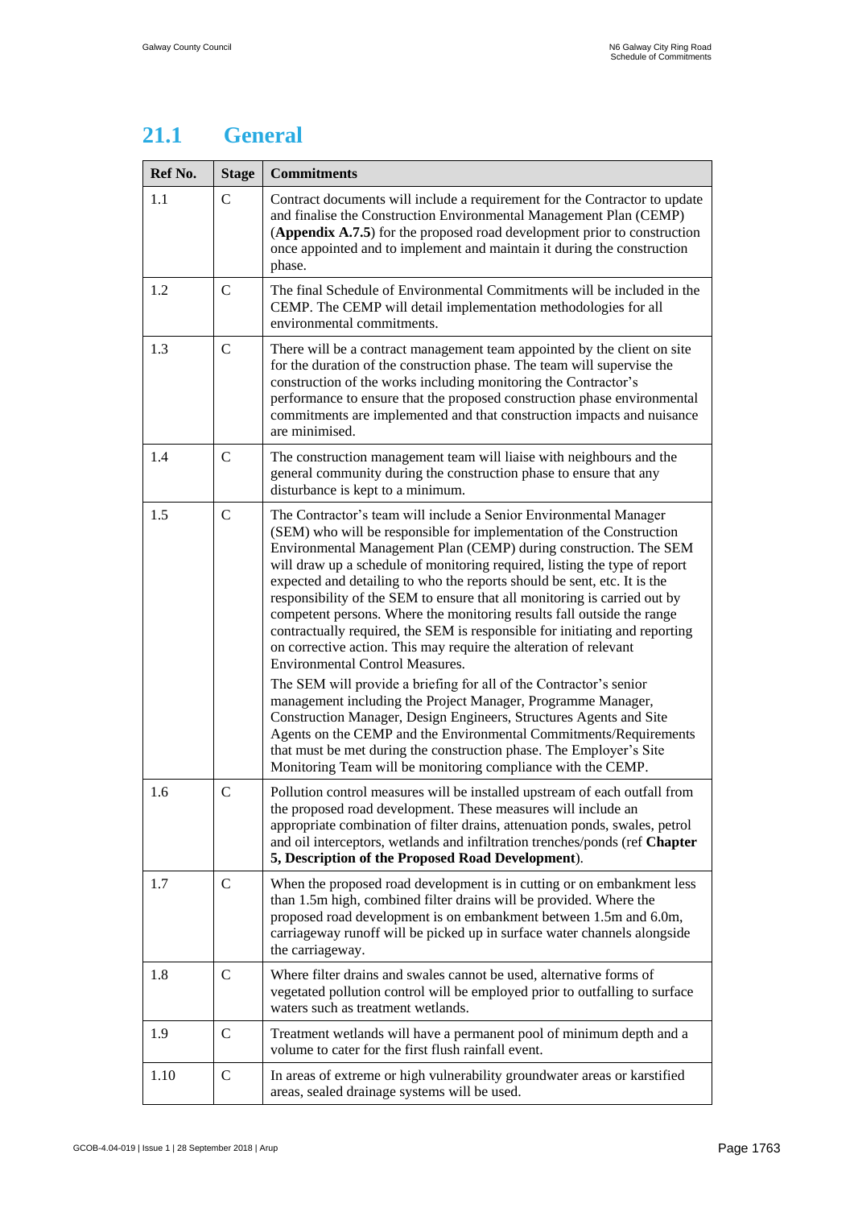## 21.1 General

| Ref No. | Stage | Commitments |
|---|---|---|
| 1.1 | C | Contract documents will include a requirement for the Contractor to update and finalise the Construction Environmental Management Plan (CEMP) (**Appendix A.7.5**) for the proposed road development prior to construction once appointed and to implement and maintain it during the construction phase. |
| 1.2 | C | The final Schedule of Environmental Commitments will be included in the CEMP. The CEMP will detail implementation methodologies for all environmental commitments. |
| 1.3 | C | There will be a contract management team appointed by the client on site for the duration of the construction phase. The team will supervise the construction of the works including monitoring the Contractor's performance to ensure that the proposed construction phase environmental commitments are implemented and that construction impacts and nuisance are minimised. |
| 1.4 | C | The construction management team will liaise with neighbours and the general community during the construction phase to ensure that any disturbance is kept to a minimum. |
| 1.5 | C | The Contractor's team will include a Senior Environmental Manager (SEM) who will be responsible for implementation of the Construction Environmental Management Plan (CEMP) during construction. The SEM will draw up a schedule of monitoring required, listing the type of report expected and detailing to who the reports should be sent, etc. It is the responsibility of the SEM to ensure that all monitoring is carried out by competent persons. Where the monitoring results fall outside the range contractually required, the SEM is responsible for initiating and reporting on corrective action. This may require the alteration of relevant Environmental Control Measures.<br><br>The SEM will provide a briefing for all of the Contractor's senior management including the Project Manager, Programme Manager, Construction Manager, Design Engineers, Structures Agents and Site Agents on the CEMP and the Environmental Commitments/Requirements that must be met during the construction phase. The Employer's Site Monitoring Team will be monitoring compliance with the CEMP. |
| 1.6 | C | Pollution control measures will be installed upstream of each outfall from the proposed road development. These measures will include an appropriate combination of filter drains, attenuation ponds, swales, petrol and oil interceptors, wetlands and infiltration trenches/ponds (ref **Chapter 5, Description of the Proposed Road Development**). |
| 1.7 | C | When the proposed road development is in cutting or on embankment less than 1.5m high, combined filter drains will be provided. Where the proposed road development is on embankment between 1.5m and 6.0m, carriageway runoff will be picked up in surface water channels alongside the carriageway. |
| 1.8 | C | Where filter drains and swales cannot be used, alternative forms of vegetated pollution control will be employed prior to outfalling to surface waters such as treatment wetlands. |
| 1.9 | C | Treatment wetlands will have a permanent pool of minimum depth and a volume to cater for the first flush rainfall event. |
| 1.10 | C | In areas of extreme or high vulnerability groundwater areas or karstified areas, sealed drainage systems will be used. |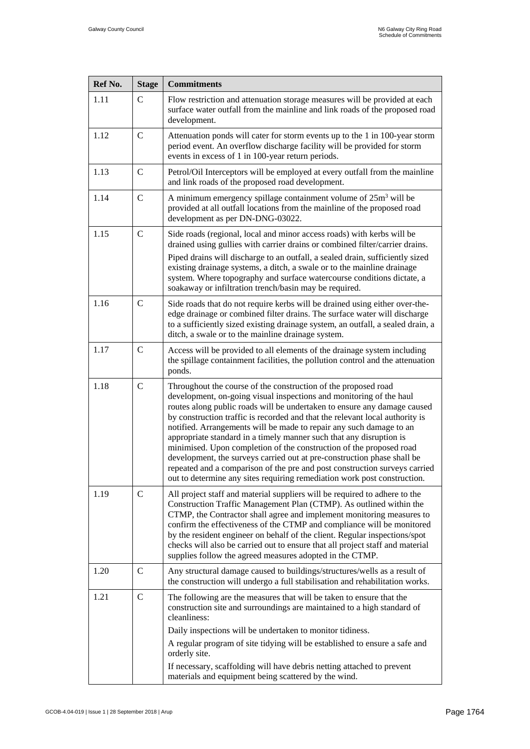| Ref No. | Stage | Commitments |
|---|---|---|
| 1.11 | C | Flow restriction and attenuation storage measures will be provided at each surface water outfall from the mainline and link roads of the proposed road development. |
| 1.12 | C | Attenuation ponds will cater for storm events up to the 1 in 100-year storm period event. An overflow discharge facility will be provided for storm events in excess of 1 in 100-year return periods. |
| 1.13 | C | Petrol/Oil Interceptors will be employed at every outfall from the mainline and link roads of the proposed road development. |
| 1.14 | C | A minimum emergency spillage containment volume of $25m^3$ will be provided at all outfall locations from the mainline of the proposed road development as per DN-DNG-03022. |
| 1.15 | C | Side roads (regional, local and minor access roads) with kerbs will be drained using gullies with carrier drains or combined filter/carrier drains. Piped drains will discharge to an outfall, a sealed drain, sufficiently sized existing drainage systems, a ditch, a swale or to the mainline drainage system. Where topography and surface watercourse conditions dictate, a soakaway or infiltration trench/basin may be required. |
| 1.16 | C | Side roads that do not require kerbs will be drained using either over-the-edge drainage or combined filter drains. The surface water will discharge to a sufficiently sized existing drainage system, an outfall, a sealed drain, a ditch, a swale or to the mainline drainage system. |
| 1.17 | C | Access will be provided to all elements of the drainage system including the spillage containment facilities, the pollution control and the attenuation ponds. |
| 1.18 | C | Throughout the course of the construction of the proposed road development, on-going visual inspections and monitoring of the haul routes along public roads will be undertaken to ensure any damage caused by construction traffic is recorded and that the relevant local authority is notified. Arrangements will be made to repair any such damage to an appropriate standard in a timely manner such that any disruption is minimised. Upon completion of the construction of the proposed road development, the surveys carried out at pre-construction phase shall be repeated and a comparison of the pre and post construction surveys carried out to determine any sites requiring remediation work post construction. |
| 1.19 | C | All project staff and material suppliers will be required to adhere to the Construction Traffic Management Plan (CTMP). As outlined within the CTMP, the Contractor shall agree and implement monitoring measures to confirm the effectiveness of the CTMP and compliance will be monitored by the resident engineer on behalf of the client. Regular inspections/spot checks will also be carried out to ensure that all project staff and material supplies follow the agreed measures adopted in the CTMP. |
| 1.20 | C | Any structural damage caused to buildings/structures/wells as a result of the construction will undergo a full stabilisation and rehabilitation works. |
| 1.21 | C | The following are the measures that will be taken to ensure that the construction site and surroundings are maintained to a high standard of cleanliness: Daily inspections will be undertaken to monitor tidiness. A regular program of site tidying will be established to ensure a safe and orderly site. If necessary, scaffolding will have debris netting attached to prevent materials and equipment being scattered by the wind. |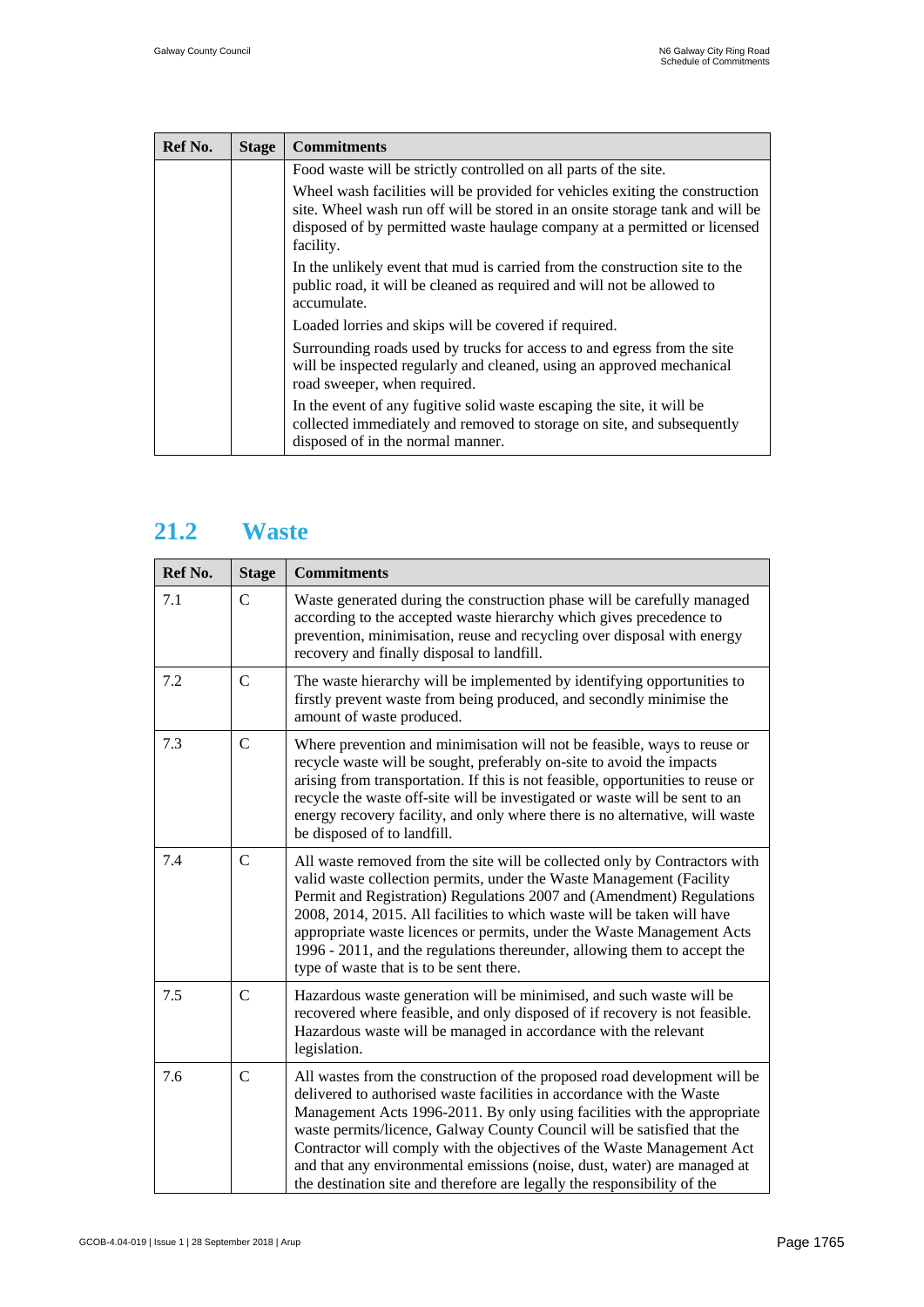| Ref No. | Stage | Commitments |
|---|---|---|
| | | Food waste will be strictly controlled on all parts of the site.<br>Wheel wash facilities will be provided for vehicles exiting the construction site. Wheel wash run off will be stored in an onsite storage tank and will be disposed of by permitted waste haulage company at a permitted or licensed facility.<br>In the unlikely event that mud is carried from the construction site to the public road, it will be cleaned as required and will not be allowed to accumulate.<br>Loaded lorries and skips will be covered if required.<br>Surrounding roads used by trucks for access to and egress from the site will be inspected regularly and cleaned, using an approved mechanical road sweeper, when required.<br>In the event of any fugitive solid waste escaping the site, it will be collected immediately and removed to storage on site, and subsequently disposed of in the normal manner. |

## 21.2 Waste

| Ref No. | Stage | Commitments |
|---|---|---|
| 7.1 | C | Waste generated during the construction phase will be carefully managed according to the accepted waste hierarchy which gives precedence to prevention, minimisation, reuse and recycling over disposal with energy recovery and finally disposal to landfill. |
| 7.2 | C | The waste hierarchy will be implemented by identifying opportunities to firstly prevent waste from being produced, and secondly minimise the amount of waste produced. |
| 7.3 | C | Where prevention and minimisation will not be feasible, ways to reuse or recycle waste will be sought, preferably on-site to avoid the impacts arising from transportation. If this is not feasible, opportunities to reuse or recycle the waste off-site will be investigated or waste will be sent to an energy recovery facility, and only where there is no alternative, will waste be disposed of to landfill. |
| 7.4 | C | All waste removed from the site will be collected only by Contractors with valid waste collection permits, under the Waste Management (Facility Permit and Registration) Regulations 2007 and (Amendment) Regulations 2008, 2014, 2015. All facilities to which waste will be taken will have appropriate waste licences or permits, under the Waste Management Acts 1996 - 2011, and the regulations thereunder, allowing them to accept the type of waste that is to be sent there. |
| 7.5 | C | Hazardous waste generation will be minimised, and such waste will be recovered where feasible, and only disposed of if recovery is not feasible. Hazardous waste will be managed in accordance with the relevant legislation. |
| 7.6 | C | All wastes from the construction of the proposed road development will be delivered to authorised waste facilities in accordance with the Waste Management Acts 1996-2011. By only using facilities with the appropriate waste permits/licence, Galway County Council will be satisfied that the Contractor will comply with the objectives of the Waste Management Act and that any environmental emissions (noise, dust, water) are managed at the destination site and therefore are legally the responsibility of the |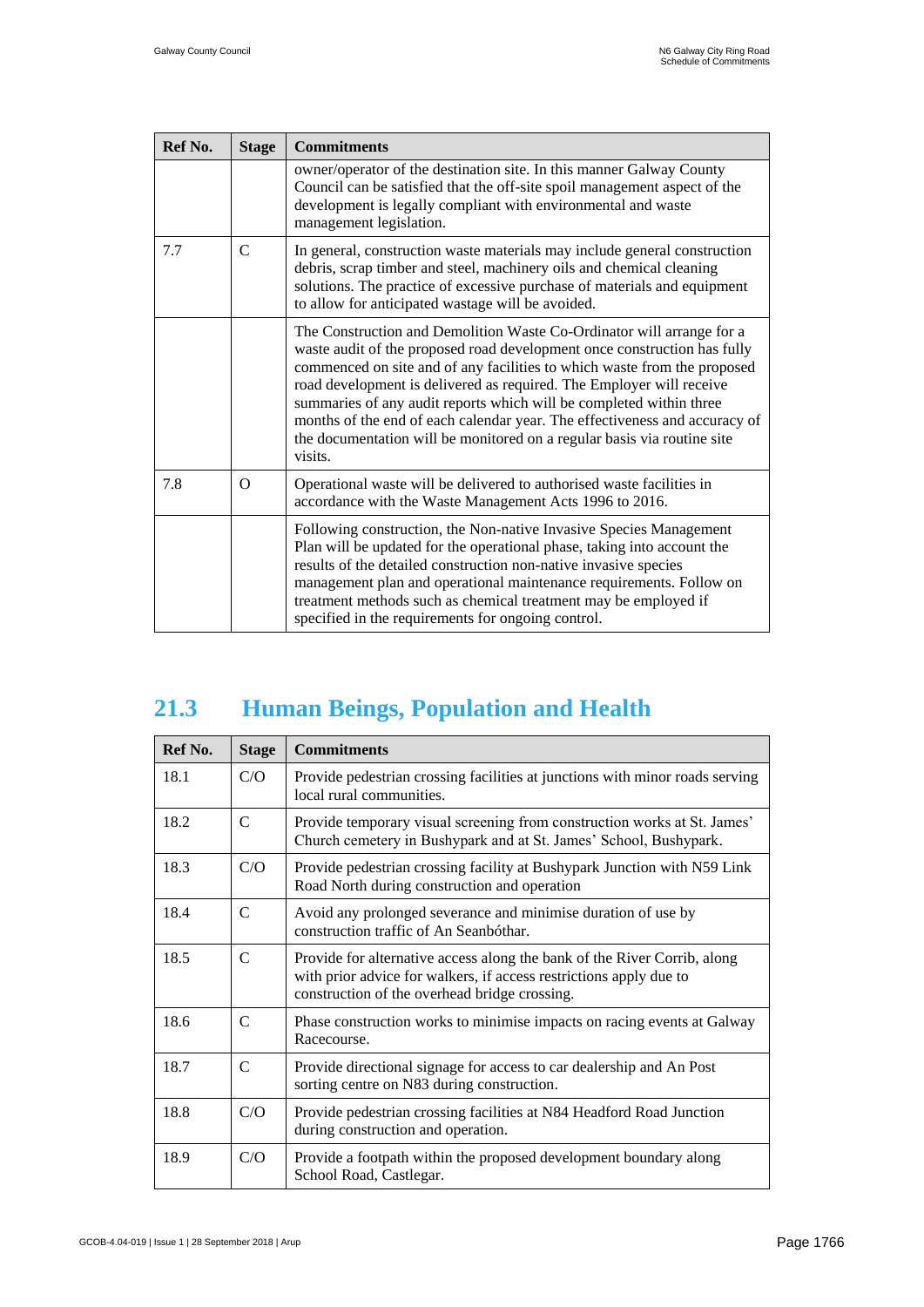| Ref No. | Stage | Commitments |
|---|---|---|
| | | owner/operator of the destination site. In this manner Galway County Council can be satisfied that the off-site spoil management aspect of the development is legally compliant with environmental and waste management legislation. |
| 7.7 | C | In general, construction waste materials may include general construction debris, scrap timber and steel, machinery oils and chemical cleaning solutions. The practice of excessive purchase of materials and equipment to allow for anticipated wastage will be avoided. |
| | | The Construction and Demolition Waste Co-Ordinator will arrange for a waste audit of the proposed road development once construction has fully commenced on site and of any facilities to which waste from the proposed road development is delivered as required. The Employer will receive summaries of any audit reports which will be completed within three months of the end of each calendar year. The effectiveness and accuracy of the documentation will be monitored on a regular basis via routine site visits. |
| 7.8 | O | Operational waste will be delivered to authorised waste facilities in accordance with the Waste Management Acts 1996 to 2016. |
| | | Following construction, the Non-native Invasive Species Management Plan will be updated for the operational phase, taking into account the results of the detailed construction non-native invasive species management plan and operational maintenance requirements. Follow on treatment methods such as chemical treatment may be employed if specified in the requirements for ongoing control. |

## 21.3 Human Beings, Population and Health

| Ref No. | Stage | Commitments |
|---|---|---|
| 18.1 | C/O | Provide pedestrian crossing facilities at junctions with minor roads serving local rural communities. |
| 18.2 | C | Provide temporary visual screening from construction works at St. James' Church cemetery in Bushypark and at St. James' School, Bushypark. |
| 18.3 | C/O | Provide pedestrian crossing facility at Bushypark Junction with N59 Link Road North during construction and operation |
| 18.4 | C | Avoid any prolonged severance and minimise duration of use by construction traffic of An Seanbóthar. |
| 18.5 | C | Provide for alternative access along the bank of the River Corrib, along with prior advice for walkers, if access restrictions apply due to construction of the overhead bridge crossing. |
| 18.6 | C | Phase construction works to minimise impacts on racing events at Galway Racecourse. |
| 18.7 | C | Provide directional signage for access to car dealership and An Post sorting centre on N83 during construction. |
| 18.8 | C/O | Provide pedestrian crossing facilities at N84 Headford Road Junction during construction and operation. |
| 18.9 | C/O | Provide a footpath within the proposed development boundary along School Road, Castlegar. |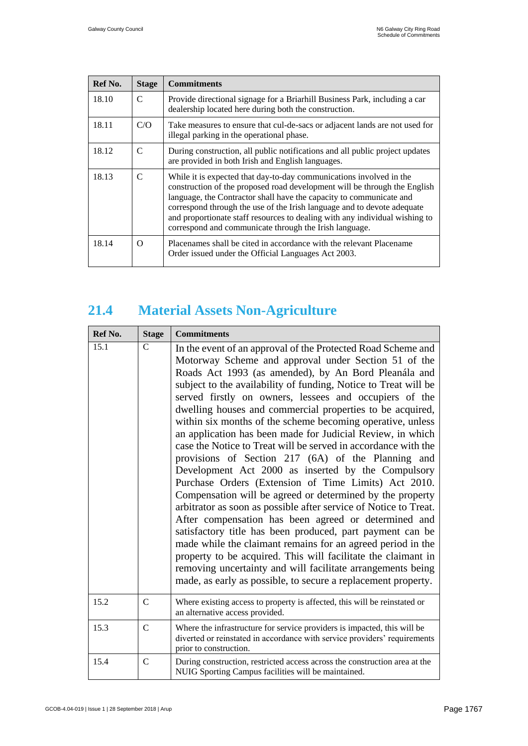| Ref No. | Stage | Commitments |
|---|---|---|
| 18.10 | C | Provide directional signage for a Briarhill Business Park, including a car dealership located here during both the construction. |
| 18.11 | C/O | Take measures to ensure that cul-de-sacs or adjacent lands are not used for illegal parking in the operational phase. |
| 18.12 | C | During construction, all public notifications and all public project updates are provided in both Irish and English languages. |
| 18.13 | C | While it is expected that day-to-day communications involved in the construction of the proposed road development will be through the English language, the Contractor shall have the capacity to communicate and correspond through the use of the Irish language and to devote adequate and proportionate staff resources to dealing with any individual wishing to correspond and communicate through the Irish language. |
| 18.14 | O | Placenames shall be cited in accordance with the relevant Placename Order issued under the Official Languages Act 2003. |

## 21.4 Material Assets Non-Agriculture

| Ref No. | Stage | Commitments |
|---|---|---|
| 15.1 | C | In the event of an approval of the Protected Road Scheme and Motorway Scheme and approval under Section 51 of the Roads Act 1993 (as amended), by An Bord Pleanála and subject to the availability of funding, Notice to Treat will be served firstly on owners, lessees and occupiers of the dwelling houses and commercial properties to be acquired, within six months of the scheme becoming operative, unless an application has been made for Judicial Review, in which case the Notice to Treat will be served in accordance with the provisions of Section 217 (6A) of the Planning and Development Act 2000 as inserted by the Compulsory Purchase Orders (Extension of Time Limits) Act 2010. Compensation will be agreed or determined by the property arbitrator as soon as possible after service of Notice to Treat. After compensation has been agreed or determined and satisfactory title has been produced, part payment can be made while the claimant remains for an agreed period in the property to be acquired. This will facilitate the claimant in removing uncertainty and will facilitate arrangements being made, as early as possible, to secure a replacement property. |
| 15.2 | C | Where existing access to property is affected, this will be reinstated or an alternative access provided. |
| 15.3 | C | Where the infrastructure for service providers is impacted, this will be diverted or reinstated in accordance with service providers' requirements prior to construction. |
| 15.4 | C | During construction, restricted access across the construction area at the NUIG Sporting Campus facilities will be maintained. |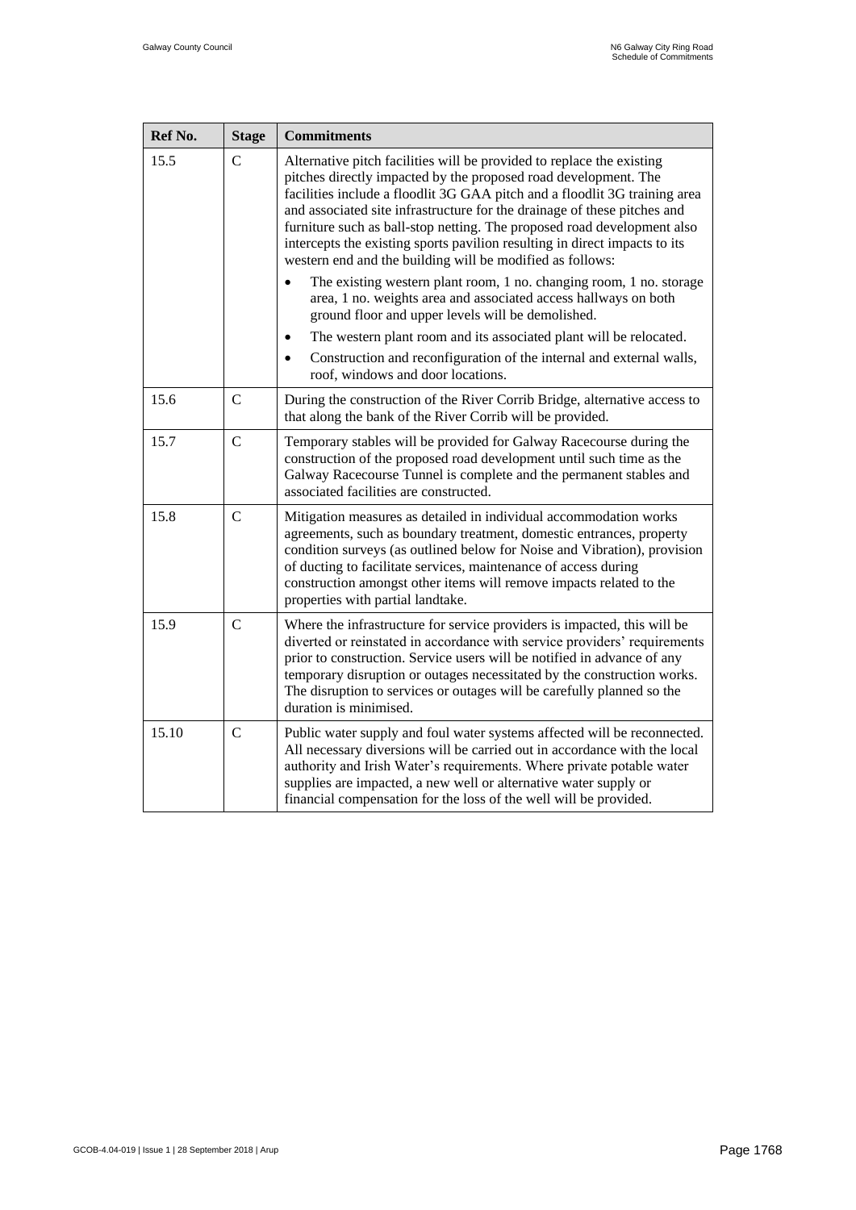| Ref No. | Stage | Commitments |
|---|---|---|
| 15.5 | C | Alternative pitch facilities will be provided to replace the existing pitches directly impacted by the proposed road development. The facilities include a floodlit 3G GAA pitch and a floodlit 3G training area and associated site infrastructure for the drainage of these pitches and furniture such as ball-stop netting. The proposed road development also intercepts the existing sports pavilion resulting in direct impacts to its western end and the building will be modified as follows:<br>• The existing western plant room, 1 no. changing room, 1 no. storage area, 1 no. weights area and associated access hallways on both ground floor and upper levels will be demolished.<br>• The western plant room and its associated plant will be relocated.<br>• Construction and reconfiguration of the internal and external walls, roof, windows and door locations. |
| 15.6 | C | During the construction of the River Corrib Bridge, alternative access to that along the bank of the River Corrib will be provided. |
| 15.7 | C | Temporary stables will be provided for Galway Racecourse during the construction of the proposed road development until such time as the Galway Racecourse Tunnel is complete and the permanent stables and associated facilities are constructed. |
| 15.8 | C | Mitigation measures as detailed in individual accommodation works agreements, such as boundary treatment, domestic entrances, property condition surveys (as outlined below for Noise and Vibration), provision of ducting to facilitate services, maintenance of access during construction amongst other items will remove impacts related to the properties with partial landtake. |
| 15.9 | C | Where the infrastructure for service providers is impacted, this will be diverted or reinstated in accordance with service providers' requirements prior to construction. Service users will be notified in advance of any temporary disruption or outages necessitated by the construction works. The disruption to services or outages will be carefully planned so the duration is minimised. |
| 15.10 | C | Public water supply and foul water systems affected will be reconnected. All necessary diversions will be carried out in accordance with the local authority and Irish Water's requirements. Where private potable water supplies are impacted, a new well or alternative water supply or financial compensation for the loss of the well will be provided. |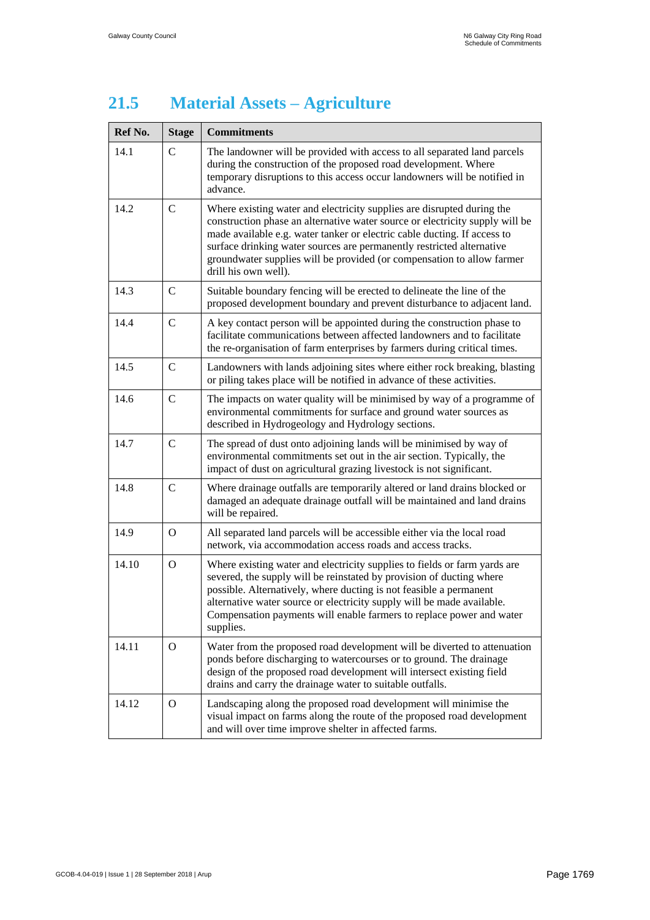## 21.5 Material Assets – Agriculture

| Ref No. | Stage | Commitments |
|---|---|---|
| 14.1 | C | The landowner will be provided with access to all separated land parcels during the construction of the proposed road development. Where temporary disruptions to this access occur landowners will be notified in advance. |
| 14.2 | C | Where existing water and electricity supplies are disrupted during the construction phase an alternative water source or electricity supply will be made available e.g. water tanker or electric cable ducting. If access to surface drinking water sources are permanently restricted alternative groundwater supplies will be provided (or compensation to allow farmer drill his own well). |
| 14.3 | C | Suitable boundary fencing will be erected to delineate the line of the proposed development boundary and prevent disturbance to adjacent land. |
| 14.4 | C | A key contact person will be appointed during the construction phase to facilitate communications between affected landowners and to facilitate the re-organisation of farm enterprises by farmers during critical times. |
| 14.5 | C | Landowners with lands adjoining sites where either rock breaking, blasting or piling takes place will be notified in advance of these activities. |
| 14.6 | C | The impacts on water quality will be minimised by way of a programme of environmental commitments for surface and ground water sources as described in Hydrogeology and Hydrology sections. |
| 14.7 | C | The spread of dust onto adjoining lands will be minimised by way of environmental commitments set out in the air section. Typically, the impact of dust on agricultural grazing livestock is not significant. |
| 14.8 | C | Where drainage outfalls are temporarily altered or land drains blocked or damaged an adequate drainage outfall will be maintained and land drains will be repaired. |
| 14.9 | O | All separated land parcels will be accessible either via the local road network, via accommodation access roads and access tracks. |
| 14.10 | O | Where existing water and electricity supplies to fields or farm yards are severed, the supply will be reinstated by provision of ducting where possible. Alternatively, where ducting is not feasible a permanent alternative water source or electricity supply will be made available. Compensation payments will enable farmers to replace power and water supplies. |
| 14.11 | O | Water from the proposed road development will be diverted to attenuation ponds before discharging to watercourses or to ground. The drainage design of the proposed road development will intersect existing field drains and carry the drainage water to suitable outfalls. |
| 14.12 | O | Landscaping along the proposed road development will minimise the visual impact on farms along the route of the proposed road development and will over time improve shelter in affected farms. |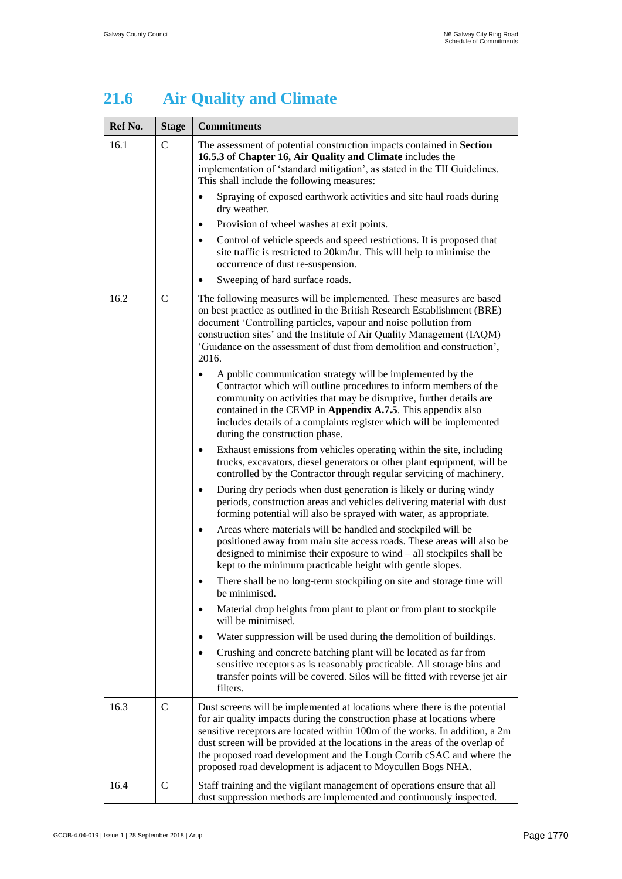## 21.6 Air Quality and Climate

| Ref No. | Stage | Commitments |
|---|---|---|
| 16.1 | C | The assessment of potential construction impacts contained in **Section 16.5.3** of **Chapter 16, Air Quality and Climate** includes the implementation of 'standard mitigation', as stated in the TII Guidelines. This shall include the following measures:<br>• Spraying of exposed earthwork activities and site haul roads during dry weather.<br>• Provision of wheel washes at exit points.<br>• Control of vehicle speeds and speed restrictions. It is proposed that site traffic is restricted to 20km/hr. This will help to minimise the occurrence of dust re-suspension.<br>• Sweeping of hard surface roads. |
| 16.2 | C | The following measures will be implemented. These measures are based on best practice as outlined in the British Research Establishment (BRE) document 'Controlling particles, vapour and noise pollution from construction sites' and the Institute of Air Quality Management (IAQM) 'Guidance on the assessment of dust from demolition and construction', 2016.<br>• A public communication strategy will be implemented by the Contractor which will outline procedures to inform members of the community on activities that may be disruptive, further details are contained in the CEMP in **Appendix A.7.5**. This appendix also includes details of a complaints register which will be implemented during the construction phase.<br>• Exhaust emissions from vehicles operating within the site, including trucks, excavators, diesel generators or other plant equipment, will be controlled by the Contractor through regular servicing of machinery.<br>• During dry periods when dust generation is likely or during windy periods, construction areas and vehicles delivering material with dust forming potential will also be sprayed with water, as appropriate.<br>• Areas where materials will be handled and stockpiled will be positioned away from main site access roads. These areas will also be designed to minimise their exposure to wind – all stockpiles shall be kept to the minimum practicable height with gentle slopes.<br>• There shall be no long-term stockpiling on site and storage time will be minimised.<br>• Material drop heights from plant to plant or from plant to stockpile will be minimised.<br>• Water suppression will be used during the demolition of buildings.<br>• Crushing and concrete batching plant will be located as far from sensitive receptors as is reasonably practicable. All storage bins and transfer points will be covered. Silos will be fitted with reverse jet air filters. |
| 16.3 | C | Dust screens will be implemented at locations where there is the potential for air quality impacts during the construction phase at locations where sensitive receptors are located within 100m of the works. In addition, a 2m dust screen will be provided at the locations in the areas of the overlap of the proposed road development and the Lough Corrib cSAC and where the proposed road development is adjacent to Moycullen Bogs NHA. |
| 16.4 | C | Staff training and the vigilant management of operations ensure that all dust suppression methods are implemented and continuously inspected. |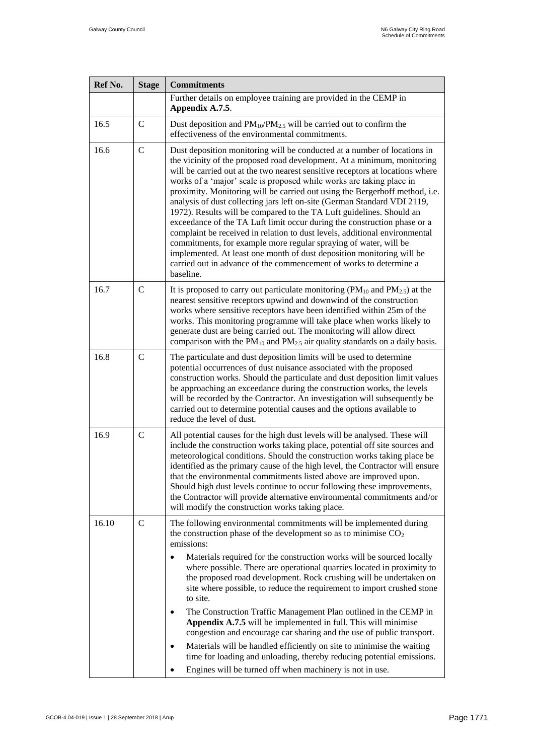| Ref No. | Stage | Commitments |
|---|---|---|
| | | Further details on employee training are provided in the CEMP in **Appendix A.7.5**. |
| 16.5 | C | Dust deposition and $PM_{10}$/$PM_{2.5}$ will be carried out to confirm the effectiveness of the environmental commitments. |
| 16.6 | C | Dust deposition monitoring will be conducted at a number of locations in the vicinity of the proposed road development. At a minimum, monitoring will be carried out at the two nearest sensitive receptors at locations where works of a 'major' scale is proposed while works are taking place in proximity. Monitoring will be carried out using the Bergerhoff method, i.e. analysis of dust collecting jars left on-site (German Standard VDI 2119, 1972). Results will be compared to the TA Luft guidelines. Should an exceedance of the TA Luft limit occur during the construction phase or a complaint be received in relation to dust levels, additional environmental commitments, for example more regular spraying of water, will be implemented. At least one month of dust deposition monitoring will be carried out in advance of the commencement of works to determine a baseline. |
| 16.7 | C | It is proposed to carry out particulate monitoring ($PM_{10}$ and $PM_{2.5}$) at the nearest sensitive receptors upwind and downwind of the construction works where sensitive receptors have been identified within 25m of the works. This monitoring programme will take place when works likely to generate dust are being carried out. The monitoring will allow direct comparison with the $PM_{10}$ and $PM_{2.5}$ air quality standards on a daily basis. |
| 16.8 | C | The particulate and dust deposition limits will be used to determine potential occurrences of dust nuisance associated with the proposed construction works. Should the particulate and dust deposition limit values be approaching an exceedance during the construction works, the levels will be recorded by the Contractor. An investigation will subsequently be carried out to determine potential causes and the options available to reduce the level of dust. |
| 16.9 | C | All potential causes for the high dust levels will be analysed. These will include the construction works taking place, potential off site sources and meteorological conditions. Should the construction works taking place be identified as the primary cause of the high level, the Contractor will ensure that the environmental commitments listed above are improved upon. Should high dust levels continue to occur following these improvements, the Contractor will provide alternative environmental commitments and/or will modify the construction works taking place. |
| 16.10 | C | The following environmental commitments will be implemented during the construction phase of the development so as to minimise $CO_2$ emissions:<br>• Materials required for the construction works will be sourced locally where possible. There are operational quarries located in proximity to the proposed road development. Rock crushing will be undertaken on site where possible, to reduce the requirement to import crushed stone to site.<br>• The Construction Traffic Management Plan outlined in the CEMP in **Appendix A.7.5** will be implemented in full. This will minimise congestion and encourage car sharing and the use of public transport.<br>• Materials will be handled efficiently on site to minimise the waiting time for loading and unloading, thereby reducing potential emissions.<br>• Engines will be turned off when machinery is not in use. |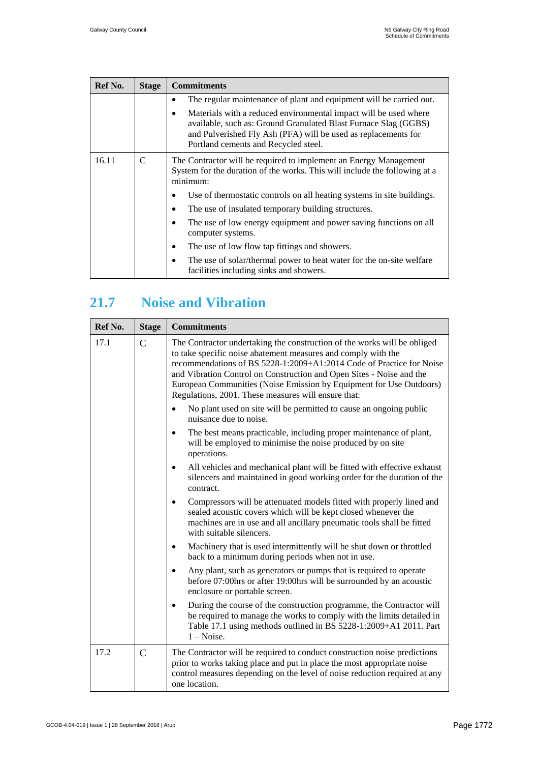| Ref No. | Stage | Commitments |
|---|---|---|
| | | • The regular maintenance of plant and equipment will be carried out.<br>• Materials with a reduced environmental impact will be used where available, such as: Ground Granulated Blast Furnace Slag (GGBS) and Pulverished Fly Ash (PFA) will be used as replacements for Portland cements and Recycled steel. |
| 16.11 | C | The Contractor will be required to implement an Energy Management System for the duration of the works. This will include the following at a minimum:<br>• Use of thermostatic controls on all heating systems in site buildings.<br>• The use of insulated temporary building structures.<br>• The use of low energy equipment and power saving functions on all computer systems.<br>• The use of low flow tap fittings and showers.<br>• The use of solar/thermal power to heat water for the on-site welfare facilities including sinks and showers. |

## 21.7 Noise and Vibration

| Ref No. | Stage | Commitments |
|---|---|---|
| 17.1 | C | The Contractor undertaking the construction of the works will be obliged to take specific noise abatement measures and comply with the recommendations of BS 5228-1:2009+A1:2014 Code of Practice for Noise and Vibration Control on Construction and Open Sites - Noise and the European Communities (Noise Emission by Equipment for Use Outdoors) Regulations, 2001. These measures will ensure that:<br>• No plant used on site will be permitted to cause an ongoing public nuisance due to noise.<br>• The best means practicable, including proper maintenance of plant, will be employed to minimise the noise produced by on site operations.<br>• All vehicles and mechanical plant will be fitted with effective exhaust silencers and maintained in good working order for the duration of the contract.<br>• Compressors will be attenuated models fitted with properly lined and sealed acoustic covers which will be kept closed whenever the machines are in use and all ancillary pneumatic tools shall be fitted with suitable silencers.<br>• Machinery that is used intermittently will be shut down or throttled back to a minimum during periods when not in use.<br>• Any plant, such as generators or pumps that is required to operate before 07:00hrs or after 19:00hrs will be surrounded by an acoustic enclosure or portable screen.<br>• During the course of the construction programme, the Contractor will be required to manage the works to comply with the limits detailed in Table 17.1 using methods outlined in BS 5228-1:2009+A1 2011. Part 1 – Noise. |
| 17.2 | C | The Contractor will be required to conduct construction noise predictions prior to works taking place and put in place the most appropriate noise control measures depending on the level of noise reduction required at any one location. |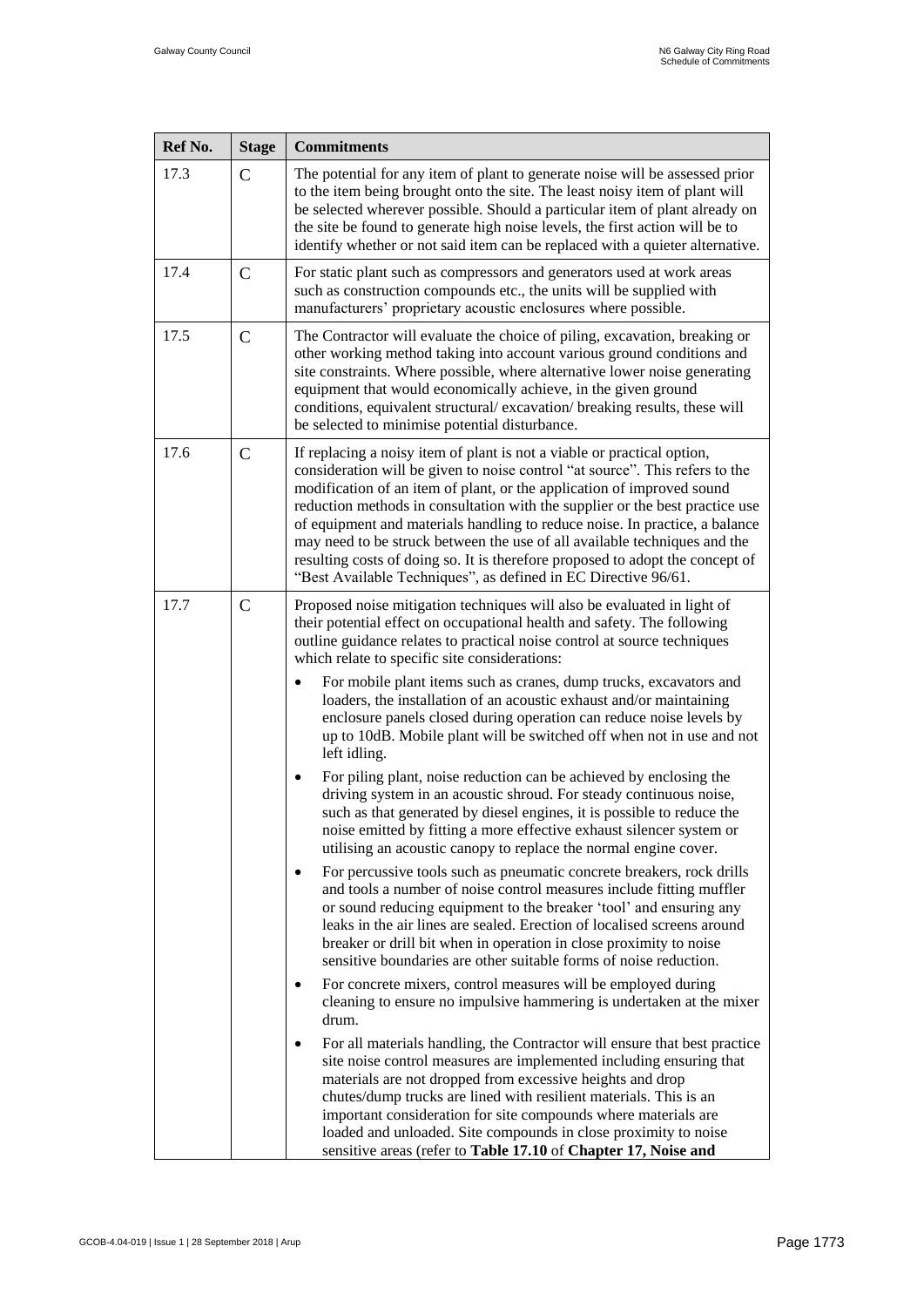| Ref No. | Stage | Commitments |
|---|---|---|
| 17.3 | C | The potential for any item of plant to generate noise will be assessed prior to the item being brought onto the site. The least noisy item of plant will be selected wherever possible. Should a particular item of plant already on the site be found to generate high noise levels, the first action will be to identify whether or not said item can be replaced with a quieter alternative. |
| 17.4 | C | For static plant such as compressors and generators used at work areas such as construction compounds etc., the units will be supplied with manufacturers' proprietary acoustic enclosures where possible. |
| 17.5 | C | The Contractor will evaluate the choice of piling, excavation, breaking or other working method taking into account various ground conditions and site constraints. Where possible, where alternative lower noise generating equipment that would economically achieve, in the given ground conditions, equivalent structural/ excavation/ breaking results, these will be selected to minimise potential disturbance. |
| 17.6 | C | If replacing a noisy item of plant is not a viable or practical option, consideration will be given to noise control "at source". This refers to the modification of an item of plant, or the application of improved sound reduction methods in consultation with the supplier or the best practice use of equipment and materials handling to reduce noise. In practice, a balance may need to be struck between the use of all available techniques and the resulting costs of doing so. It is therefore proposed to adopt the concept of "Best Available Techniques", as defined in EC Directive 96/61. |
| 17.7 | C | Proposed noise mitigation techniques will also be evaluated in light of their potential effect on occupational health and safety. The following outline guidance relates to practical noise control at source techniques which relate to specific site considerations:<br>• For mobile plant items such as cranes, dump trucks, excavators and loaders, the installation of an acoustic exhaust and/or maintaining enclosure panels closed during operation can reduce noise levels by up to 10dB. Mobile plant will be switched off when not in use and not left idling.<br>• For piling plant, noise reduction can be achieved by enclosing the driving system in an acoustic shroud. For steady continuous noise, such as that generated by diesel engines, it is possible to reduce the noise emitted by fitting a more effective exhaust silencer system or utilising an acoustic canopy to replace the normal engine cover.<br>• For percussive tools such as pneumatic concrete breakers, rock drills and tools a number of noise control measures include fitting muffler or sound reducing equipment to the breaker 'tool' and ensuring any leaks in the air lines are sealed. Erection of localised screens around breaker or drill bit when in operation in close proximity to noise sensitive boundaries are other suitable forms of noise reduction.<br>• For concrete mixers, control measures will be employed during cleaning to ensure no impulsive hammering is undertaken at the mixer drum.<br>• For all materials handling, the Contractor will ensure that best practice site noise control measures are implemented including ensuring that materials are not dropped from excessive heights and drop chutes/dump trucks are lined with resilient materials. This is an important consideration for site compounds where materials are loaded and unloaded. Site compounds in close proximity to noise sensitive areas (refer to **Table 17.10** of **Chapter 17, Noise and** |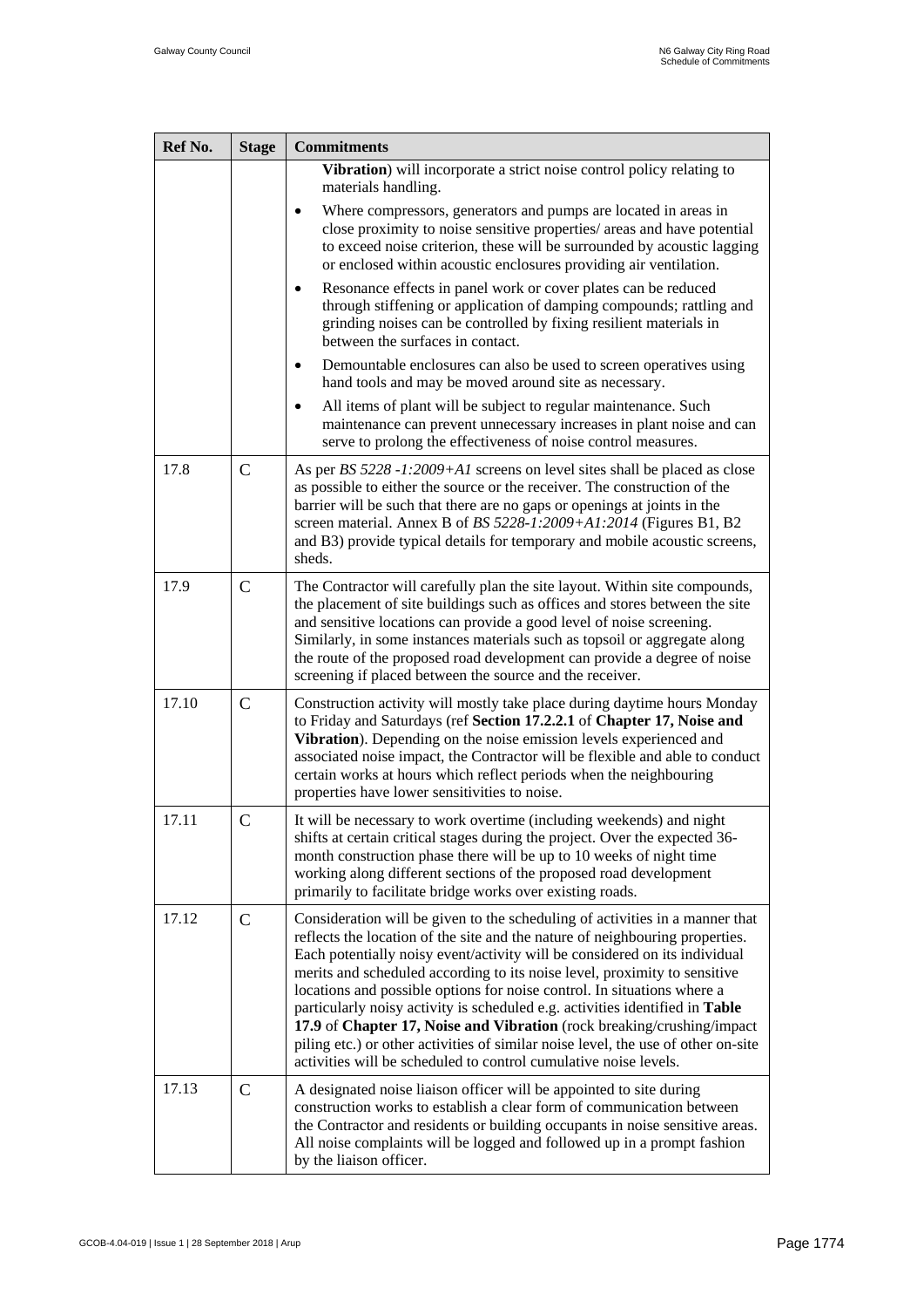| Ref No. | Stage | Commitments |
| --- | --- | --- |
| | | **Vibration**) will incorporate a strict noise control policy relating to materials handling.<br>• Where compressors, generators and pumps are located in areas in close proximity to noise sensitive properties/ areas and have potential to exceed noise criterion, these will be surrounded by acoustic lagging or enclosed within acoustic enclosures providing air ventilation.<br>• Resonance effects in panel work or cover plates can be reduced through stiffening or application of damping compounds; rattling and grinding noises can be controlled by fixing resilient materials in between the surfaces in contact.<br>• Demountable enclosures can also be used to screen operatives using hand tools and may be moved around site as necessary.<br>• All items of plant will be subject to regular maintenance. Such maintenance can prevent unnecessary increases in plant noise and can serve to prolong the effectiveness of noise control measures. |
| 17.8 | C | As per *BS 5228 -1:2009+A1* screens on level sites shall be placed as close as possible to either the source or the receiver. The construction of the barrier will be such that there are no gaps or openings at joints in the screen material. Annex B of *BS 5228-1:2009+A1:2014* (Figures B1, B2 and B3) provide typical details for temporary and mobile acoustic screens, sheds. |
| 17.9 | C | The Contractor will carefully plan the site layout. Within site compounds, the placement of site buildings such as offices and stores between the site and sensitive locations can provide a good level of noise screening. Similarly, in some instances materials such as topsoil or aggregate along the route of the proposed road development can provide a degree of noise screening if placed between the source and the receiver. |
| 17.10 | C | Construction activity will mostly take place during daytime hours Monday to Friday and Saturdays (ref **Section 17.2.2.1** of **Chapter 17, Noise and Vibration**). Depending on the noise emission levels experienced and associated noise impact, the Contractor will be flexible and able to conduct certain works at hours which reflect periods when the neighbouring properties have lower sensitivities to noise. |
| 17.11 | C | It will be necessary to work overtime (including weekends) and night shifts at certain critical stages during the project. Over the expected 36-month construction phase there will be up to 10 weeks of night time working along different sections of the proposed road development primarily to facilitate bridge works over existing roads. |
| 17.12 | C | Consideration will be given to the scheduling of activities in a manner that reflects the location of the site and the nature of neighbouring properties. Each potentially noisy event/activity will be considered on its individual merits and scheduled according to its noise level, proximity to sensitive locations and possible options for noise control. In situations where a particularly noisy activity is scheduled e.g. activities identified in **Table 17.9** of **Chapter 17, Noise and Vibration** (rock breaking/crushing/impact piling etc.) or other activities of similar noise level, the use of other on-site activities will be scheduled to control cumulative noise levels. |
| 17.13 | C | A designated noise liaison officer will be appointed to site during construction works to establish a clear form of communication between the Contractor and residents or building occupants in noise sensitive areas. All noise complaints will be logged and followed up in a prompt fashion by the liaison officer. |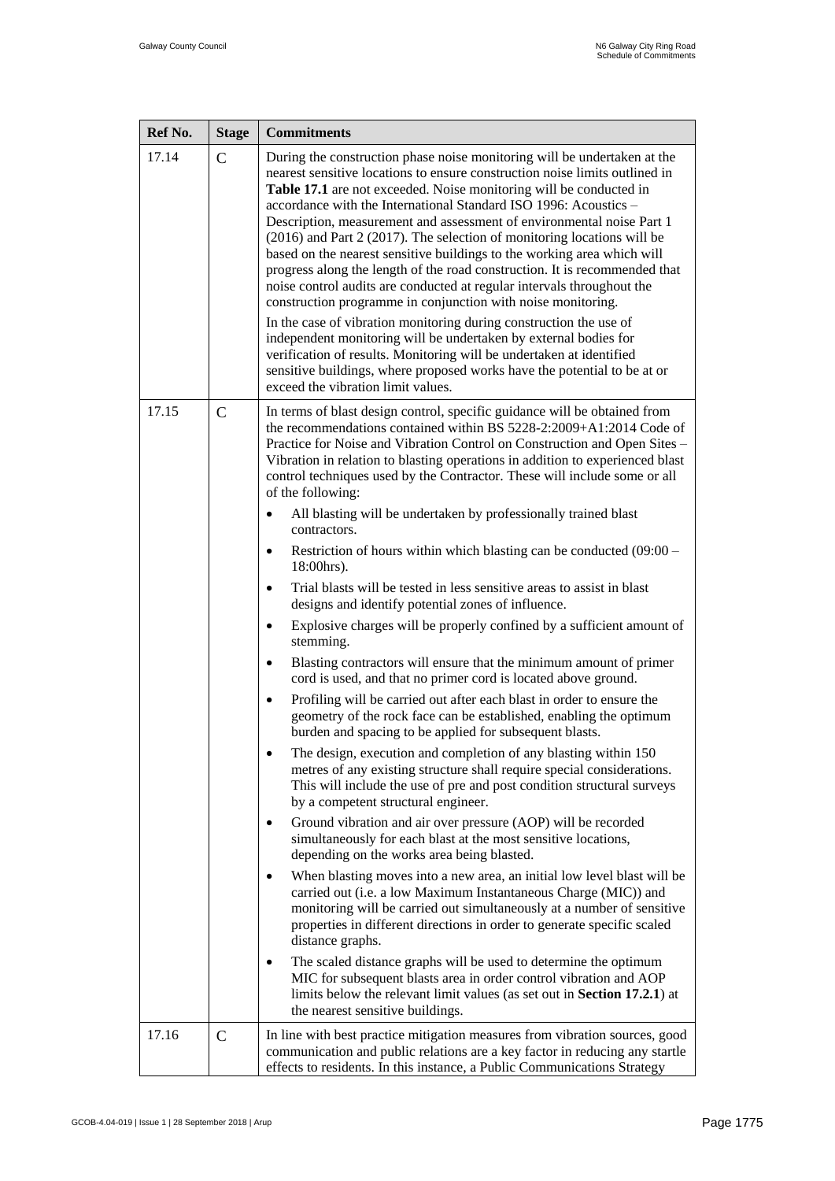| Ref No. | Stage | Commitments |
|---|---|---|
| 17.14 | C | During the construction phase noise monitoring will be undertaken at the nearest sensitive locations to ensure construction noise limits outlined in **Table 17.1** are not exceeded. Noise monitoring will be conducted in accordance with the International Standard ISO 1996: Acoustics – Description, measurement and assessment of environmental noise Part 1 (2016) and Part 2 (2017). The selection of monitoring locations will be based on the nearest sensitive buildings to the working area which will progress along the length of the road construction. It is recommended that noise control audits are conducted at regular intervals throughout the construction programme in conjunction with noise monitoring.<br><br>In the case of vibration monitoring during construction the use of independent monitoring will be undertaken by external bodies for verification of results. Monitoring will be undertaken at identified sensitive buildings, where proposed works have the potential to be at or exceed the vibration limit values. |
| 17.15 | C | In terms of blast design control, specific guidance will be obtained from the recommendations contained within BS 5228-2:2009+A1:2014 Code of Practice for Noise and Vibration Control on Construction and Open Sites – Vibration in relation to blasting operations in addition to experienced blast control techniques used by the Contractor. These will include some or all of the following:<br><br>• All blasting will be undertaken by professionally trained blast contractors.<br>• Restriction of hours within which blasting can be conducted (09:00 – 18:00hrs).<br>• Trial blasts will be tested in less sensitive areas to assist in blast designs and identify potential zones of influence.<br>• Explosive charges will be properly confined by a sufficient amount of stemming.<br>• Blasting contractors will ensure that the minimum amount of primer cord is used, and that no primer cord is located above ground.<br>• Profiling will be carried out after each blast in order to ensure the geometry of the rock face can be established, enabling the optimum burden and spacing to be applied for subsequent blasts.<br>• The design, execution and completion of any blasting within 150 metres of any existing structure shall require special considerations. This will include the use of pre and post condition structural surveys by a competent structural engineer.<br>• Ground vibration and air over pressure (AOP) will be recorded simultaneously for each blast at the most sensitive locations, depending on the works area being blasted.<br>• When blasting moves into a new area, an initial low level blast will be carried out (i.e. a low Maximum Instantaneous Charge (MIC)) and monitoring will be carried out simultaneously at a number of sensitive properties in different directions in order to generate specific scaled distance graphs.<br>• The scaled distance graphs will be used to determine the optimum MIC for subsequent blasts area in order control vibration and AOP limits below the relevant limit values (as set out in **Section 17.2.1**) at the nearest sensitive buildings. |
| 17.16 | C | In line with best practice mitigation measures from vibration sources, good communication and public relations are a key factor in reducing any startle effects to residents. In this instance, a Public Communications Strategy |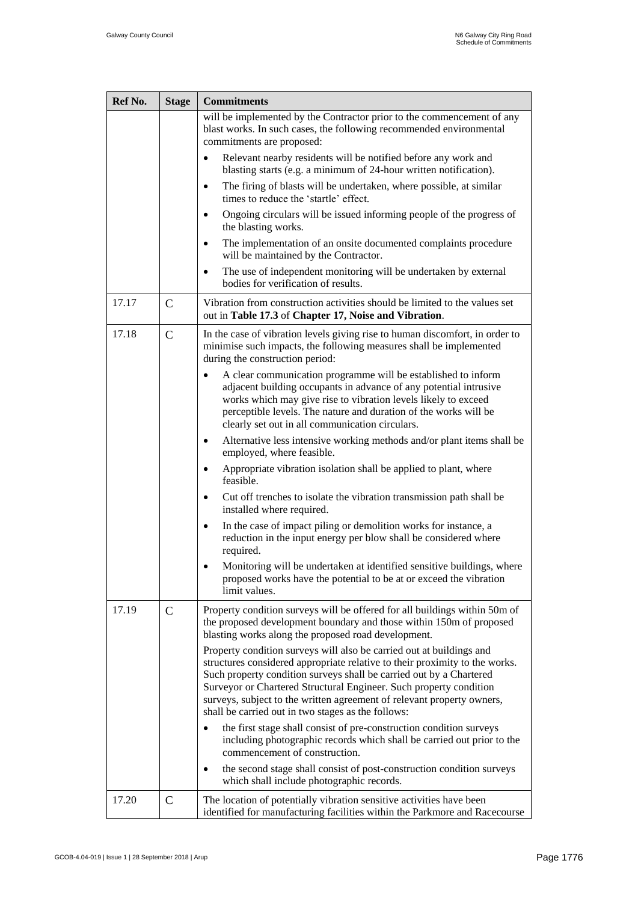| Ref No. | Stage | Commitments |
|---|---|---|
| | | will be implemented by the Contractor prior to the commencement of any blast works. In such cases, the following recommended environmental commitments are proposed:<br>• Relevant nearby residents will be notified before any work and blasting starts (e.g. a minimum of 24-hour written notification).<br>• The firing of blasts will be undertaken, where possible, at similar times to reduce the 'startle' effect.<br>• Ongoing circulars will be issued informing people of the progress of the blasting works.<br>• The implementation of an onsite documented complaints procedure will be maintained by the Contractor.<br>• The use of independent monitoring will be undertaken by external bodies for verification of results. |
| 17.17 | C | Vibration from construction activities should be limited to the values set out in **Table 17.3** of **Chapter 17, Noise and Vibration**. |
| 17.18 | C | In the case of vibration levels giving rise to human discomfort, in order to minimise such impacts, the following measures shall be implemented during the construction period:<br>• A clear communication programme will be established to inform adjacent building occupants in advance of any potential intrusive works which may give rise to vibration levels likely to exceed perceptible levels. The nature and duration of the works will be clearly set out in all communication circulars.<br>• Alternative less intensive working methods and/or plant items shall be employed, where feasible.<br>• Appropriate vibration isolation shall be applied to plant, where feasible.<br>• Cut off trenches to isolate the vibration transmission path shall be installed where required.<br>• In the case of impact piling or demolition works for instance, a reduction in the input energy per blow shall be considered where required.<br>• Monitoring will be undertaken at identified sensitive buildings, where proposed works have the potential to be at or exceed the vibration limit values. |
| 17.19 | C | Property condition surveys will be offered for all buildings within 50m of the proposed development boundary and those within 150m of proposed blasting works along the proposed road development.<br>Property condition surveys will also be carried out at buildings and structures considered appropriate relative to their proximity to the works. Such property condition surveys shall be carried out by a Chartered Surveyor or Chartered Structural Engineer. Such property condition surveys, subject to the written agreement of relevant property owners, shall be carried out in two stages as the follows:<br>• the first stage shall consist of pre-construction condition surveys including photographic records which shall be carried out prior to the commencement of construction.<br>• the second stage shall consist of post-construction condition surveys which shall include photographic records. |
| 17.20 | C | The location of potentially vibration sensitive activities have been identified for manufacturing facilities within the Parkmore and Racecourse |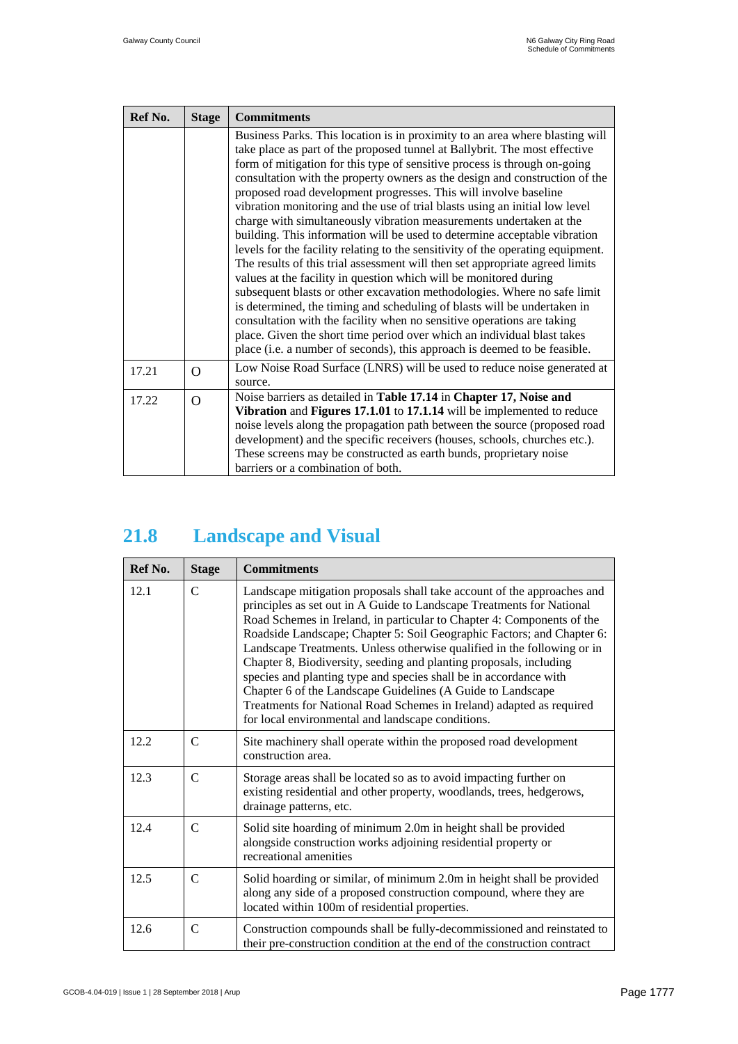| Ref No. | Stage | Commitments |
|---|---|---|
| | | Business Parks. This location is in proximity to an area where blasting will take place as part of the proposed tunnel at Ballybrit. The most effective form of mitigation for this type of sensitive process is through on-going consultation with the property owners as the design and construction of the proposed road development progresses. This will involve baseline vibration monitoring and the use of trial blasts using an initial low level charge with simultaneously vibration measurements undertaken at the building. This information will be used to determine acceptable vibration levels for the facility relating to the sensitivity of the operating equipment. The results of this trial assessment will then set appropriate agreed limits values at the facility in question which will be monitored during subsequent blasts or other excavation methodologies. Where no safe limit is determined, the timing and scheduling of blasts will be undertaken in consultation with the facility when no sensitive operations are taking place. Given the short time period over which an individual blast takes place (i.e. a number of seconds), this approach is deemed to be feasible. |
| 17.21 | O | Low Noise Road Surface (LNRS) will be used to reduce noise generated at source. |
| 17.22 | O | Noise barriers as detailed in **Table 17.14** in **Chapter 17, Noise and Vibration** and **Figures 17.1.01** to **17.1.14** will be implemented to reduce noise levels along the propagation path between the source (proposed road development) and the specific receivers (houses, schools, churches etc.). These screens may be constructed as earth bunds, proprietary noise barriers or a combination of both. |

## 21.8 Landscape and Visual

| Ref No. | Stage | Commitments |
|---|---|---|
| 12.1 | C | Landscape mitigation proposals shall take account of the approaches and principles as set out in A Guide to Landscape Treatments for National Road Schemes in Ireland, in particular to Chapter 4: Components of the Roadside Landscape; Chapter 5: Soil Geographic Factors; and Chapter 6: Landscape Treatments. Unless otherwise qualified in the following or in Chapter 8, Biodiversity, seeding and planting proposals, including species and planting type and species shall be in accordance with Chapter 6 of the Landscape Guidelines (A Guide to Landscape Treatments for National Road Schemes in Ireland) adapted as required for local environmental and landscape conditions. |
| 12.2 | C | Site machinery shall operate within the proposed road development construction area. |
| 12.3 | C | Storage areas shall be located so as to avoid impacting further on existing residential and other property, woodlands, trees, hedgerows, drainage patterns, etc. |
| 12.4 | C | Solid site hoarding of minimum 2.0m in height shall be provided alongside construction works adjoining residential property or recreational amenities |
| 12.5 | C | Solid hoarding or similar, of minimum 2.0m in height shall be provided along any side of a proposed construction compound, where they are located within 100m of residential properties. |
| 12.6 | C | Construction compounds shall be fully-decommissioned and reinstated to their pre-construction condition at the end of the construction contract |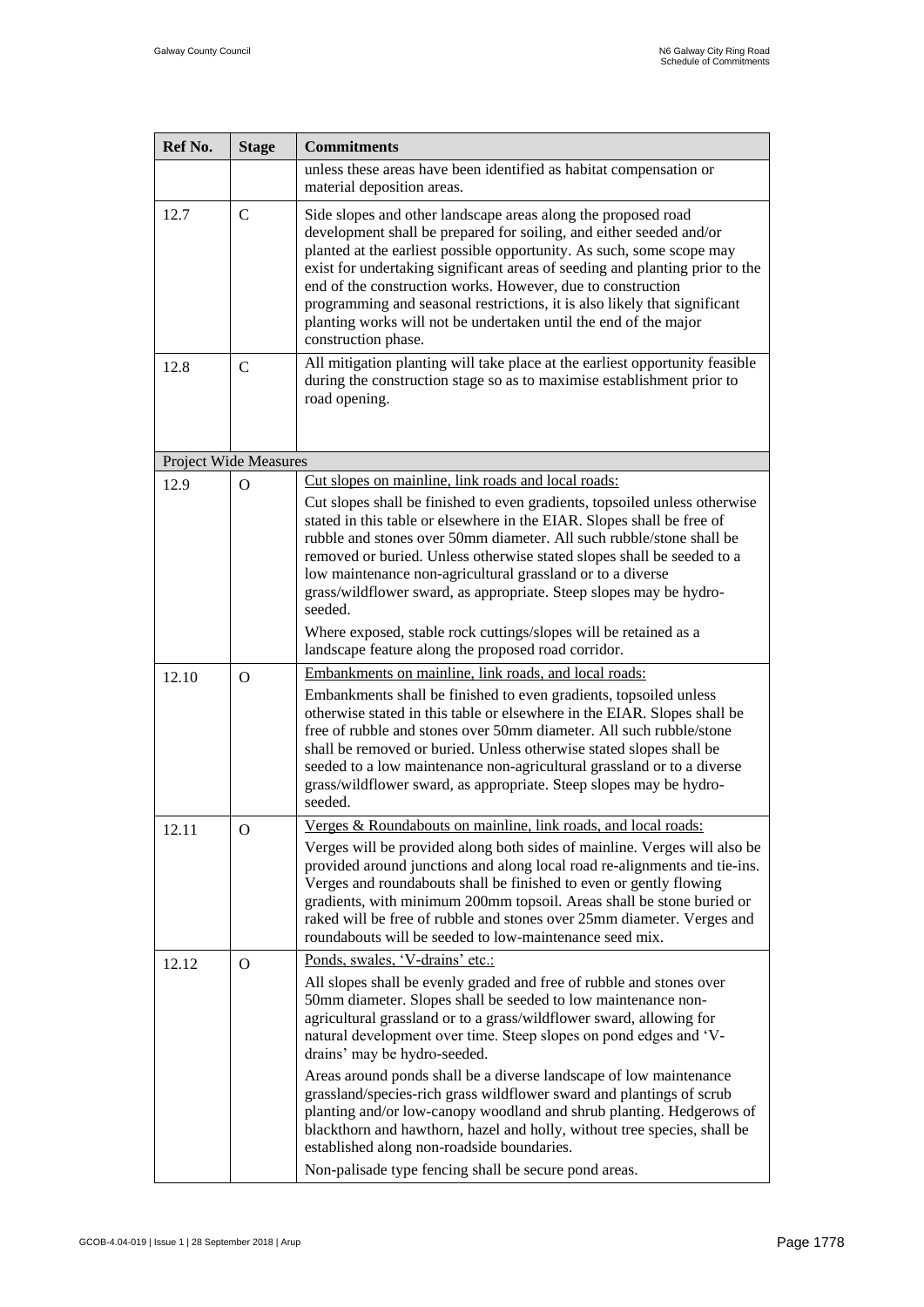| Ref No. | Stage | Commitments |
|---|---|---|
| | | unless these areas have been identified as habitat compensation or material deposition areas. |
| 12.7 | C | Side slopes and other landscape areas along the proposed road development shall be prepared for soiling, and either seeded and/or planted at the earliest possible opportunity. As such, some scope may exist for undertaking significant areas of seeding and planting prior to the end of the construction works. However, due to construction programming and seasonal restrictions, it is also likely that significant planting works will not be undertaken until the end of the major construction phase. |
| 12.8 | C | All mitigation planting will take place at the earliest opportunity feasible during the construction stage so as to maximise establishment prior to road opening. |
| Project Wide Measures | | |
| 12.9 | O | Cut slopes on mainline, link roads and local roads:<br><br>Cut slopes shall be finished to even gradients, topsoiled unless otherwise stated in this table or elsewhere in the EIAR. Slopes shall be free of rubble and stones over 50mm diameter. All such rubble/stone shall be removed or buried. Unless otherwise stated slopes shall be seeded to a low maintenance non-agricultural grassland or to a diverse grass/wildflower sward, as appropriate. Steep slopes may be hydro-seeded.<br><br>Where exposed, stable rock cuttings/slopes will be retained as a landscape feature along the proposed road corridor. |
| 12.10 | O | Embankments on mainline, link roads, and local roads:<br><br>Embankments shall be finished to even gradients, topsoiled unless otherwise stated in this table or elsewhere in the EIAR. Slopes shall be free of rubble and stones over 50mm diameter. All such rubble/stone shall be removed or buried. Unless otherwise stated slopes shall be seeded to a low maintenance non-agricultural grassland or to a diverse grass/wildflower sward, as appropriate. Steep slopes may be hydro-seeded. |
| 12.11 | O | Verges & Roundabouts on mainline, link roads, and local roads:<br><br>Verges will be provided along both sides of mainline. Verges will also be provided around junctions and along local road re-alignments and tie-ins. Verges and roundabouts shall be finished to even or gently flowing gradients, with minimum 200mm topsoil. Areas shall be stone buried or raked will be free of rubble and stones over 25mm diameter. Verges and roundabouts will be seeded to low-maintenance seed mix. |
| 12.12 | O | Ponds, swales, 'V-drains' etc.:<br><br>All slopes shall be evenly graded and free of rubble and stones over 50mm diameter. Slopes shall be seeded to low maintenance non-agricultural grassland or to a grass/wildflower sward, allowing for natural development over time. Steep slopes on pond edges and 'V-drains' may be hydro-seeded.<br><br>Areas around ponds shall be a diverse landscape of low maintenance grassland/species-rich grass wildflower sward and plantings of scrub planting and/or low-canopy woodland and shrub planting. Hedgerows of blackthorn and hawthorn, hazel and holly, without tree species, shall be established along non-roadside boundaries.<br><br>Non-palisade type fencing shall be secure pond areas. |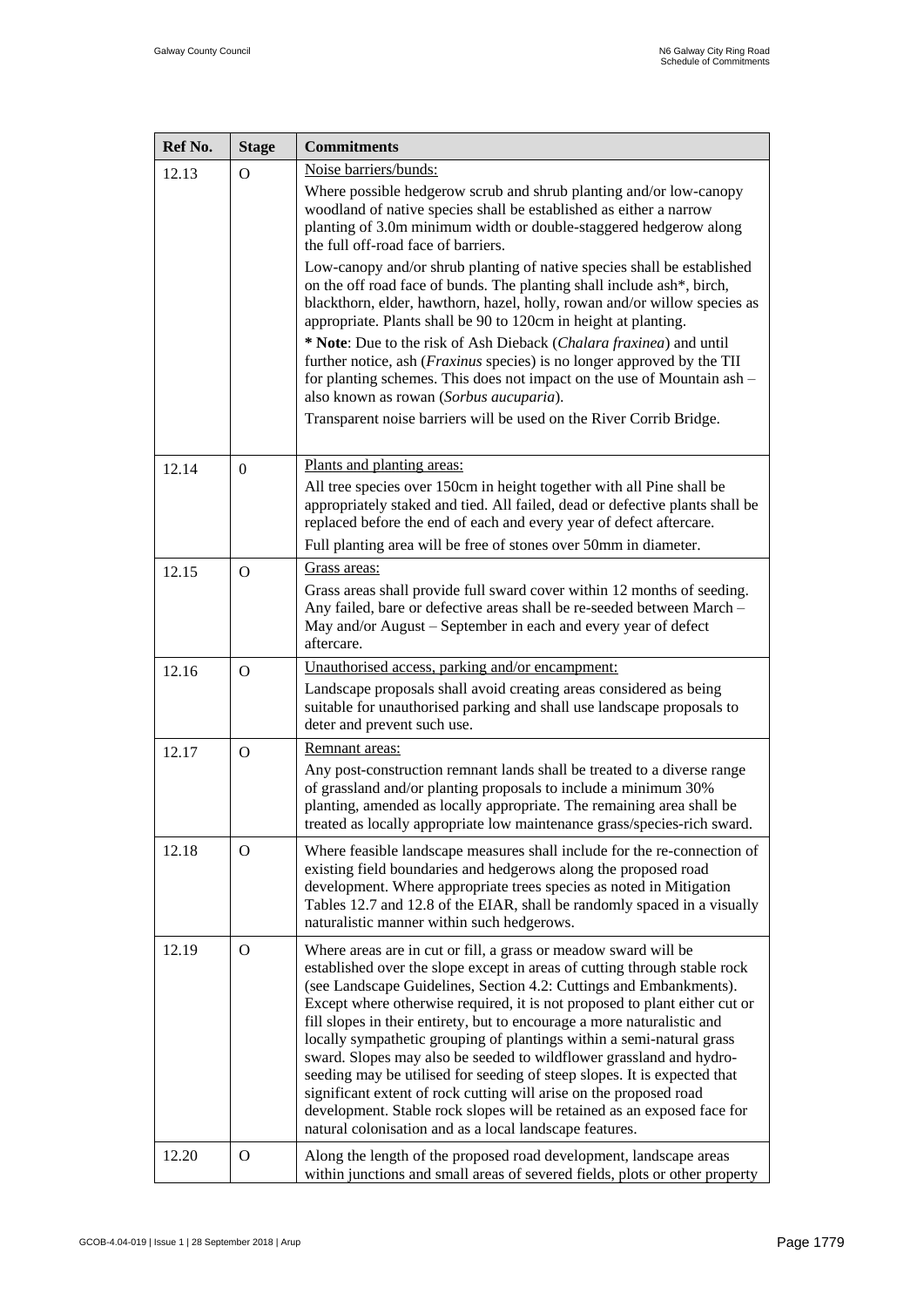| Ref No. | Stage | Commitments |
| --- | --- | --- |
| 12.13 | O | Noise barriers/bunds:<br>Where possible hedgerow scrub and shrub planting and/or low-canopy woodland of native species shall be established as either a narrow planting of 3.0m minimum width or double-staggered hedgerow along the full off-road face of barriers.<br>Low-canopy and/or shrub planting of native species shall be established on the off road face of bunds. The planting shall include ash*, birch, blackthorn, elder, hawthorn, hazel, holly, rowan and/or willow species as appropriate. Plants shall be 90 to 120cm in height at planting.<br>**\* Note**: Due to the risk of Ash Dieback (*Chalara fraxinea*) and until further notice, ash (*Fraxinus* species) is no longer approved by the TII for planting schemes. This does not impact on the use of Mountain ash – also known as rowan (*Sorbus aucuparia*).<br>Transparent noise barriers will be used on the River Corrib Bridge. |
| 12.14 | 0 | Plants and planting areas:<br>All tree species over 150cm in height together with all Pine shall be appropriately staked and tied. All failed, dead or defective plants shall be replaced before the end of each and every year of defect aftercare.<br>Full planting area will be free of stones over 50mm in diameter. |
| 12.15 | O | Grass areas:<br>Grass areas shall provide full sward cover within 12 months of seeding. Any failed, bare or defective areas shall be re-seeded between March – May and/or August – September in each and every year of defect aftercare. |
| 12.16 | O | Unauthorised access, parking and/or encampment:<br>Landscape proposals shall avoid creating areas considered as being suitable for unauthorised parking and shall use landscape proposals to deter and prevent such use. |
| 12.17 | O | Remnant areas:<br>Any post-construction remnant lands shall be treated to a diverse range of grassland and/or planting proposals to include a minimum 30% planting, amended as locally appropriate. The remaining area shall be treated as locally appropriate low maintenance grass/species-rich sward. |
| 12.18 | O | Where feasible landscape measures shall include for the re-connection of existing field boundaries and hedgerows along the proposed road development. Where appropriate trees species as noted in Mitigation Tables 12.7 and 12.8 of the EIAR, shall be randomly spaced in a visually naturalistic manner within such hedgerows. |
| 12.19 | O | Where areas are in cut or fill, a grass or meadow sward will be established over the slope except in areas of cutting through stable rock (see Landscape Guidelines, Section 4.2: Cuttings and Embankments). Except where otherwise required, it is not proposed to plant either cut or fill slopes in their entirety, but to encourage a more naturalistic and locally sympathetic grouping of plantings within a semi-natural grass sward. Slopes may also be seeded to wildflower grassland and hydro-seeding may be utilised for seeding of steep slopes. It is expected that significant extent of rock cutting will arise on the proposed road development. Stable rock slopes will be retained as an exposed face for natural colonisation and as a local landscape features. |
| 12.20 | O | Along the length of the proposed road development, landscape areas within junctions and small areas of severed fields, plots or other property |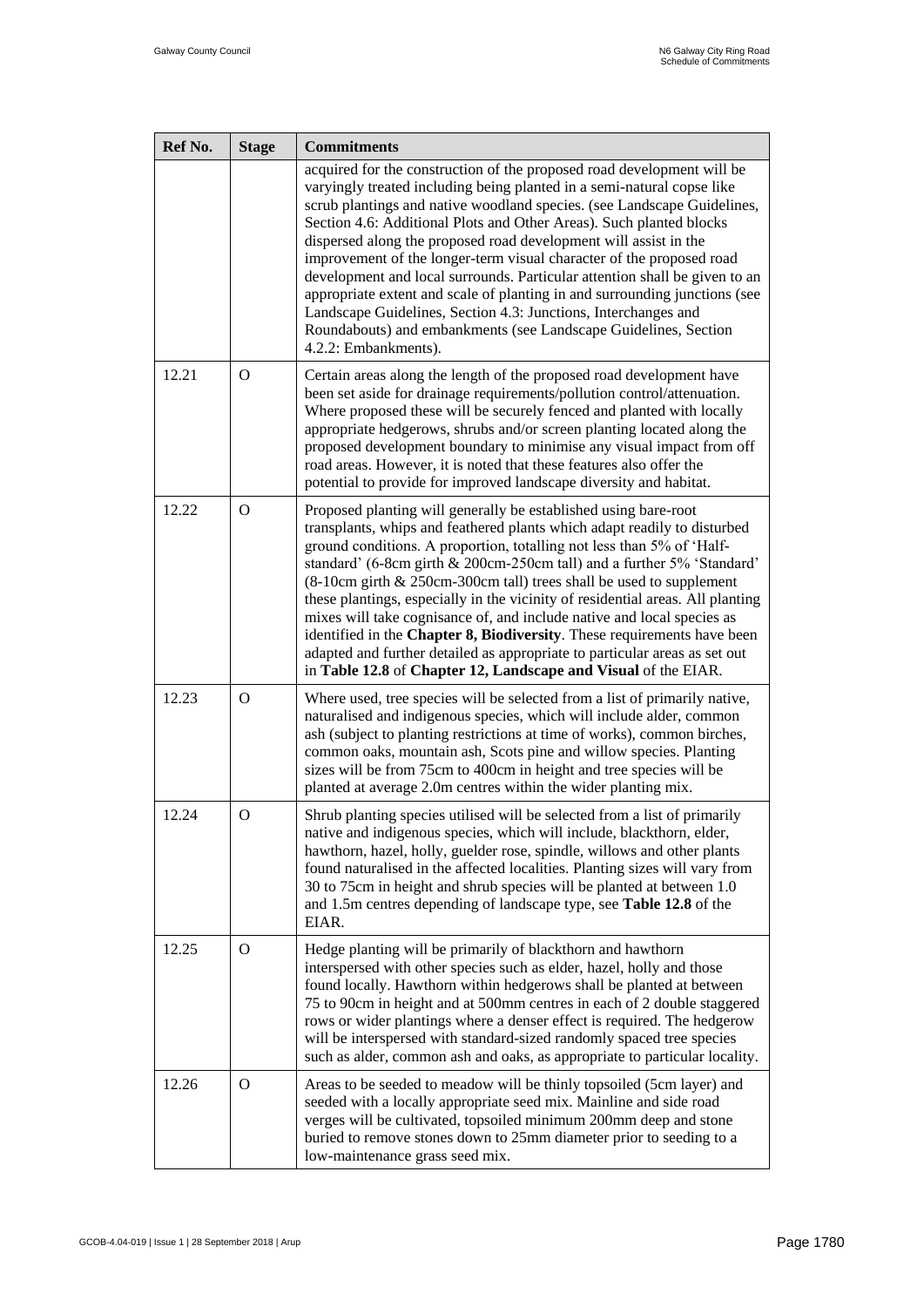| Ref No. | Stage | Commitments |
| --- | --- | --- |
| | | acquired for the construction of the proposed road development will be varyingly treated including being planted in a semi-natural copse like scrub plantings and native woodland species. (see Landscape Guidelines, Section 4.6: Additional Plots and Other Areas). Such planted blocks dispersed along the proposed road development will assist in the improvement of the longer-term visual character of the proposed road development and local surrounds. Particular attention shall be given to an appropriate extent and scale of planting in and surrounding junctions (see Landscape Guidelines, Section 4.3: Junctions, Interchanges and Roundabouts) and embankments (see Landscape Guidelines, Section 4.2.2: Embankments). |
| 12.21 | O | Certain areas along the length of the proposed road development have been set aside for drainage requirements/pollution control/attenuation. Where proposed these will be securely fenced and planted with locally appropriate hedgerows, shrubs and/or screen planting located along the proposed development boundary to minimise any visual impact from off road areas. However, it is noted that these features also offer the potential to provide for improved landscape diversity and habitat. |
| 12.22 | O | Proposed planting will generally be established using bare-root transplants, whips and feathered plants which adapt readily to disturbed ground conditions. A proportion, totalling not less than 5% of 'Half-standard' (6-8cm girth & 200cm-250cm tall) and a further 5% 'Standard' (8-10cm girth & 250cm-300cm tall) trees shall be used to supplement these plantings, especially in the vicinity of residential areas. All planting mixes will take cognisance of, and include native and local species as identified in the **Chapter 8, Biodiversity**. These requirements have been adapted and further detailed as appropriate to particular areas as set out in **Table 12.8** of **Chapter 12, Landscape and Visual** of the EIAR. |
| 12.23 | O | Where used, tree species will be selected from a list of primarily native, naturalised and indigenous species, which will include alder, common ash (subject to planting restrictions at time of works), common birches, common oaks, mountain ash, Scots pine and willow species. Planting sizes will be from 75cm to 400cm in height and tree species will be planted at average 2.0m centres within the wider planting mix. |
| 12.24 | O | Shrub planting species utilised will be selected from a list of primarily native and indigenous species, which will include, blackthorn, elder, hawthorn, hazel, holly, guelder rose, spindle, willows and other plants found naturalised in the affected localities. Planting sizes will vary from 30 to 75cm in height and shrub species will be planted at between 1.0 and 1.5m centres depending of landscape type, see **Table 12.8** of the EIAR. |
| 12.25 | O | Hedge planting will be primarily of blackthorn and hawthorn interspersed with other species such as elder, hazel, holly and those found locally. Hawthorn within hedgerows shall be planted at between 75 to 90cm in height and at 500mm centres in each of 2 double staggered rows or wider plantings where a denser effect is required. The hedgerow will be interspersed with standard-sized randomly spaced tree species such as alder, common ash and oaks, as appropriate to particular locality. |
| 12.26 | O | Areas to be seeded to meadow will be thinly topsoiled (5cm layer) and seeded with a locally appropriate seed mix. Mainline and side road verges will be cultivated, topsoiled minimum 200mm deep and stone buried to remove stones down to 25mm diameter prior to seeding to a low-maintenance grass seed mix. |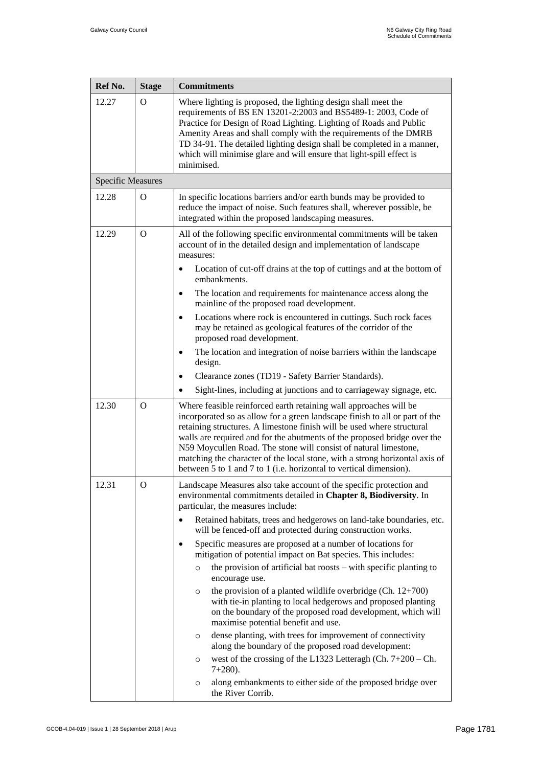| Ref No. | Stage | Commitments |
|---|---|---|
| 12.27 | O | Where lighting is proposed, the lighting design shall meet the requirements of BS EN 13201-2:2003 and BS5489-1: 2003, Code of Practice for Design of Road Lighting. Lighting of Roads and Public Amenity Areas and shall comply with the requirements of the DMRB TD 34-91. The detailed lighting design shall be completed in a manner, which will minimise glare and will ensure that light-spill effect is minimised. |
| Specific Measures | | |
| 12.28 | O | In specific locations barriers and/or earth bunds may be provided to reduce the impact of noise. Such features shall, wherever possible, be integrated within the proposed landscaping measures. |
| 12.29 | O | All of the following specific environmental commitments will be taken account of in the detailed design and implementation of landscape measures: <br> • Location of cut-off drains at the top of cuttings and at the bottom of embankments. <br> • The location and requirements for maintenance access along the mainline of the proposed road development. <br> • Locations where rock is encountered in cuttings. Such rock faces may be retained as geological features of the corridor of the proposed road development. <br> • The location and integration of noise barriers within the landscape design. <br> • Clearance zones (TD19 - Safety Barrier Standards). <br> • Sight-lines, including at junctions and to carriageway signage, etc. |
| 12.30 | O | Where feasible reinforced earth retaining wall approaches will be incorporated so as allow for a green landscape finish to all or part of the retaining structures. A limestone finish will be used where structural walls are required and for the abutments of the proposed bridge over the N59 Moycullen Road. The stone will consist of natural limestone, matching the character of the local stone, with a strong horizontal axis of between 5 to 1 and 7 to 1 (i.e. horizontal to vertical dimension). |
| 12.31 | O | Landscape Measures also take account of the specific protection and environmental commitments detailed in **Chapter 8, Biodiversity**. In particular, the measures include: <br> • Retained habitats, trees and hedgerows on land-take boundaries, etc. will be fenced-off and protected during construction works. <br> • Specific measures are proposed at a number of locations for mitigation of potential impact on Bat species. This includes: <br> ○ the provision of artificial bat roosts – with specific planting to encourage use. <br> ○ the provision of a planted wildlife overbridge (Ch. 12+700) with tie-in planting to local hedgerows and proposed planting on the boundary of the proposed road development, which will maximise potential benefit and use. <br> ○ dense planting, with trees for improvement of connectivity along the boundary of the proposed road development: <br> ○ west of the crossing of the L1323 Letteragh (Ch. 7+200 – Ch. 7+280). <br> ○ along embankments to either side of the proposed bridge over the River Corrib. |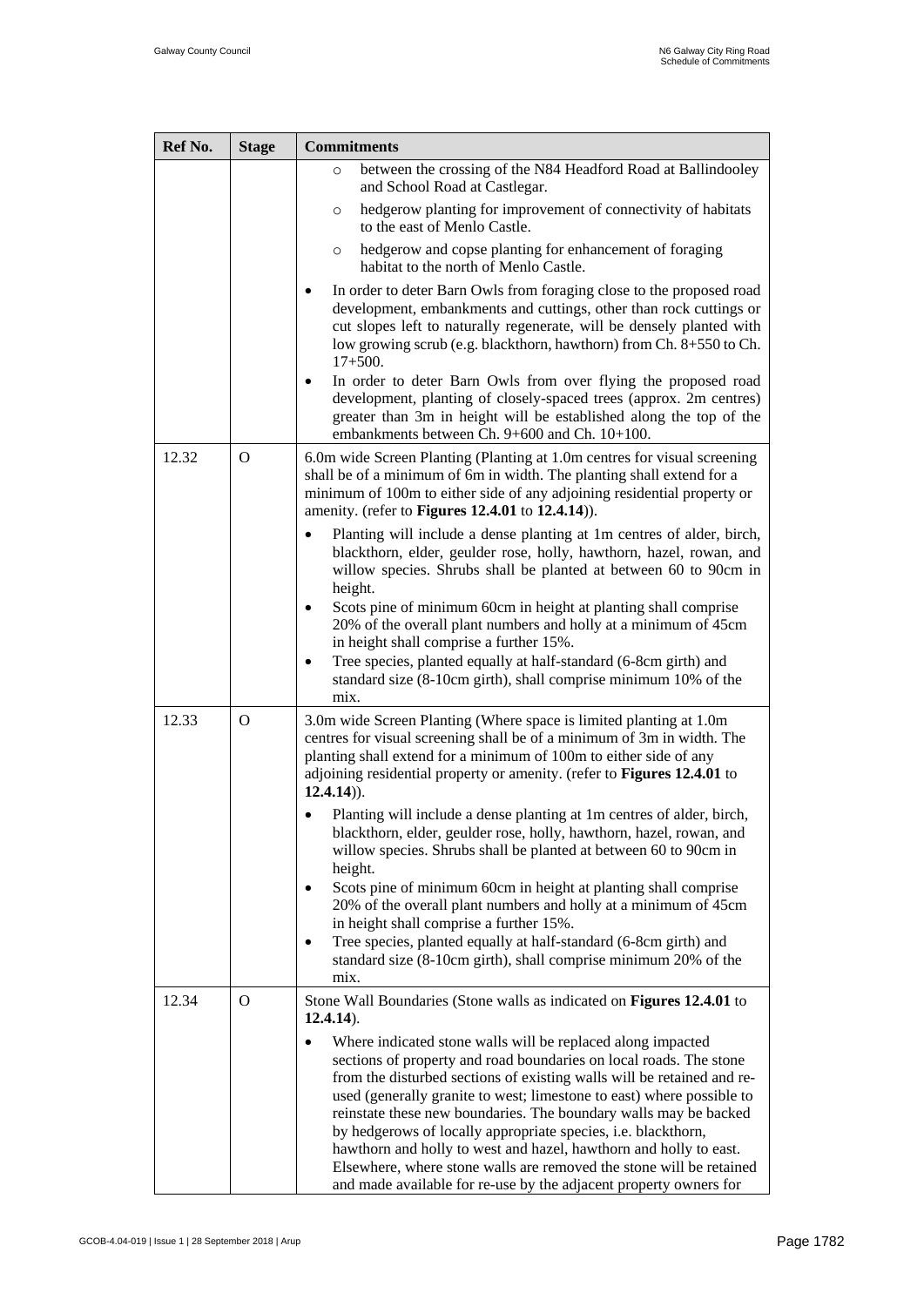| Ref No. | Stage | Commitments |
|---|---|---|
| | | ○ between the crossing of the N84 Headford Road at Ballindooley and School Road at Castlegar.<br>○ hedgerow planting for improvement of connectivity of habitats to the east of Menlo Castle.<br>○ hedgerow and copse planting for enhancement of foraging habitat to the north of Menlo Castle.<br>• In order to deter Barn Owls from foraging close to the proposed road development, embankments and cuttings, other than rock cuttings or cut slopes left to naturally regenerate, will be densely planted with low growing scrub (e.g. blackthorn, hawthorn) from Ch. 8+550 to Ch. 17+500.<br>• In order to deter Barn Owls from over flying the proposed road development, planting of closely-spaced trees (approx. 2m centres) greater than 3m in height will be established along the top of the embankments between Ch. 9+600 and Ch. 10+100. |
| 12.32 | O | 6.0m wide Screen Planting (Planting at 1.0m centres for visual screening shall be of a minimum of 6m in width. The planting shall extend for a minimum of 100m to either side of any adjoining residential property or amenity. (refer to **Figures 12.4.01** to **12.4.14**)).<br>• Planting will include a dense planting at 1m centres of alder, birch, blackthorn, elder, geulder rose, holly, hawthorn, hazel, rowan, and willow species. Shrubs shall be planted at between 60 to 90cm in height.<br>• Scots pine of minimum 60cm in height at planting shall comprise 20% of the overall plant numbers and holly at a minimum of 45cm in height shall comprise a further 15%.<br>• Tree species, planted equally at half-standard (6-8cm girth) and standard size (8-10cm girth), shall comprise minimum 10% of the mix. |
| 12.33 | O | 3.0m wide Screen Planting (Where space is limited planting at 1.0m centres for visual screening shall be of a minimum of 3m in width. The planting shall extend for a minimum of 100m to either side of any adjoining residential property or amenity. (refer to **Figures 12.4.01** to **12.4.14**)).<br>• Planting will include a dense planting at 1m centres of alder, birch, blackthorn, elder, geulder rose, holly, hawthorn, hazel, rowan, and willow species. Shrubs shall be planted at between 60 to 90cm in height.<br>• Scots pine of minimum 60cm in height at planting shall comprise 20% of the overall plant numbers and holly at a minimum of 45cm in height shall comprise a further 15%.<br>• Tree species, planted equally at half-standard (6-8cm girth) and standard size (8-10cm girth), shall comprise minimum 20% of the mix. |
| 12.34 | O | Stone Wall Boundaries (Stone walls as indicated on **Figures 12.4.01** to **12.4.14**).<br>• Where indicated stone walls will be replaced along impacted sections of property and road boundaries on local roads. The stone from the disturbed sections of existing walls will be retained and re-used (generally granite to west; limestone to east) where possible to reinstate these new boundaries. The boundary walls may be backed by hedgerows of locally appropriate species, i.e. blackthorn, hawthorn and holly to west and hazel, hawthorn and holly to east. Elsewhere, where stone walls are removed the stone will be retained and made available for re-use by the adjacent property owners for |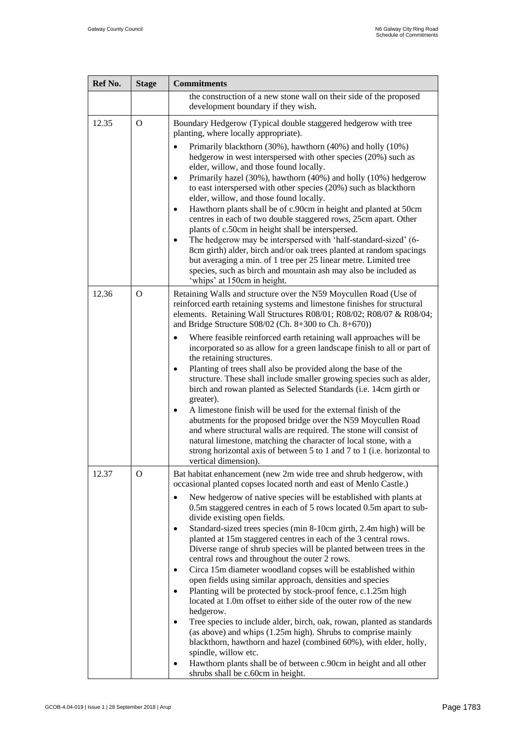| Ref No. | Stage | Commitments |
|---|---|---|
| | | the construction of a new stone wall on their side of the proposed development boundary if they wish. |
| 12.35 | O | Boundary Hedgerow (Typical double staggered hedgerow with tree planting, where locally appropriate).<br>• Primarily blackthorn (30%), hawthorn (40%) and holly (10%) hedgerow in west interspersed with other species (20%) such as elder, willow, and those found locally.<br>• Primarily hazel (30%), hawthorn (40%) and holly (10%) hedgerow to east interspersed with other species (20%) such as blackthorn elder, willow, and those found locally.<br>• Hawthorn plants shall be of c.90cm in height and planted at 50cm centres in each of two double staggered rows, 25cm apart. Other plants of c.50cm in height shall be interspersed.<br>• The hedgerow may be interspersed with 'half-standard-sized' (6-8cm girth) alder, birch and/or oak trees planted at random spacings but averaging a min. of 1 tree per 25 linear metre. Limited tree species, such as birch and mountain ash may also be included as 'whips' at 150cm in height. |
| 12.36 | O | Retaining Walls and structure over the N59 Moycullen Road (Use of reinforced earth retaining systems and limestone finishes for structural elements. Retaining Wall Structures R08/01; R08/02; R08/07 & R08/04; and Bridge Structure S08/02 (Ch. 8+300 to Ch. 8+670))<br>• Where feasible reinforced earth retaining wall approaches will be incorporated so as allow for a green landscape finish to all or part of the retaining structures.<br>• Planting of trees shall also be provided along the base of the structure. These shall include smaller growing species such as alder, birch and rowan planted as Selected Standards (i.e. 14cm girth or greater).<br>• A limestone finish will be used for the external finish of the abutments for the proposed bridge over the N59 Moycullen Road and where structural walls are required. The stone will consist of natural limestone, matching the character of local stone, with a strong horizontal axis of between 5 to 1 and 7 to 1 (i.e. horizontal to vertical dimension). |
| 12.37 | O | Bat habitat enhancement (new 2m wide tree and shrub hedgerow, with occasional planted copses located north and east of Menlo Castle.)<br>• New hedgerow of native species will be established with plants at 0.5m staggered centres in each of 5 rows located 0.5m apart to sub-divide existing open fields.<br>• Standard-sized trees species (min 8-10cm girth, 2.4m high) will be planted at 15m staggered centres in each of the 3 central rows. Diverse range of shrub species will be planted between trees in the central rows and throughout the outer 2 rows.<br>• Circa 15m diameter woodland copses will be established within open fields using similar approach, densities and species<br>• Planting will be protected by stock-proof fence, c.1.25m high located at 1.0m offset to either side of the outer row of the new hedgerow.<br>• Tree species to include alder, birch, oak, rowan, planted as standards (as above) and whips (1.25m high). Shrubs to comprise mainly blackthorn, hawthorn and hazel (combined 60%), with elder, holly, spindle, willow etc.<br>• Hawthorn plants shall be of between c.90cm in height and all other shrubs shall be c.60cm in height. |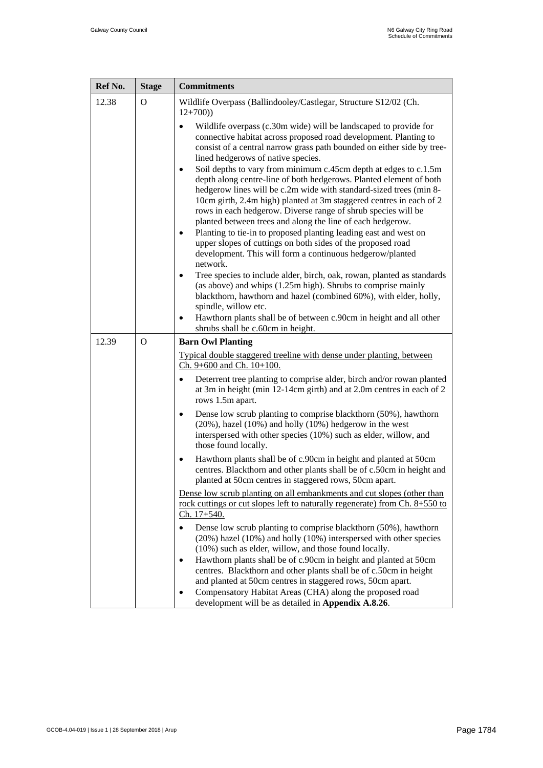| Ref No. | Stage | Commitments |
|---|---|---|
| 12.38 | O | Wildlife Overpass (Ballindooley/Castlegar, Structure S12/02 (Ch. 12+700))<br>• Wildlife overpass (c.30m wide) will be landscaped to provide for connective habitat across proposed road development. Planting to consist of a central narrow grass path bounded on either side by tree-lined hedgerows of native species.<br>• Soil depths to vary from minimum c.45cm depth at edges to c.1.5m depth along centre-line of both hedgerows. Planted element of both hedgerow lines will be c.2m wide with standard-sized trees (min 8-10cm girth, 2.4m high) planted at 3m staggered centres in each of 2 rows in each hedgerow. Diverse range of shrub species will be planted between trees and along the line of each hedgerow.<br>• Planting to tie-in to proposed planting leading east and west on upper slopes of cuttings on both sides of the proposed road development. This will form a continuous hedgerow/planted network.<br>• Tree species to include alder, birch, oak, rowan, planted as standards (as above) and whips (1.25m high). Shrubs to comprise mainly blackthorn, hawthorn and hazel (combined 60%), with elder, holly, spindle, willow etc.<br>• Hawthorn plants shall be of between c.90cm in height and all other shrubs shall be c.60cm in height. |
| 12.39 | O | **Barn Owl Planting**<br><u>Typical double staggered treeline with dense under planting, between Ch. 9+600 and Ch. 10+100.</u><br>• Deterrent tree planting to comprise alder, birch and/or rowan planted at 3m in height (min 12-14cm girth) and at 2.0m centres in each of 2 rows 1.5m apart.<br>• Dense low scrub planting to comprise blackthorn (50%), hawthorn (20%), hazel (10%) and holly (10%) hedgerow in the west interspersed with other species (10%) such as elder, willow, and those found locally.<br>• Hawthorn plants shall be of c.90cm in height and planted at 50cm centres. Blackthorn and other plants shall be of c.50cm in height and planted at 50cm centres in staggered rows, 50cm apart.<br><u>Dense low scrub planting on all embankments and cut slopes (other than rock cuttings or cut slopes left to naturally regenerate) from Ch. 8+550 to Ch. 17+540.</u><br>• Dense low scrub planting to comprise blackthorn (50%), hawthorn (20%) hazel (10%) and holly (10%) interspersed with other species (10%) such as elder, willow, and those found locally.<br>• Hawthorn plants shall be of c.90cm in height and planted at 50cm centres. Blackthorn and other plants shall be of c.50cm in height and planted at 50cm centres in staggered rows, 50cm apart.<br>• Compensatory Habitat Areas (CHA) along the proposed road development will be as detailed in **Appendix A.8.26**. |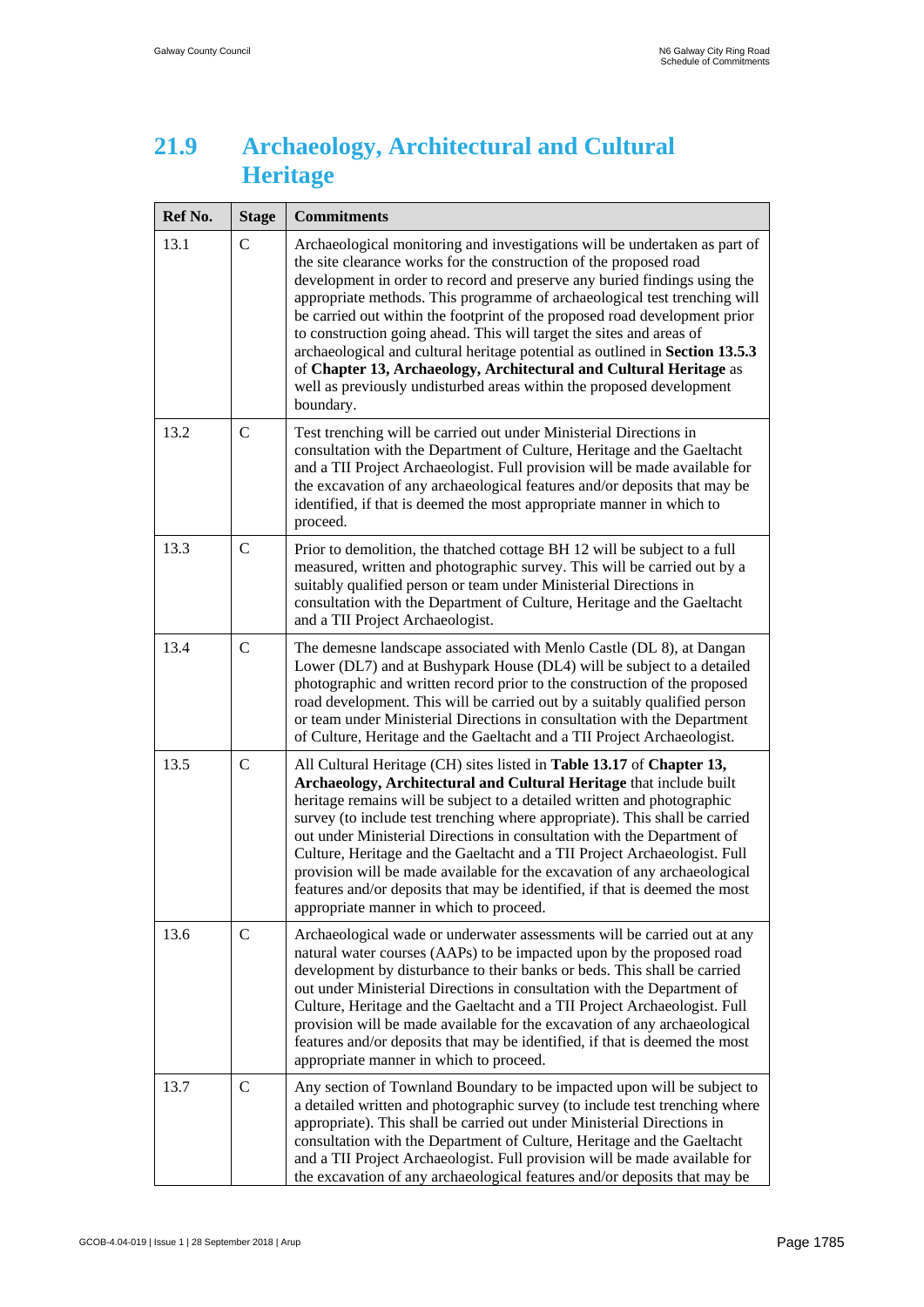## 21.9 Archaeology, Architectural and Cultural Heritage

| Ref No. | Stage | Commitments |
|---|---|---|
| 13.1 | C | Archaeological monitoring and investigations will be undertaken as part of the site clearance works for the construction of the proposed road development in order to record and preserve any buried findings using the appropriate methods. This programme of archaeological test trenching will be carried out within the footprint of the proposed road development prior to construction going ahead. This will target the sites and areas of archaeological and cultural heritage potential as outlined in **Section 13.5.3** of **Chapter 13, Archaeology, Architectural and Cultural Heritage** as well as previously undisturbed areas within the proposed development boundary. |
| 13.2 | C | Test trenching will be carried out under Ministerial Directions in consultation with the Department of Culture, Heritage and the Gaeltacht and a TII Project Archaeologist. Full provision will be made available for the excavation of any archaeological features and/or deposits that may be identified, if that is deemed the most appropriate manner in which to proceed. |
| 13.3 | C | Prior to demolition, the thatched cottage BH 12 will be subject to a full measured, written and photographic survey. This will be carried out by a suitably qualified person or team under Ministerial Directions in consultation with the Department of Culture, Heritage and the Gaeltacht and a TII Project Archaeologist. |
| 13.4 | C | The demesne landscape associated with Menlo Castle (DL 8), at Dangan Lower (DL7) and at Bushypark House (DL4) will be subject to a detailed photographic and written record prior to the construction of the proposed road development. This will be carried out by a suitably qualified person or team under Ministerial Directions in consultation with the Department of Culture, Heritage and the Gaeltacht and a TII Project Archaeologist. |
| 13.5 | C | All Cultural Heritage (CH) sites listed in **Table 13.17** of **Chapter 13, Archaeology, Architectural and Cultural Heritage** that include built heritage remains will be subject to a detailed written and photographic survey (to include test trenching where appropriate). This shall be carried out under Ministerial Directions in consultation with the Department of Culture, Heritage and the Gaeltacht and a TII Project Archaeologist. Full provision will be made available for the excavation of any archaeological features and/or deposits that may be identified, if that is deemed the most appropriate manner in which to proceed. |
| 13.6 | C | Archaeological wade or underwater assessments will be carried out at any natural water courses (AAPs) to be impacted upon by the proposed road development by disturbance to their banks or beds. This shall be carried out under Ministerial Directions in consultation with the Department of Culture, Heritage and the Gaeltacht and a TII Project Archaeologist. Full provision will be made available for the excavation of any archaeological features and/or deposits that may be identified, if that is deemed the most appropriate manner in which to proceed. |
| 13.7 | C | Any section of Townland Boundary to be impacted upon will be subject to a detailed written and photographic survey (to include test trenching where appropriate). This shall be carried out under Ministerial Directions in consultation with the Department of Culture, Heritage and the Gaeltacht and a TII Project Archaeologist. Full provision will be made available for the excavation of any archaeological features and/or deposits that may be |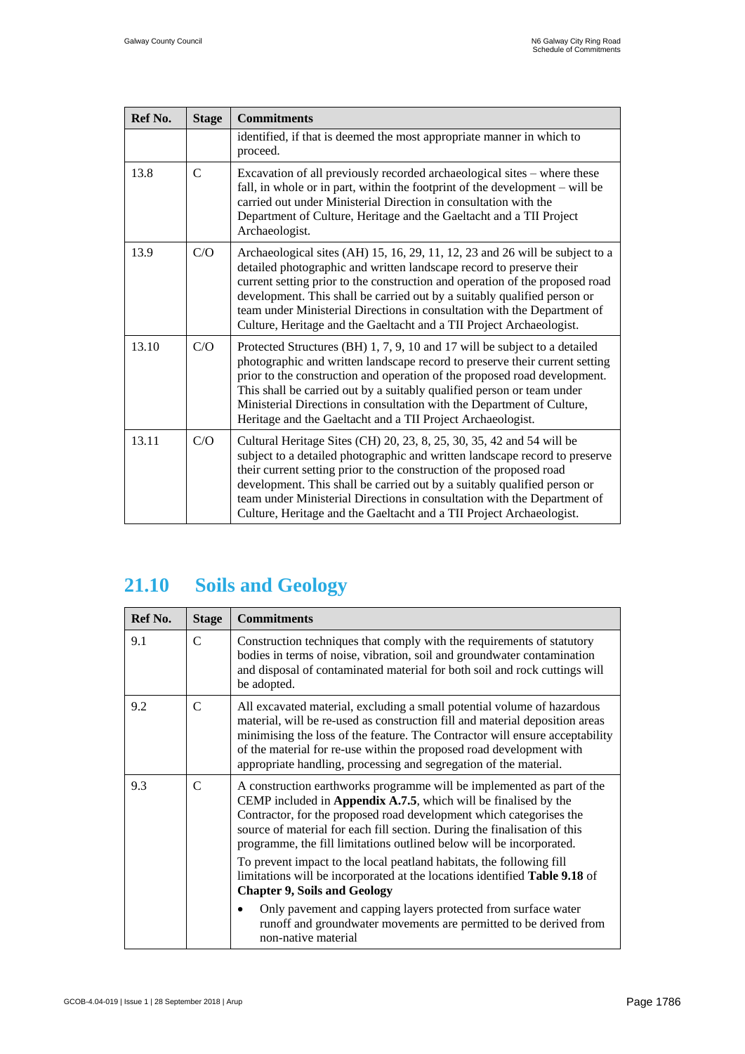| Ref No. | Stage | Commitments |
|---|---|---|
| | | identified, if that is deemed the most appropriate manner in which to proceed. |
| 13.8 | C | Excavation of all previously recorded archaeological sites – where these fall, in whole or in part, within the footprint of the development – will be carried out under Ministerial Direction in consultation with the Department of Culture, Heritage and the Gaeltacht and a TII Project Archaeologist. |
| 13.9 | C/O | Archaeological sites (AH) 15, 16, 29, 11, 12, 23 and 26 will be subject to a detailed photographic and written landscape record to preserve their current setting prior to the construction and operation of the proposed road development. This shall be carried out by a suitably qualified person or team under Ministerial Directions in consultation with the Department of Culture, Heritage and the Gaeltacht and a TII Project Archaeologist. |
| 13.10 | C/O | Protected Structures (BH) 1, 7, 9, 10 and 17 will be subject to a detailed photographic and written landscape record to preserve their current setting prior to the construction and operation of the proposed road development. This shall be carried out by a suitably qualified person or team under Ministerial Directions in consultation with the Department of Culture, Heritage and the Gaeltacht and a TII Project Archaeologist. |
| 13.11 | C/O | Cultural Heritage Sites (CH) 20, 23, 8, 25, 30, 35, 42 and 54 will be subject to a detailed photographic and written landscape record to preserve their current setting prior to the construction of the proposed road development. This shall be carried out by a suitably qualified person or team under Ministerial Directions in consultation with the Department of Culture, Heritage and the Gaeltacht and a TII Project Archaeologist. |

## 21.10 Soils and Geology

| Ref No. | Stage | Commitments |
|---|---|---|
| 9.1 | C | Construction techniques that comply with the requirements of statutory bodies in terms of noise, vibration, soil and groundwater contamination and disposal of contaminated material for both soil and rock cuttings will be adopted. |
| 9.2 | C | All excavated material, excluding a small potential volume of hazardous material, will be re-used as construction fill and material deposition areas minimising the loss of the feature. The Contractor will ensure acceptability of the material for re-use within the proposed road development with appropriate handling, processing and segregation of the material. |
| 9.3 | C | A construction earthworks programme will be implemented as part of the CEMP included in **Appendix A.7.5**, which will be finalised by the Contractor, for the proposed road development which categorises the source of material for each fill section. During the finalisation of this programme, the fill limitations outlined below will be incorporated.<br><br>To prevent impact to the local peatland habitats, the following fill limitations will be incorporated at the locations identified **Table 9.18** of **Chapter 9, Soils and Geology**<br><br>• Only pavement and capping layers protected from surface water runoff and groundwater movements are permitted to be derived from non-native material |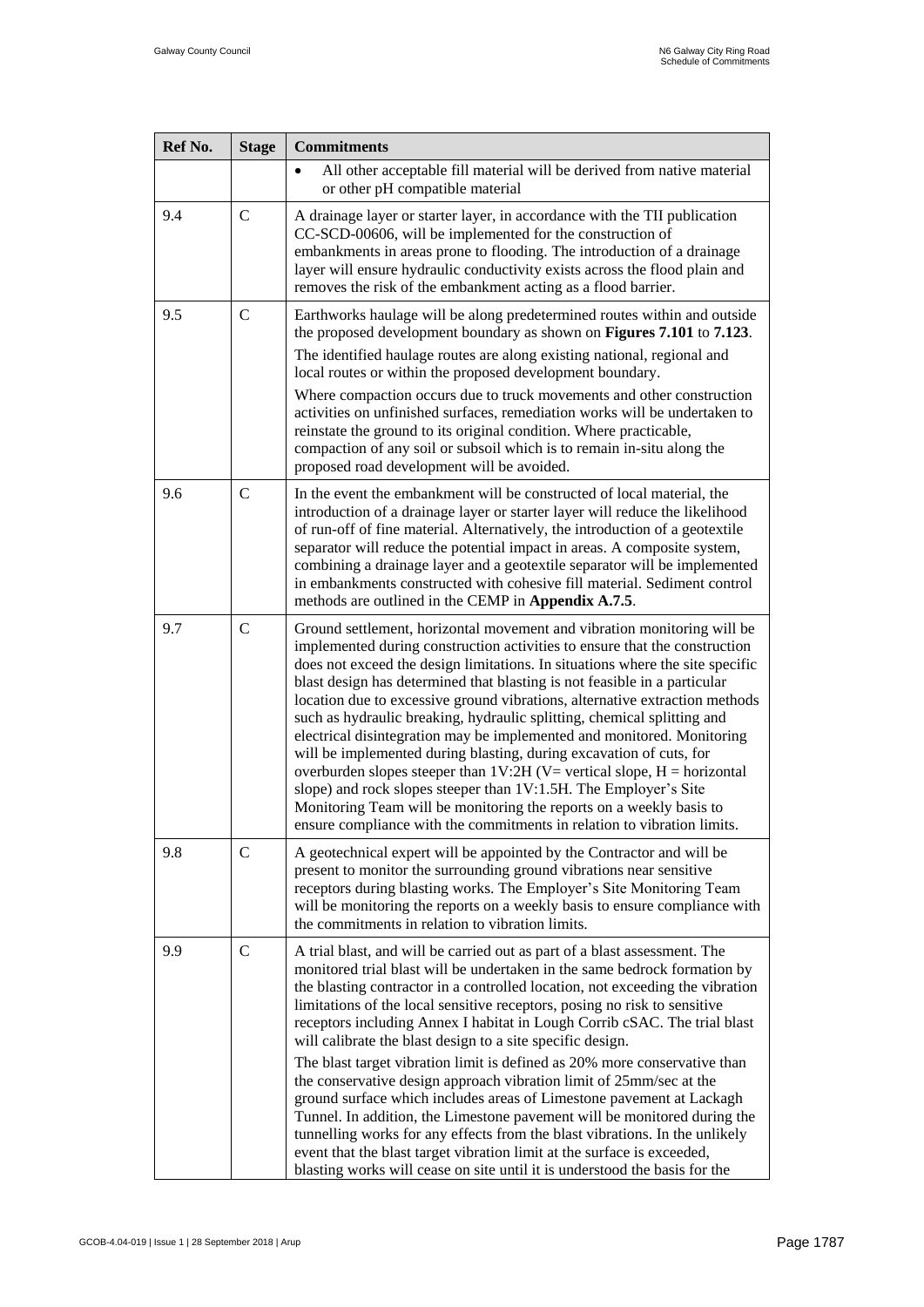| Ref No. | Stage | Commitments |
|---|---|---|
| | | • All other acceptable fill material will be derived from native material or other pH compatible material |
| 9.4 | C | A drainage layer or starter layer, in accordance with the TII publication CC-SCD-00606, will be implemented for the construction of embankments in areas prone to flooding. The introduction of a drainage layer will ensure hydraulic conductivity exists across the flood plain and removes the risk of the embankment acting as a flood barrier. |
| 9.5 | C | Earthworks haulage will be along predetermined routes within and outside the proposed development boundary as shown on **Figures 7.101** to **7.123**.<br><br>The identified haulage routes are along existing national, regional and local routes or within the proposed development boundary.<br><br>Where compaction occurs due to truck movements and other construction activities on unfinished surfaces, remediation works will be undertaken to reinstate the ground to its original condition. Where practicable, compaction of any soil or subsoil which is to remain in-situ along the proposed road development will be avoided. |
| 9.6 | C | In the event the embankment will be constructed of local material, the introduction of a drainage layer or starter layer will reduce the likelihood of run-off of fine material. Alternatively, the introduction of a geotextile separator will reduce the potential impact in areas. A composite system, combining a drainage layer and a geotextile separator will be implemented in embankments constructed with cohesive fill material. Sediment control methods are outlined in the CEMP in **Appendix A.7.5**. |
| 9.7 | C | Ground settlement, horizontal movement and vibration monitoring will be implemented during construction activities to ensure that the construction does not exceed the design limitations. In situations where the site specific blast design has determined that blasting is not feasible in a particular location due to excessive ground vibrations, alternative extraction methods such as hydraulic breaking, hydraulic splitting, chemical splitting and electrical disintegration may be implemented and monitored. Monitoring will be implemented during blasting, during excavation of cuts, for overburden slopes steeper than 1V:2H (V= vertical slope, H = horizontal slope) and rock slopes steeper than 1V:1.5H. The Employer's Site Monitoring Team will be monitoring the reports on a weekly basis to ensure compliance with the commitments in relation to vibration limits. |
| 9.8 | C | A geotechnical expert will be appointed by the Contractor and will be present to monitor the surrounding ground vibrations near sensitive receptors during blasting works. The Employer's Site Monitoring Team will be monitoring the reports on a weekly basis to ensure compliance with the commitments in relation to vibration limits. |
| 9.9 | C | A trial blast, and will be carried out as part of a blast assessment. The monitored trial blast will be undertaken in the same bedrock formation by the blasting contractor in a controlled location, not exceeding the vibration limitations of the local sensitive receptors, posing no risk to sensitive receptors including Annex I habitat in Lough Corrib cSAC. The trial blast will calibrate the blast design to a site specific design.<br><br>The blast target vibration limit is defined as 20% more conservative than the conservative design approach vibration limit of 25mm/sec at the ground surface which includes areas of Limestone pavement at Lackagh Tunnel. In addition, the Limestone pavement will be monitored during the tunnelling works for any effects from the blast vibrations. In the unlikely event that the blast target vibration limit at the surface is exceeded, blasting works will cease on site until it is understood the basis for the |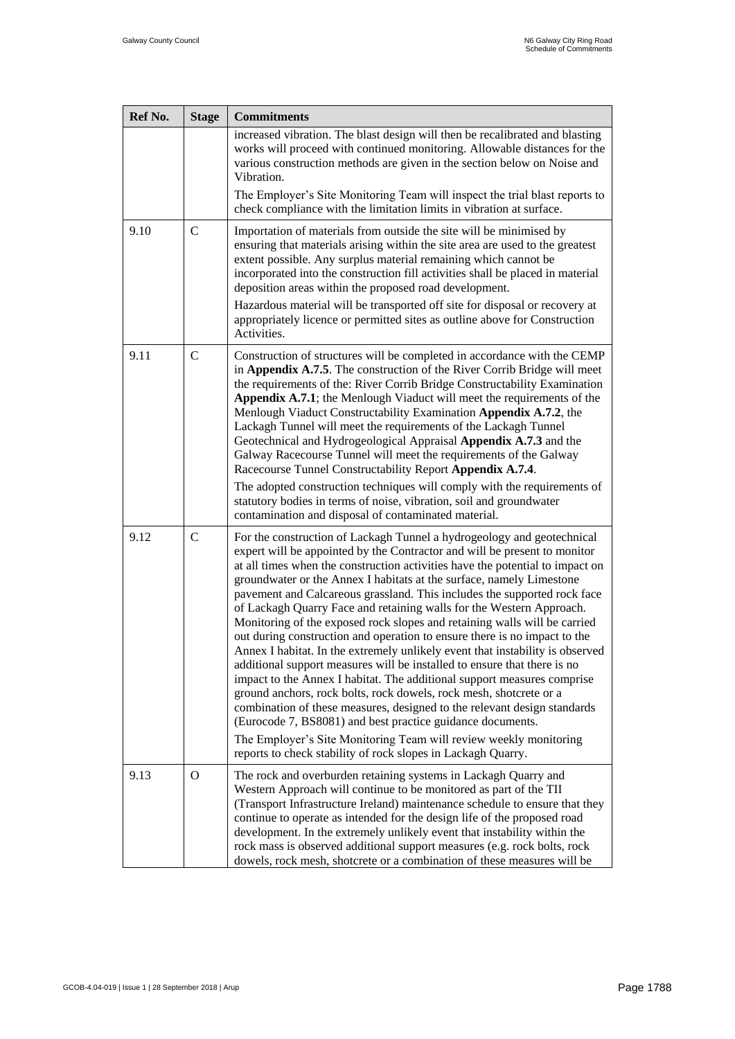| Ref No. | Stage | Commitments |
|---|---|---|
| | | increased vibration. The blast design will then be recalibrated and blasting works will proceed with continued monitoring. Allowable distances for the various construction methods are given in the section below on Noise and Vibration.<br>The Employer's Site Monitoring Team will inspect the trial blast reports to check compliance with the limitation limits in vibration at surface. |
| 9.10 | C | Importation of materials from outside the site will be minimised by ensuring that materials arising within the site area are used to the greatest extent possible. Any surplus material remaining which cannot be incorporated into the construction fill activities shall be placed in material deposition areas within the proposed road development.<br>Hazardous material will be transported off site for disposal or recovery at appropriately licence or permitted sites as outline above for Construction Activities. |
| 9.11 | C | Construction of structures will be completed in accordance with the CEMP in **Appendix A.7.5**. The construction of the River Corrib Bridge will meet the requirements of the: River Corrib Bridge Constructability Examination **Appendix A.7.1**; the Menlough Viaduct will meet the requirements of the Menlough Viaduct Constructability Examination **Appendix A.7.2**, the Lackagh Tunnel will meet the requirements of the Lackagh Tunnel Geotechnical and Hydrogeological Appraisal **Appendix A.7.3** and the Galway Racecourse Tunnel will meet the requirements of the Galway Racecourse Tunnel Constructability Report **Appendix A.7.4**.<br>The adopted construction techniques will comply with the requirements of statutory bodies in terms of noise, vibration, soil and groundwater contamination and disposal of contaminated material. |
| 9.12 | C | For the construction of Lackagh Tunnel a hydrogeology and geotechnical expert will be appointed by the Contractor and will be present to monitor at all times when the construction activities have the potential to impact on groundwater or the Annex I habitats at the surface, namely Limestone pavement and Calcareous grassland. This includes the supported rock face of Lackagh Quarry Face and retaining walls for the Western Approach. Monitoring of the exposed rock slopes and retaining walls will be carried out during construction and operation to ensure there is no impact to the Annex I habitat. In the extremely unlikely event that instability is observed additional support measures will be installed to ensure that there is no impact to the Annex I habitat. The additional support measures comprise ground anchors, rock bolts, rock dowels, rock mesh, shotcrete or a combination of these measures, designed to the relevant design standards (Eurocode 7, BS8081) and best practice guidance documents.<br>The Employer's Site Monitoring Team will review weekly monitoring reports to check stability of rock slopes in Lackagh Quarry. |
| 9.13 | O | The rock and overburden retaining systems in Lackagh Quarry and Western Approach will continue to be monitored as part of the TII (Transport Infrastructure Ireland) maintenance schedule to ensure that they continue to operate as intended for the design life of the proposed road development. In the extremely unlikely event that instability within the rock mass is observed additional support measures (e.g. rock bolts, rock dowels, rock mesh, shotcrete or a combination of these measures will be |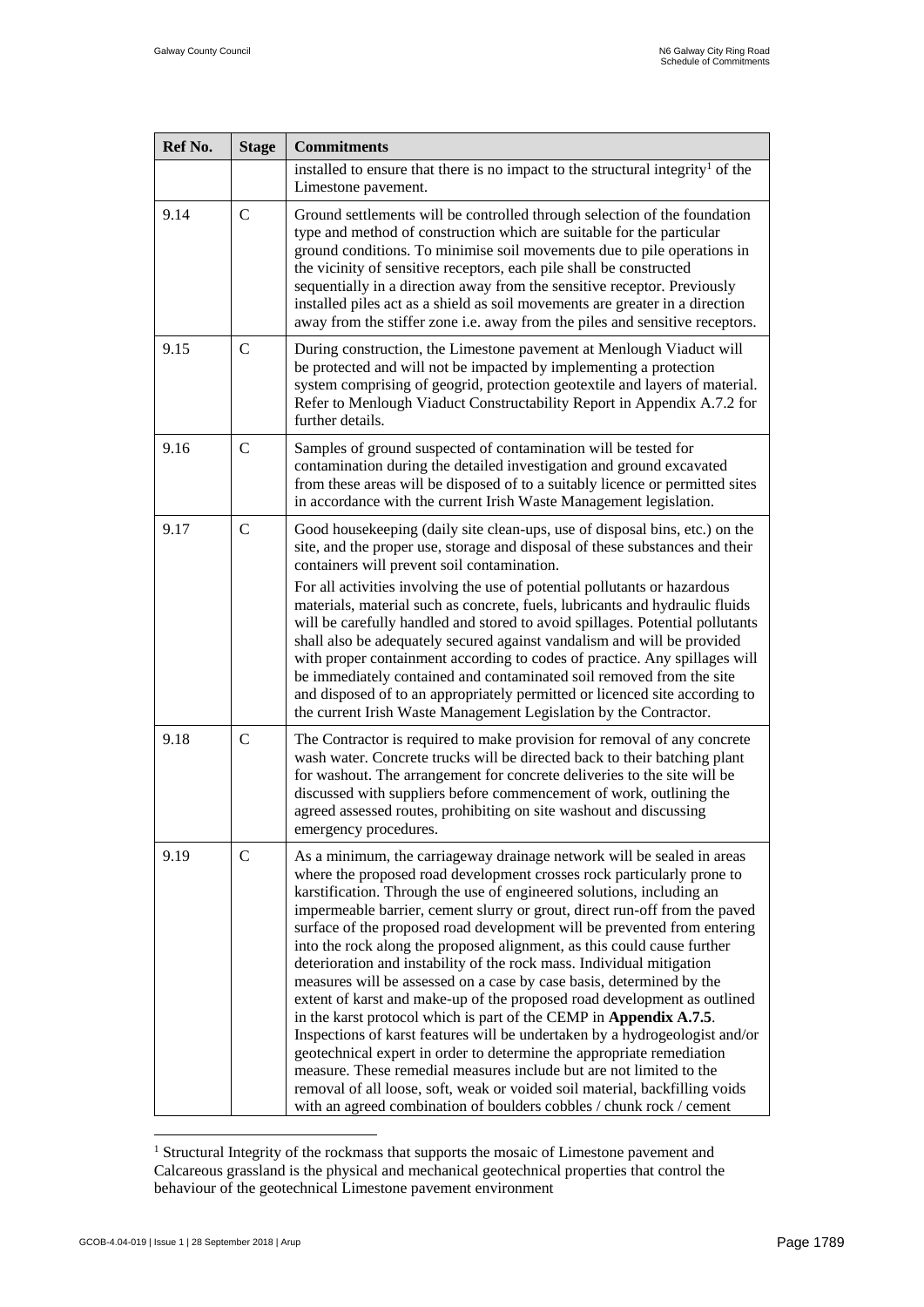| Ref No. | Stage | Commitments |
|---|---|---|
| | | installed to ensure that there is no impact to the structural integrity[1] of the Limestone pavement. |
| 9.14 | C | Ground settlements will be controlled through selection of the foundation type and method of construction which are suitable for the particular ground conditions. To minimise soil movements due to pile operations in the vicinity of sensitive receptors, each pile shall be constructed sequentially in a direction away from the sensitive receptor. Previously installed piles act as a shield as soil movements are greater in a direction away from the stiffer zone i.e. away from the piles and sensitive receptors. |
| 9.15 | C | During construction, the Limestone pavement at Menlough Viaduct will be protected and will not be impacted by implementing a protection system comprising of geogrid, protection geotextile and layers of material. Refer to Menlough Viaduct Constructability Report in Appendix A.7.2 for further details. |
| 9.16 | C | Samples of ground suspected of contamination will be tested for contamination during the detailed investigation and ground excavated from these areas will be disposed of to a suitably licence or permitted sites in accordance with the current Irish Waste Management legislation. |
| 9.17 | C | Good housekeeping (daily site clean-ups, use of disposal bins, etc.) on the site, and the proper use, storage and disposal of these substances and their containers will prevent soil contamination.<br>For all activities involving the use of potential pollutants or hazardous materials, material such as concrete, fuels, lubricants and hydraulic fluids will be carefully handled and stored to avoid spillages. Potential pollutants shall also be adequately secured against vandalism and will be provided with proper containment according to codes of practice. Any spillages will be immediately contained and contaminated soil removed from the site and disposed of to an appropriately permitted or licenced site according to the current Irish Waste Management Legislation by the Contractor. |
| 9.18 | C | The Contractor is required to make provision for removal of any concrete wash water. Concrete trucks will be directed back to their batching plant for washout. The arrangement for concrete deliveries to the site will be discussed with suppliers before commencement of work, outlining the agreed assessed routes, prohibiting on site washout and discussing emergency procedures. |
| 9.19 | C | As a minimum, the carriageway drainage network will be sealed in areas where the proposed road development crosses rock particularly prone to karstification. Through the use of engineered solutions, including an impermeable barrier, cement slurry or grout, direct run-off from the paved surface of the proposed road development will be prevented from entering into the rock along the proposed alignment, as this could cause further deterioration and instability of the rock mass. Individual mitigation measures will be assessed on a case by case basis, determined by the extent of karst and make-up of the proposed road development as outlined in the karst protocol which is part of the CEMP in **Appendix A.7.5**. Inspections of karst features will be undertaken by a hydrogeologist and/or geotechnical expert in order to determine the appropriate remediation measure. These remedial measures include but are not limited to the removal of all loose, soft, weak or voided soil material, backfilling voids with an agreed combination of boulders cobbles / chunk rock / cement |

[1] Structural Integrity of the rockmass that supports the mosaic of Limestone pavement and Calcareous grassland is the physical and mechanical geotechnical properties that control the behaviour of the geotechnical Limestone pavement environment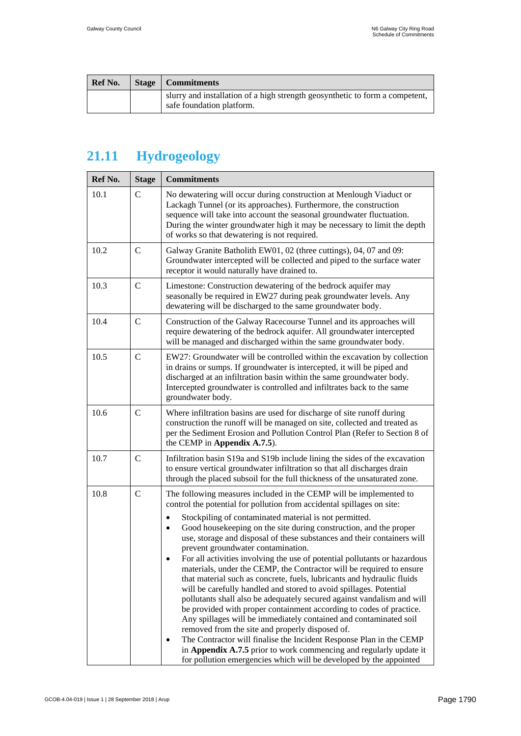| Ref No. | Stage | Commitments |
|---|---|---|
| | | slurry and installation of a high strength geosynthetic to form a competent, safe foundation platform. |

## 21.11 Hydrogeology

| Ref No. | Stage | Commitments |
|---|---|---|
| 10.1 | C | No dewatering will occur during construction at Menlough Viaduct or Lackagh Tunnel (or its approaches). Furthermore, the construction sequence will take into account the seasonal groundwater fluctuation. During the winter groundwater high it may be necessary to limit the depth of works so that dewatering is not required. |
| 10.2 | C | Galway Granite Batholith EW01, 02 (three cuttings), 04, 07 and 09: Groundwater intercepted will be collected and piped to the surface water receptor it would naturally have drained to. |
| 10.3 | C | Limestone: Construction dewatering of the bedrock aquifer may seasonally be required in EW27 during peak groundwater levels. Any dewatering will be discharged to the same groundwater body. |
| 10.4 | C | Construction of the Galway Racecourse Tunnel and its approaches will require dewatering of the bedrock aquifer. All groundwater intercepted will be managed and discharged within the same groundwater body. |
| 10.5 | C | EW27: Groundwater will be controlled within the excavation by collection in drains or sumps. If groundwater is intercepted, it will be piped and discharged at an infiltration basin within the same groundwater body. Intercepted groundwater is controlled and infiltrates back to the same groundwater body. |
| 10.6 | C | Where infiltration basins are used for discharge of site runoff during construction the runoff will be managed on site, collected and treated as per the Sediment Erosion and Pollution Control Plan (Refer to Section 8 of the CEMP in **Appendix A.7.5**). |
| 10.7 | C | Infiltration basin S19a and S19b include lining the sides of the excavation to ensure vertical groundwater infiltration so that all discharges drain through the placed subsoil for the full thickness of the unsaturated zone. |
| 10.8 | C | The following measures included in the CEMP will be implemented to control the potential for pollution from accidental spillages on site:<br>• Stockpiling of contaminated material is not permitted.<br>• Good housekeeping on the site during construction, and the proper use, storage and disposal of these substances and their containers will prevent groundwater contamination.<br>• For all activities involving the use of potential pollutants or hazardous materials, under the CEMP, the Contractor will be required to ensure that material such as concrete, fuels, lubricants and hydraulic fluids will be carefully handled and stored to avoid spillages. Potential pollutants shall also be adequately secured against vandalism and will be provided with proper containment according to codes of practice. Any spillages will be immediately contained and contaminated soil removed from the site and properly disposed of.<br>• The Contractor will finalise the Incident Response Plan in the CEMP in **Appendix A.7.5** prior to work commencing and regularly update it for pollution emergencies which will be developed by the appointed |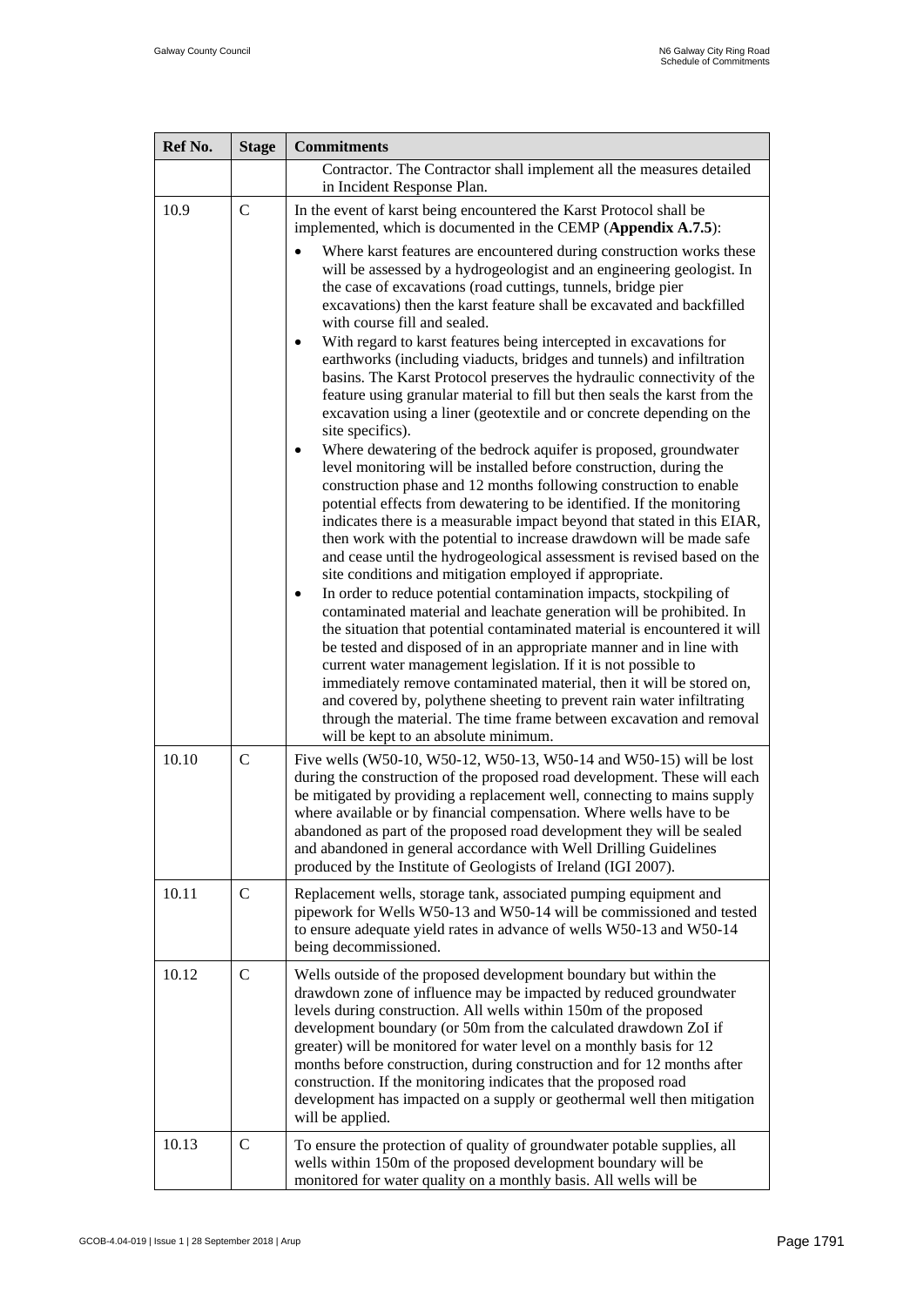| Ref No. | Stage | Commitments |
|---|---|---|
| | | Contractor. The Contractor shall implement all the measures detailed in Incident Response Plan. |
| 10.9 | C | In the event of karst being encountered the Karst Protocol shall be implemented, which is documented in the CEMP (**Appendix A.7.5**):<br>• Where karst features are encountered during construction works these will be assessed by a hydrogeologist and an engineering geologist. In the case of excavations (road cuttings, tunnels, bridge pier excavations) then the karst feature shall be excavated and backfilled with course fill and sealed.<br>• With regard to karst features being intercepted in excavations for earthworks (including viaducts, bridges and tunnels) and infiltration basins. The Karst Protocol preserves the hydraulic connectivity of the feature using granular material to fill but then seals the karst from the excavation using a liner (geotextile and or concrete depending on the site specifics).<br>• Where dewatering of the bedrock aquifer is proposed, groundwater level monitoring will be installed before construction, during the construction phase and 12 months following construction to enable potential effects from dewatering to be identified. If the monitoring indicates there is a measurable impact beyond that stated in this EIAR, then work with the potential to increase drawdown will be made safe and cease until the hydrogeological assessment is revised based on the site conditions and mitigation employed if appropriate.<br>• In order to reduce potential contamination impacts, stockpiling of contaminated material and leachate generation will be prohibited. In the situation that potential contaminated material is encountered it will be tested and disposed of in an appropriate manner and in line with current water management legislation. If it is not possible to immediately remove contaminated material, then it will be stored on, and covered by, polythene sheeting to prevent rain water infiltrating through the material. The time frame between excavation and removal will be kept to an absolute minimum. |
| 10.10 | C | Five wells (W50-10, W50-12, W50-13, W50-14 and W50-15) will be lost during the construction of the proposed road development. These will each be mitigated by providing a replacement well, connecting to mains supply where available or by financial compensation. Where wells have to be abandoned as part of the proposed road development they will be sealed and abandoned in general accordance with Well Drilling Guidelines produced by the Institute of Geologists of Ireland (IGI 2007). |
| 10.11 | C | Replacement wells, storage tank, associated pumping equipment and pipework for Wells W50-13 and W50-14 will be commissioned and tested to ensure adequate yield rates in advance of wells W50-13 and W50-14 being decommissioned. |
| 10.12 | C | Wells outside of the proposed development boundary but within the drawdown zone of influence may be impacted by reduced groundwater levels during construction. All wells within 150m of the proposed development boundary (or 50m from the calculated drawdown ZoI if greater) will be monitored for water level on a monthly basis for 12 months before construction, during construction and for 12 months after construction. If the monitoring indicates that the proposed road development has impacted on a supply or geothermal well then mitigation will be applied. |
| 10.13 | C | To ensure the protection of quality of groundwater potable supplies, all wells within 150m of the proposed development boundary will be monitored for water quality on a monthly basis. All wells will be |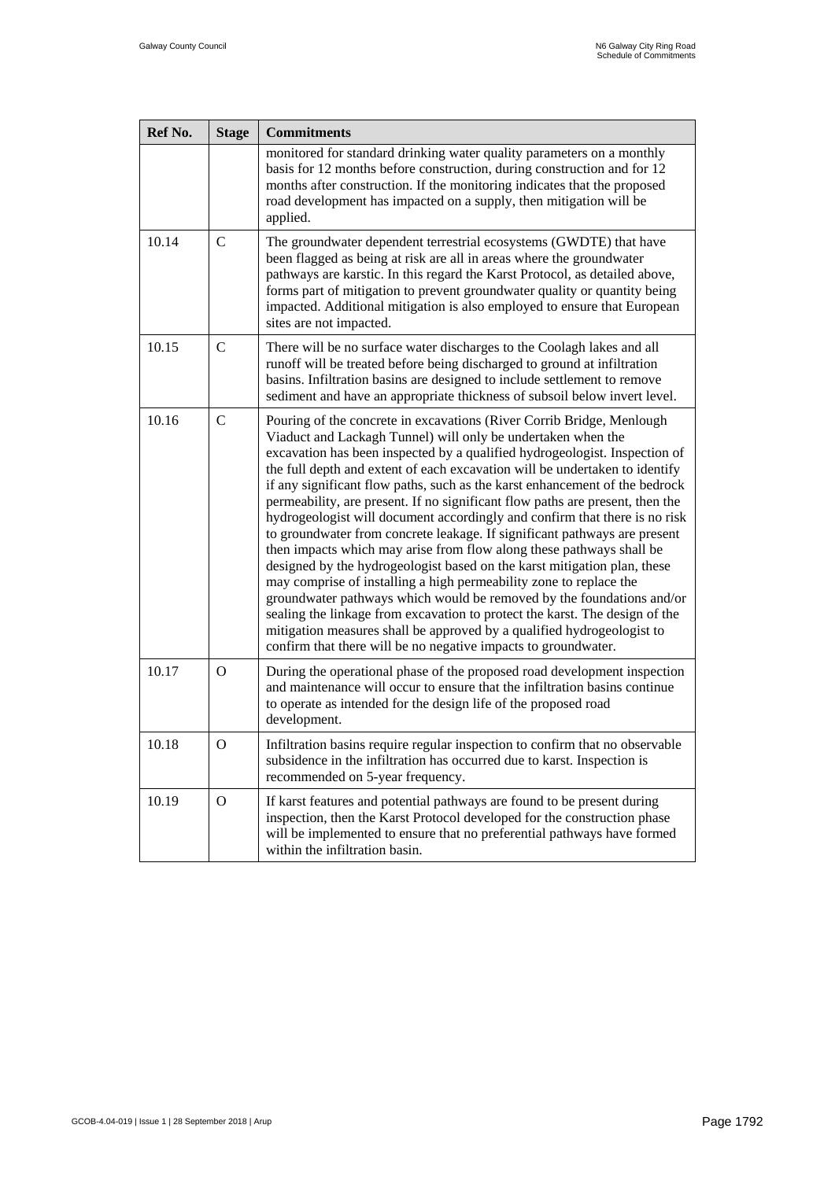| Ref No. | Stage | Commitments |
|---|---|---|
| | | monitored for standard drinking water quality parameters on a monthly basis for 12 months before construction, during construction and for 12 months after construction. If the monitoring indicates that the proposed road development has impacted on a supply, then mitigation will be applied. |
| 10.14 | C | The groundwater dependent terrestrial ecosystems (GWDTE) that have been flagged as being at risk are all in areas where the groundwater pathways are karstic. In this regard the Karst Protocol, as detailed above, forms part of mitigation to prevent groundwater quality or quantity being impacted. Additional mitigation is also employed to ensure that European sites are not impacted. |
| 10.15 | C | There will be no surface water discharges to the Coolagh lakes and all runoff will be treated before being discharged to ground at infiltration basins. Infiltration basins are designed to include settlement to remove sediment and have an appropriate thickness of subsoil below invert level. |
| 10.16 | C | Pouring of the concrete in excavations (River Corrib Bridge, Menlough Viaduct and Lackagh Tunnel) will only be undertaken when the excavation has been inspected by a qualified hydrogeologist. Inspection of the full depth and extent of each excavation will be undertaken to identify if any significant flow paths, such as the karst enhancement of the bedrock permeability, are present. If no significant flow paths are present, then the hydrogeologist will document accordingly and confirm that there is no risk to groundwater from concrete leakage. If significant pathways are present then impacts which may arise from flow along these pathways shall be designed by the hydrogeologist based on the karst mitigation plan, these may comprise of installing a high permeability zone to replace the groundwater pathways which would be removed by the foundations and/or sealing the linkage from excavation to protect the karst. The design of the mitigation measures shall be approved by a qualified hydrogeologist to confirm that there will be no negative impacts to groundwater. |
| 10.17 | O | During the operational phase of the proposed road development inspection and maintenance will occur to ensure that the infiltration basins continue to operate as intended for the design life of the proposed road development. |
| 10.18 | O | Infiltration basins require regular inspection to confirm that no observable subsidence in the infiltration has occurred due to karst. Inspection is recommended on 5-year frequency. |
| 10.19 | O | If karst features and potential pathways are found to be present during inspection, then the Karst Protocol developed for the construction phase will be implemented to ensure that no preferential pathways have formed within the infiltration basin. |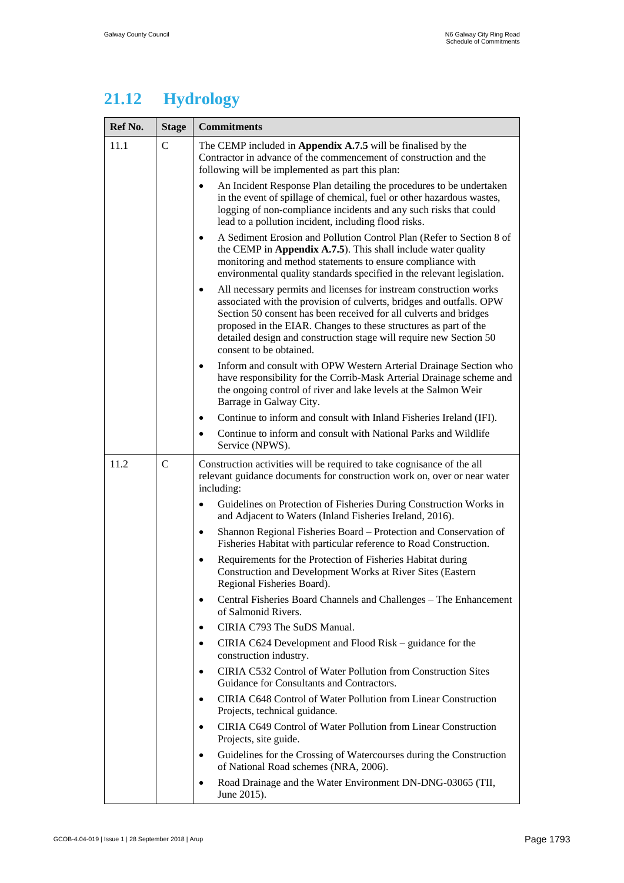## 21.12 Hydrology

| Ref No. | Stage | Commitments |
|---|---|---|
| 11.1 | C | The CEMP included in **Appendix A.7.5** will be finalised by the Contractor in advance of the commencement of construction and the following will be implemented as part this plan:<br>• An Incident Response Plan detailing the procedures to be undertaken in the event of spillage of chemical, fuel or other hazardous wastes, logging of non-compliance incidents and any such risks that could lead to a pollution incident, including flood risks.<br>• A Sediment Erosion and Pollution Control Plan (Refer to Section 8 of the CEMP in **Appendix A.7.5**). This shall include water quality monitoring and method statements to ensure compliance with environmental quality standards specified in the relevant legislation.<br>• All necessary permits and licenses for instream construction works associated with the provision of culverts, bridges and outfalls. OPW Section 50 consent has been received for all culverts and bridges proposed in the EIAR. Changes to these structures as part of the detailed design and construction stage will require new Section 50 consent to be obtained.<br>• Inform and consult with OPW Western Arterial Drainage Section who have responsibility for the Corrib-Mask Arterial Drainage scheme and the ongoing control of river and lake levels at the Salmon Weir Barrage in Galway City.<br>• Continue to inform and consult with Inland Fisheries Ireland (IFI).<br>• Continue to inform and consult with National Parks and Wildlife Service (NPWS). |
| 11.2 | C | Construction activities will be required to take cognisance of the all relevant guidance documents for construction work on, over or near water including:<br>• Guidelines on Protection of Fisheries During Construction Works in and Adjacent to Waters (Inland Fisheries Ireland, 2016).<br>• Shannon Regional Fisheries Board – Protection and Conservation of Fisheries Habitat with particular reference to Road Construction.<br>• Requirements for the Protection of Fisheries Habitat during Construction and Development Works at River Sites (Eastern Regional Fisheries Board).<br>• Central Fisheries Board Channels and Challenges – The Enhancement of Salmonid Rivers.<br>• CIRIA C793 The SuDS Manual.<br>• CIRIA C624 Development and Flood Risk – guidance for the construction industry.<br>• CIRIA C532 Control of Water Pollution from Construction Sites Guidance for Consultants and Contractors.<br>• CIRIA C648 Control of Water Pollution from Linear Construction Projects, technical guidance.<br>• CIRIA C649 Control of Water Pollution from Linear Construction Projects, site guide.<br>• Guidelines for the Crossing of Watercourses during the Construction of National Road schemes (NRA, 2006).<br>• Road Drainage and the Water Environment DN-DNG-03065 (TII, June 2015). |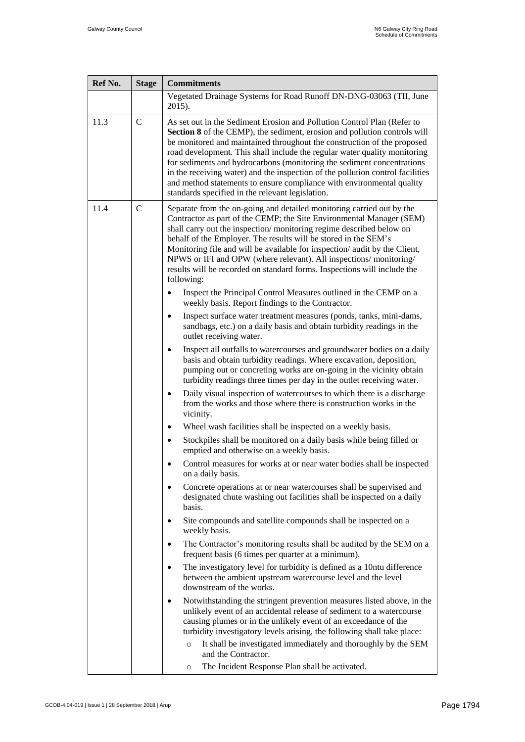| Ref No. | Stage | Commitments |
| --- | --- | --- |
| | | Vegetated Drainage Systems for Road Runoff DN-DNG-03063 (TII, June 2015). |
| 11.3 | C | As set out in the Sediment Erosion and Pollution Control Plan (Refer to **Section 8** of the CEMP), the sediment, erosion and pollution controls will be monitored and maintained throughout the construction of the proposed road development. This shall include the regular water quality monitoring for sediments and hydrocarbons (monitoring the sediment concentrations in the receiving water) and the inspection of the pollution control facilities and method statements to ensure compliance with environmental quality standards specified in the relevant legislation. |
| 11.4 | C | Separate from the on-going and detailed monitoring carried out by the Contractor as part of the CEMP; the Site Environmental Manager (SEM) shall carry out the inspection/ monitoring regime described below on behalf of the Employer. The results will be stored in the SEM's Monitoring file and will be available for inspection/ audit by the Client, NPWS or IFI and OPW (where relevant). All inspections/ monitoring/ results will be recorded on standard forms. Inspections will include the following:<br>• Inspect the Principal Control Measures outlined in the CEMP on a weekly basis. Report findings to the Contractor.<br>• Inspect surface water treatment measures (ponds, tanks, mini-dams, sandbags, etc.) on a daily basis and obtain turbidity readings in the outlet receiving water.<br>• Inspect all outfalls to watercourses and groundwater bodies on a daily basis and obtain turbidity readings. Where excavation, deposition, pumping out or concreting works are on-going in the vicinity obtain turbidity readings three times per day in the outlet receiving water.<br>• Daily visual inspection of watercourses to which there is a discharge from the works and those where there is construction works in the vicinity.<br>• Wheel wash facilities shall be inspected on a weekly basis.<br>• Stockpiles shall be monitored on a daily basis while being filled or emptied and otherwise on a weekly basis.<br>• Control measures for works at or near water bodies shall be inspected on a daily basis.<br>• Concrete operations at or near watercourses shall be supervised and designated chute washing out facilities shall be inspected on a daily basis.<br>• Site compounds and satellite compounds shall be inspected on a weekly basis.<br>• The Contractor's monitoring results shall be audited by the SEM on a frequent basis (6 times per quarter at a minimum).<br>• The investigatory level for turbidity is defined as a 10ntu difference between the ambient upstream watercourse level and the level downstream of the works.<br>• Notwithstanding the stringent prevention measures listed above, in the unlikely event of an accidental release of sediment to a watercourse causing plumes or in the unlikely event of an exceedance of the turbidity investigatory levels arising, the following shall take place:<br>  ○ It shall be investigated immediately and thoroughly by the SEM and the Contractor.<br>  ○ The Incident Response Plan shall be activated. |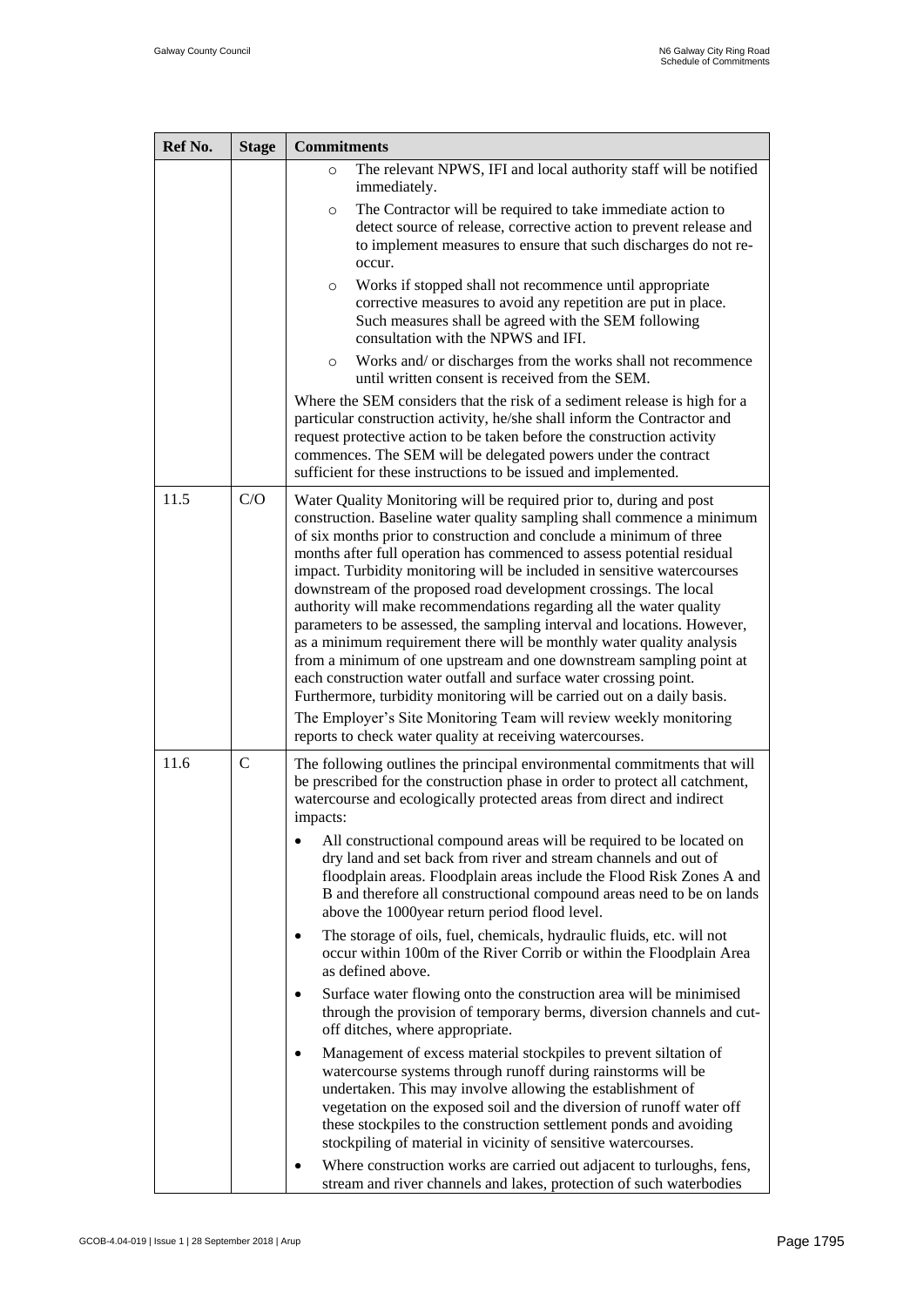| Ref No. | Stage | Commitments |
|---|---|---|
| | | ◦ The relevant NPWS, IFI and local authority staff will be notified immediately.<br>◦ The Contractor will be required to take immediate action to detect source of release, corrective action to prevent release and to implement measures to ensure that such discharges do not re-occur.<br>◦ Works if stopped shall not recommence until appropriate corrective measures to avoid any repetition are put in place. Such measures shall be agreed with the SEM following consultation with the NPWS and IFI.<br>◦ Works and/ or discharges from the works shall not recommence until written consent is received from the SEM.<br>Where the SEM considers that the risk of a sediment release is high for a particular construction activity, he/she shall inform the Contractor and request protective action to be taken before the construction activity commences. The SEM will be delegated powers under the contract sufficient for these instructions to be issued and implemented. |
| 11.5 | C/O | Water Quality Monitoring will be required prior to, during and post construction. Baseline water quality sampling shall commence a minimum of six months prior to construction and conclude a minimum of three months after full operation has commenced to assess potential residual impact. Turbidity monitoring will be included in sensitive watercourses downstream of the proposed road development crossings. The local authority will make recommendations regarding all the water quality parameters to be assessed, the sampling interval and locations. However, as a minimum requirement there will be monthly water quality analysis from a minimum of one upstream and one downstream sampling point at each construction water outfall and surface water crossing point. Furthermore, turbidity monitoring will be carried out on a daily basis.<br>The Employer's Site Monitoring Team will review weekly monitoring reports to check water quality at receiving watercourses. |
| 11.6 | C | The following outlines the principal environmental commitments that will be prescribed for the construction phase in order to protect all catchment, watercourse and ecologically protected areas from direct and indirect impacts:<br>• All constructional compound areas will be required to be located on dry land and set back from river and stream channels and out of floodplain areas. Floodplain areas include the Flood Risk Zones A and B and therefore all constructional compound areas need to be on lands above the 1000year return period flood level.<br>• The storage of oils, fuel, chemicals, hydraulic fluids, etc. will not occur within 100m of the River Corrib or within the Floodplain Area as defined above.<br>• Surface water flowing onto the construction area will be minimised through the provision of temporary berms, diversion channels and cut-off ditches, where appropriate.<br>• Management of excess material stockpiles to prevent siltation of watercourse systems through runoff during rainstorms will be undertaken. This may involve allowing the establishment of vegetation on the exposed soil and the diversion of runoff water off these stockpiles to the construction settlement ponds and avoiding stockpiling of material in vicinity of sensitive watercourses.<br>• Where construction works are carried out adjacent to turloughs, fens, stream and river channels and lakes, protection of such waterbodies |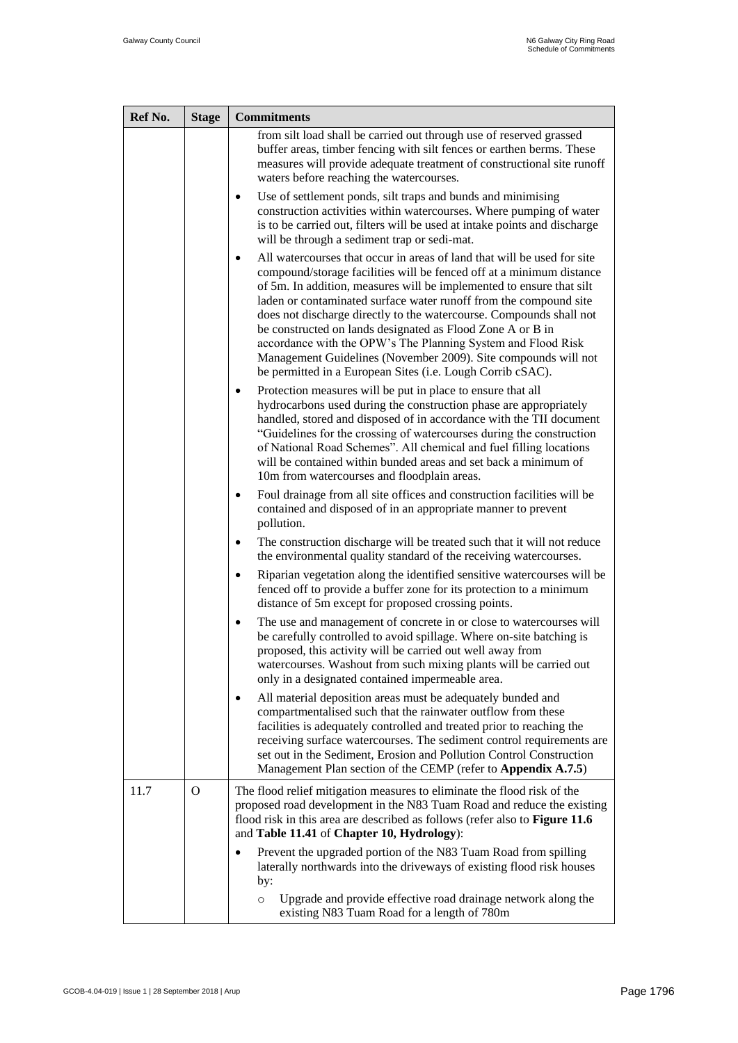| Ref No. | Stage | Commitments |
|---|---|---|
| | | from silt load shall be carried out through use of reserved grassed buffer areas, timber fencing with silt fences or earthen berms. These measures will provide adequate treatment of constructional site runoff waters before reaching the watercourses.<br>• Use of settlement ponds, silt traps and bunds and minimising construction activities within watercourses. Where pumping of water is to be carried out, filters will be used at intake points and discharge will be through a sediment trap or sedi-mat.<br>• All watercourses that occur in areas of land that will be used for site compound/storage facilities will be fenced off at a minimum distance of 5m. In addition, measures will be implemented to ensure that silt laden or contaminated surface water runoff from the compound site does not discharge directly to the watercourse. Compounds shall not be constructed on lands designated as Flood Zone A or B in accordance with the OPW's The Planning System and Flood Risk Management Guidelines (November 2009). Site compounds will not be permitted in a European Sites (i.e. Lough Corrib cSAC).<br>• Protection measures will be put in place to ensure that all hydrocarbons used during the construction phase are appropriately handled, stored and disposed of in accordance with the TII document "Guidelines for the crossing of watercourses during the construction of National Road Schemes". All chemical and fuel filling locations will be contained within bunded areas and set back a minimum of 10m from watercourses and floodplain areas.<br>• Foul drainage from all site offices and construction facilities will be contained and disposed of in an appropriate manner to prevent pollution.<br>• The construction discharge will be treated such that it will not reduce the environmental quality standard of the receiving watercourses.<br>• Riparian vegetation along the identified sensitive watercourses will be fenced off to provide a buffer zone for its protection to a minimum distance of 5m except for proposed crossing points.<br>• The use and management of concrete in or close to watercourses will be carefully controlled to avoid spillage. Where on-site batching is proposed, this activity will be carried out well away from watercourses. Washout from such mixing plants will be carried out only in a designated contained impermeable area.<br>• All material deposition areas must be adequately bunded and compartmentalised such that the rainwater outflow from these facilities is adequately controlled and treated prior to reaching the receiving surface watercourses. The sediment control requirements are set out in the Sediment, Erosion and Pollution Control Construction Management Plan section of the CEMP (refer to **Appendix A.7.5**) |
| 11.7 | O | The flood relief mitigation measures to eliminate the flood risk of the proposed road development in the N83 Tuam Road and reduce the existing flood risk in this area are described as follows (refer also to **Figure 11.6** and **Table 11.41** of **Chapter 10, Hydrology**):<br>• Prevent the upgraded portion of the N83 Tuam Road from spilling laterally northwards into the driveways of existing flood risk houses by:<br>&nbsp;&nbsp;&nbsp;&nbsp;○ Upgrade and provide effective road drainage network along the existing N83 Tuam Road for a length of 780m |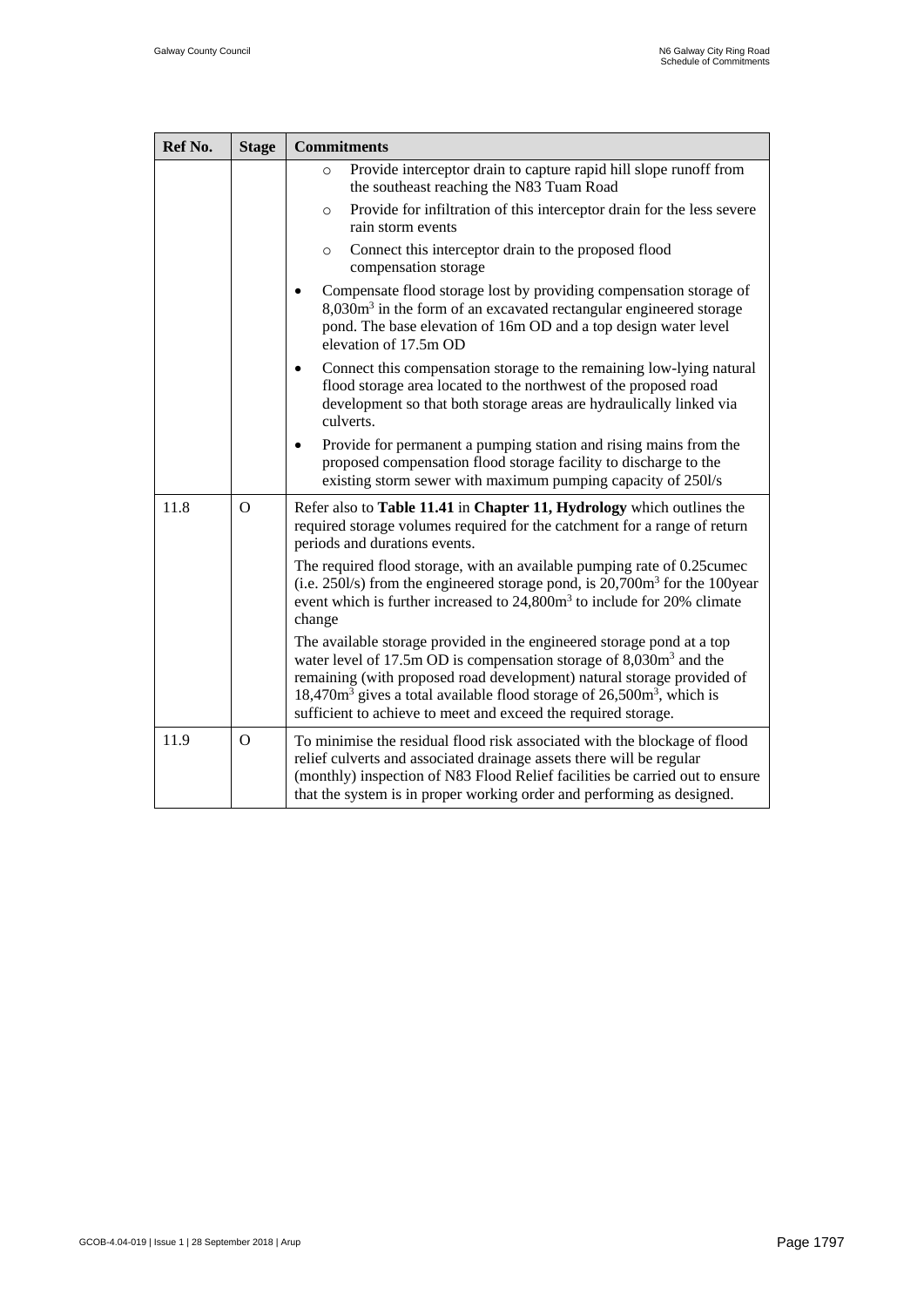| Ref No. | Stage | Commitments |
|---|---|---|
| | | ◦ Provide interceptor drain to capture rapid hill slope runoff from the southeast reaching the N83 Tuam Road<br>◦ Provide for infiltration of this interceptor drain for the less severe rain storm events<br>◦ Connect this interceptor drain to the proposed flood compensation storage<br>• Compensate flood storage lost by providing compensation storage of 8,030m³ in the form of an excavated rectangular engineered storage pond. The base elevation of 16m OD and a top design water level elevation of 17.5m OD<br>• Connect this compensation storage to the remaining low-lying natural flood storage area located to the northwest of the proposed road development so that both storage areas are hydraulically linked via culverts.<br>• Provide for permanent a pumping station and rising mains from the proposed compensation flood storage facility to discharge to the existing storm sewer with maximum pumping capacity of 250l/s |
| 11.8 | O | Refer also to **Table 11.41** in **Chapter 11, Hydrology** which outlines the required storage volumes required for the catchment for a range of return periods and durations events.<br>The required flood storage, with an available pumping rate of 0.25cumec (i.e. 250l/s) from the engineered storage pond, is 20,700m³ for the 100year event which is further increased to 24,800m³ to include for 20% climate change<br>The available storage provided in the engineered storage pond at a top water level of 17.5m OD is compensation storage of 8,030m³ and the remaining (with proposed road development) natural storage provided of 18,470m³ gives a total available flood storage of 26,500m³, which is sufficient to achieve to meet and exceed the required storage. |
| 11.9 | O | To minimise the residual flood risk associated with the blockage of flood relief culverts and associated drainage assets there will be regular (monthly) inspection of N83 Flood Relief facilities be carried out to ensure that the system is in proper working order and performing as designed. |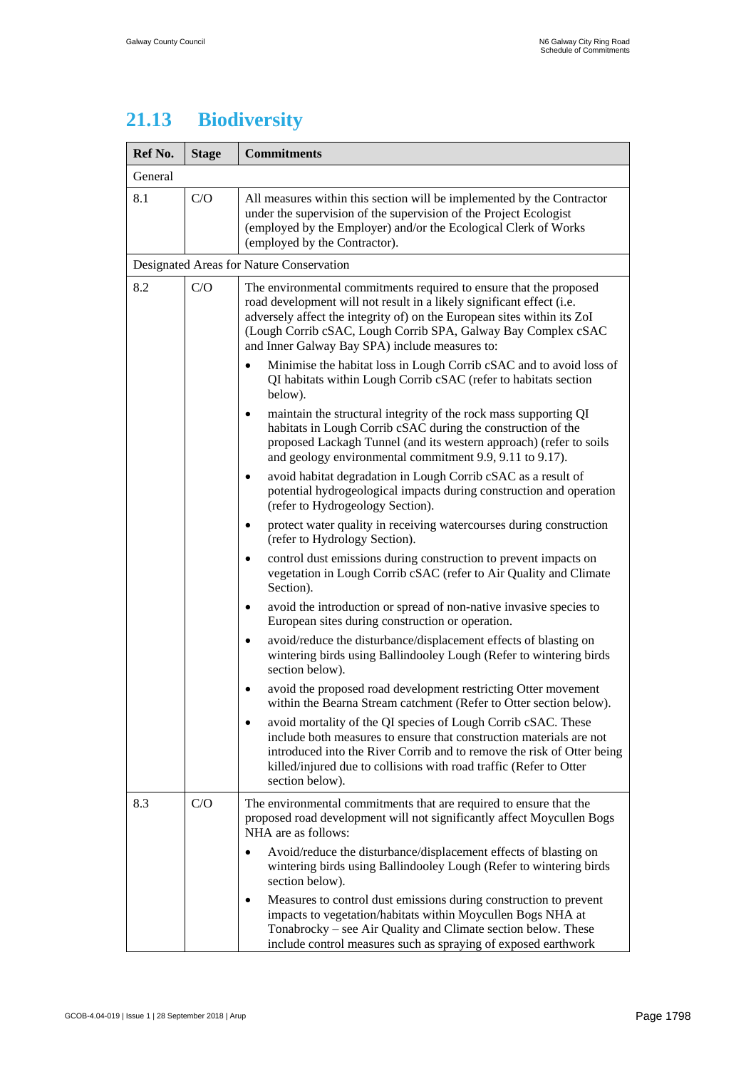## 21.13 Biodiversity

| Ref No. | Stage | Commitments |
|---|---|---|
| General | | |
| 8.1 | C/O | All measures within this section will be implemented by the Contractor under the supervision of the supervision of the Project Ecologist (employed by the Employer) and/or the Ecological Clerk of Works (employed by the Contractor). |
| Designated Areas for Nature Conservation | | |
| 8.2 | C/O | The environmental commitments required to ensure that the proposed road development will not result in a likely significant effect (i.e. adversely affect the integrity of) on the European sites within its ZoI (Lough Corrib cSAC, Lough Corrib SPA, Galway Bay Complex cSAC and Inner Galway Bay SPA) include measures to: <br>• Minimise the habitat loss in Lough Corrib cSAC and to avoid loss of QI habitats within Lough Corrib cSAC (refer to habitats section below). <br>• maintain the structural integrity of the rock mass supporting QI habitats in Lough Corrib cSAC during the construction of the proposed Lackagh Tunnel (and its western approach) (refer to soils and geology environmental commitment 9.9, 9.11 to 9.17). <br>• avoid habitat degradation in Lough Corrib cSAC as a result of potential hydrogeological impacts during construction and operation (refer to Hydrogeology Section). <br>• protect water quality in receiving watercourses during construction (refer to Hydrology Section). <br>• control dust emissions during construction to prevent impacts on vegetation in Lough Corrib cSAC (refer to Air Quality and Climate Section). <br>• avoid the introduction or spread of non-native invasive species to European sites during construction or operation. <br>• avoid/reduce the disturbance/displacement effects of blasting on wintering birds using Ballindooley Lough (Refer to wintering birds section below). <br>• avoid the proposed road development restricting Otter movement within the Bearna Stream catchment (Refer to Otter section below). <br>• avoid mortality of the QI species of Lough Corrib cSAC. These include both measures to ensure that construction materials are not introduced into the River Corrib and to remove the risk of Otter being killed/injured due to collisions with road traffic (Refer to Otter section below). |
| 8.3 | C/O | The environmental commitments that are required to ensure that the proposed road development will not significantly affect Moycullen Bogs NHA are as follows: <br>• Avoid/reduce the disturbance/displacement effects of blasting on wintering birds using Ballindooley Lough (Refer to wintering birds section below). <br>• Measures to control dust emissions during construction to prevent impacts to vegetation/habitats within Moycullen Bogs NHA at Tonabrocky – see Air Quality and Climate section below. These include control measures such as spraying of exposed earthwork |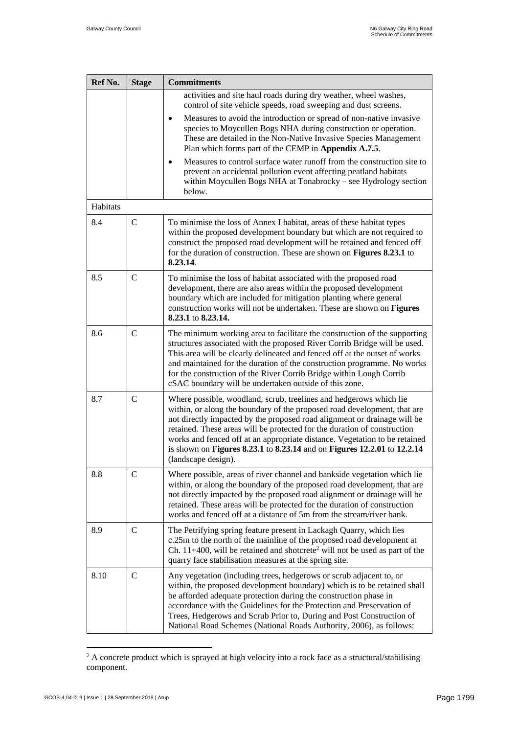| Ref No. | Stage | Commitments |
|---|---|---|
| | | activities and site haul roads during dry weather, wheel washes, control of site vehicle speeds, road sweeping and dust screens.<br>• Measures to avoid the introduction or spread of non-native invasive species to Moycullen Bogs NHA during construction or operation. These are detailed in the Non-Native Invasive Species Management Plan which forms part of the CEMP in **Appendix A.7.5**.<br>• Measures to control surface water runoff from the construction site to prevent an accidental pollution event affecting peatland habitats within Moycullen Bogs NHA at Tonabrocky – see Hydrology section below. |
| Habitats | | |
| 8.4 | C | To minimise the loss of Annex I habitat, areas of these habitat types within the proposed development boundary but which are not required to construct the proposed road development will be retained and fenced off for the duration of construction. These are shown on **Figures 8.23.1** to **8.23.14**. |
| 8.5 | C | To minimise the loss of habitat associated with the proposed road development, there are also areas within the proposed development boundary which are included for mitigation planting where general construction works will not be undertaken. These are shown on **Figures 8.23.1** to **8.23.14.** |
| 8.6 | C | The minimum working area to facilitate the construction of the supporting structures associated with the proposed River Corrib Bridge will be used. This area will be clearly delineated and fenced off at the outset of works and maintained for the duration of the construction programme. No works for the construction of the River Corrib Bridge within Lough Corrib cSAC boundary will be undertaken outside of this zone. |
| 8.7 | C | Where possible, woodland, scrub, treelines and hedgerows which lie within, or along the boundary of the proposed road development, that are not directly impacted by the proposed road alignment or drainage will be retained. These areas will be protected for the duration of construction works and fenced off at an appropriate distance. Vegetation to be retained is shown on **Figures 8.23.1** to **8.23.14** and on **Figures 12.2.01** to **12.2.14** (landscape design). |
| 8.8 | C | Where possible, areas of river channel and bankside vegetation which lie within, or along the boundary of the proposed road development, that are not directly impacted by the proposed road alignment or drainage will be retained. These areas will be protected for the duration of construction works and fenced off at a distance of 5m from the stream/river bank. |
| 8.9 | C | The Petrifying spring feature present in Lackagh Quarry, which lies c.25m to the north of the mainline of the proposed road development at Ch. 11+400, will be retained and shotcrete[2] will not be used as part of the quarry face stabilisation measures at the spring site. |
| 8.10 | C | Any vegetation (including trees, hedgerows or scrub adjacent to, or within, the proposed development boundary) which is to be retained shall be afforded adequate protection during the construction phase in accordance with the Guidelines for the Protection and Preservation of Trees, Hedgerows and Scrub Prior to, During and Post Construction of National Road Schemes (National Roads Authority, 2006), as follows: |

[2] A concrete product which is sprayed at high velocity into a rock face as a structural/stabilising component.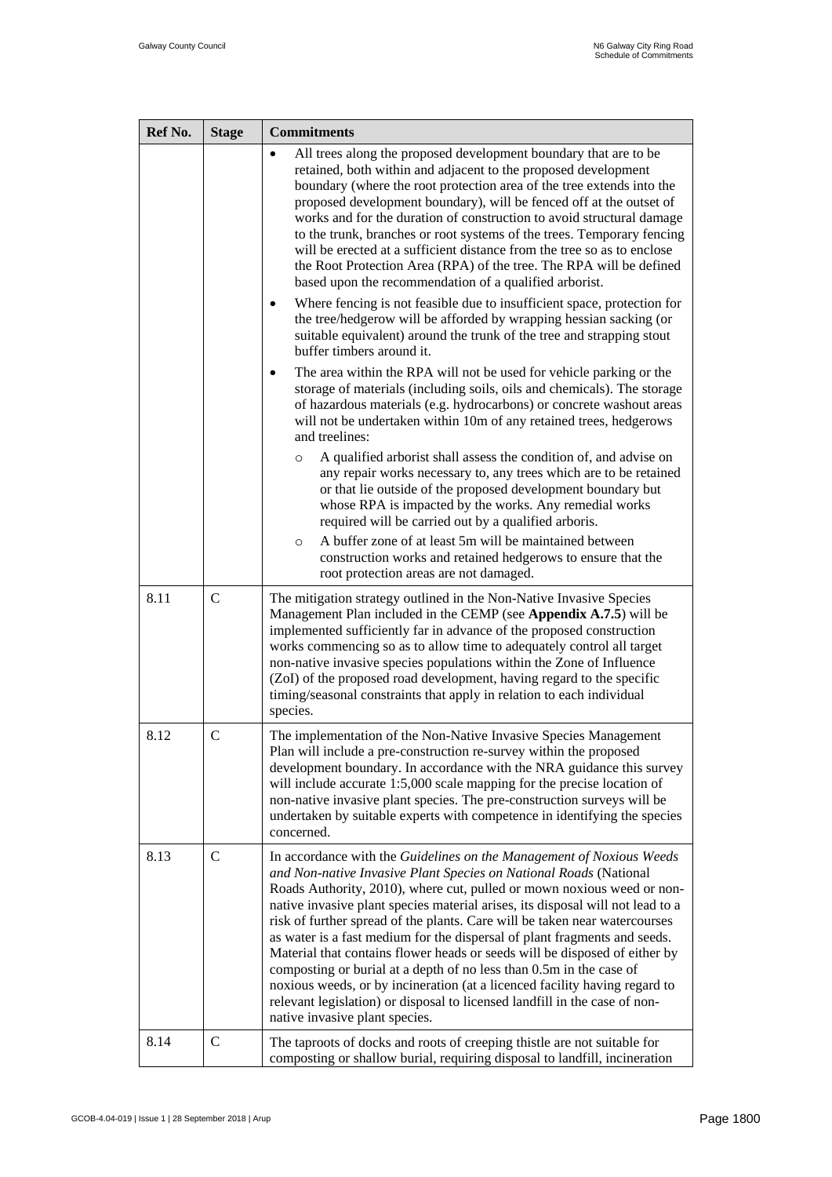| Ref No. | Stage | Commitments |
|---|---|---|
| | | • All trees along the proposed development boundary that are to be retained, both within and adjacent to the proposed development boundary (where the root protection area of the tree extends into the proposed development boundary), will be fenced off at the outset of works and for the duration of construction to avoid structural damage to the trunk, branches or root systems of the trees. Temporary fencing will be erected at a sufficient distance from the tree so as to enclose the Root Protection Area (RPA) of the tree. The RPA will be defined based upon the recommendation of a qualified arborist.<br>• Where fencing is not feasible due to insufficient space, protection for the tree/hedgerow will be afforded by wrapping hessian sacking (or suitable equivalent) around the trunk of the tree and strapping stout buffer timbers around it.<br>• The area within the RPA will not be used for vehicle parking or the storage of materials (including soils, oils and chemicals). The storage of hazardous materials (e.g. hydrocarbons) or concrete washout areas will not be undertaken within 10m of any retained trees, hedgerows and treelines:<br>  ○ A qualified arborist shall assess the condition of, and advise on any repair works necessary to, any trees which are to be retained or that lie outside of the proposed development boundary but whose RPA is impacted by the works. Any remedial works required will be carried out by a qualified arboris.<br>  ○ A buffer zone of at least 5m will be maintained between construction works and retained hedgerows to ensure that the root protection areas are not damaged. |
| 8.11 | C | The mitigation strategy outlined in the Non-Native Invasive Species Management Plan included in the CEMP (see **Appendix A.7.5**) will be implemented sufficiently far in advance of the proposed construction works commencing so as to allow time to adequately control all target non-native invasive species populations within the Zone of Influence (ZoI) of the proposed road development, having regard to the specific timing/seasonal constraints that apply in relation to each individual species. |
| 8.12 | C | The implementation of the Non-Native Invasive Species Management Plan will include a pre-construction re-survey within the proposed development boundary. In accordance with the NRA guidance this survey will include accurate 1:5,000 scale mapping for the precise location of non-native invasive plant species. The pre-construction surveys will be undertaken by suitable experts with competence in identifying the species concerned. |
| 8.13 | C | In accordance with the *Guidelines on the Management of Noxious Weeds and Non-native Invasive Plant Species on National Roads* (National Roads Authority, 2010), where cut, pulled or mown noxious weed or non-native invasive plant species material arises, its disposal will not lead to a risk of further spread of the plants. Care will be taken near watercourses as water is a fast medium for the dispersal of plant fragments and seeds. Material that contains flower heads or seeds will be disposed of either by composting or burial at a depth of no less than 0.5m in the case of noxious weeds, or by incineration (at a licenced facility having regard to relevant legislation) or disposal to licensed landfill in the case of non-native invasive plant species. |
| 8.14 | C | The taproots of docks and roots of creeping thistle are not suitable for composting or shallow burial, requiring disposal to landfill, incineration |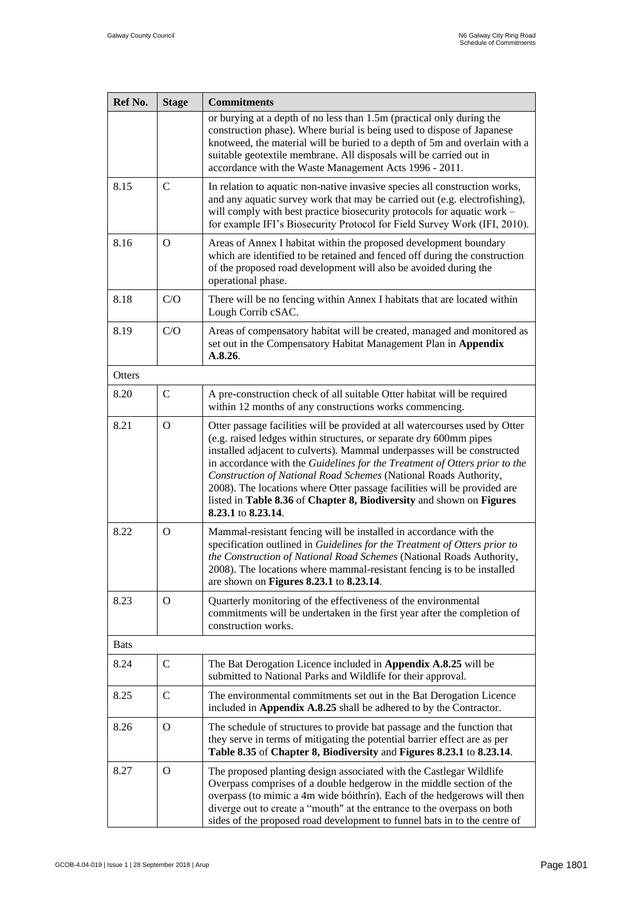| Ref No. | Stage | Commitments |
|---|---|---|
| | | or burying at a depth of no less than 1.5m (practical only during the construction phase). Where burial is being used to dispose of Japanese knotweed, the material will be buried to a depth of 5m and overlain with a suitable geotextile membrane. All disposals will be carried out in accordance with the Waste Management Acts 1996 - 2011. |
| 8.15 | C | In relation to aquatic non-native invasive species all construction works, and any aquatic survey work that may be carried out (e.g. electrofishing), will comply with best practice biosecurity protocols for aquatic work – for example IFI's Biosecurity Protocol for Field Survey Work (IFI, 2010). |
| 8.16 | O | Areas of Annex I habitat within the proposed development boundary which are identified to be retained and fenced off during the construction of the proposed road development will also be avoided during the operational phase. |
| 8.18 | C/O | There will be no fencing within Annex I habitats that are located within Lough Corrib cSAC. |
| 8.19 | C/O | Areas of compensatory habitat will be created, managed and monitored as set out in the Compensatory Habitat Management Plan in **Appendix A.8.26**. |
| Otters | | |
| 8.20 | C | A pre-construction check of all suitable Otter habitat will be required within 12 months of any constructions works commencing. |
| 8.21 | O | Otter passage facilities will be provided at all watercourses used by Otter (e.g. raised ledges within structures, or separate dry 600mm pipes installed adjacent to culverts). Mammal underpasses will be constructed in accordance with the *Guidelines for the Treatment of Otters prior to the Construction of National Road Schemes* (National Roads Authority, 2008). The locations where Otter passage facilities will be provided are listed in **Table 8.36** of **Chapter 8, Biodiversity** and shown on **Figures 8.23.1** to **8.23.14**. |
| 8.22 | O | Mammal-resistant fencing will be installed in accordance with the specification outlined in *Guidelines for the Treatment of Otters prior to the Construction of National Road Schemes* (National Roads Authority, 2008). The locations where mammal-resistant fencing is to be installed are shown on **Figures 8.23.1** to **8.23.14**. |
| 8.23 | O | Quarterly monitoring of the effectiveness of the environmental commitments will be undertaken in the first year after the completion of construction works. |
| Bats | | |
| 8.24 | C | The Bat Derogation Licence included in **Appendix A.8.25** will be submitted to National Parks and Wildlife for their approval. |
| 8.25 | C | The environmental commitments set out in the Bat Derogation Licence included in **Appendix A.8.25** shall be adhered to by the Contractor. |
| 8.26 | O | The schedule of structures to provide bat passage and the function that they serve in terms of mitigating the potential barrier effect are as per **Table 8.35** of **Chapter 8, Biodiversity** and **Figures 8.23.1** to **8.23.14**. |
| 8.27 | O | The proposed planting design associated with the Castlegar Wildlife Overpass comprises of a double hedgerow in the middle section of the overpass (to mimic a 4m wide bóithrín). Each of the hedgerows will then diverge out to create a "mouth" at the entrance to the overpass on both sides of the proposed road development to funnel bats in to the centre of |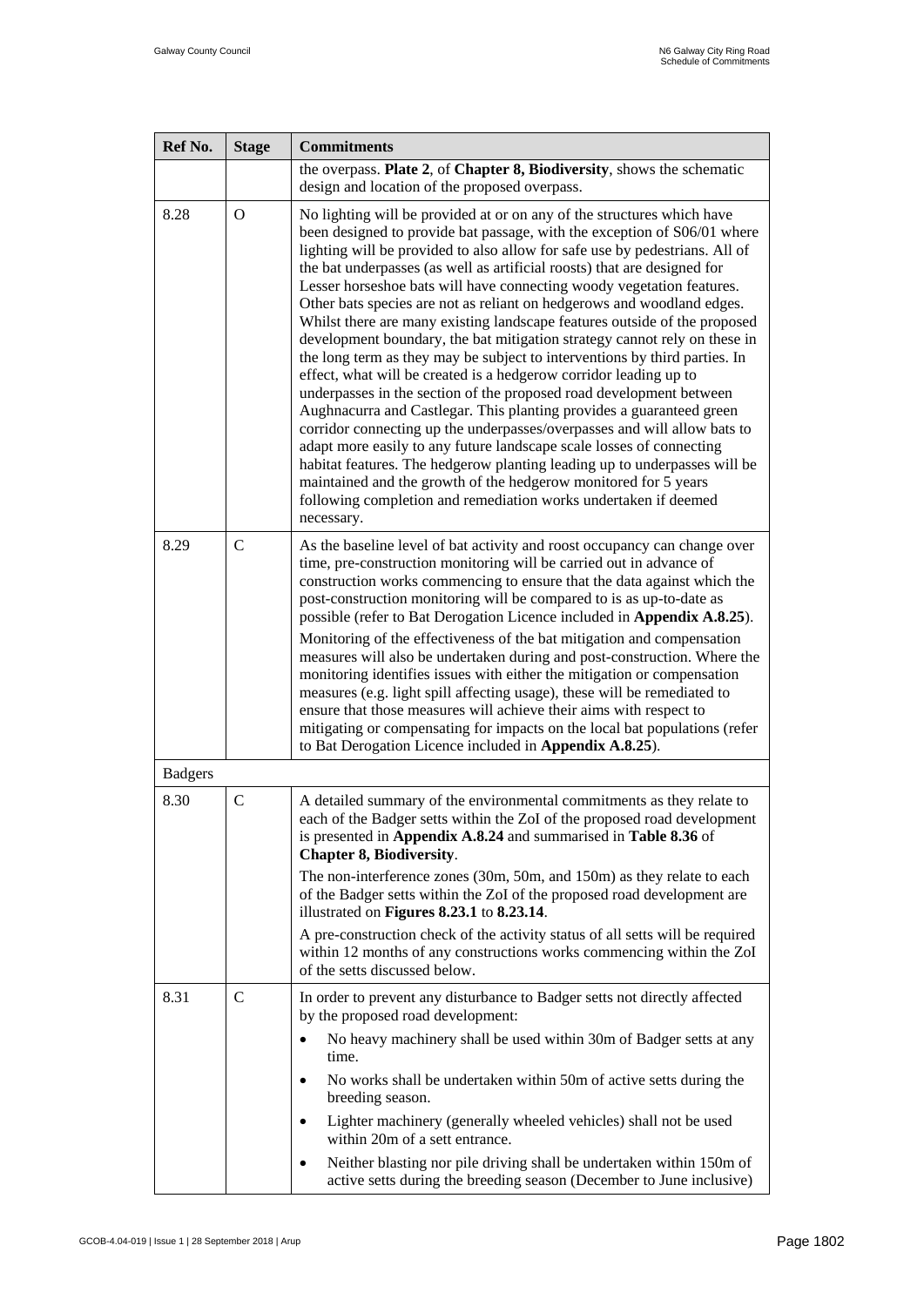| Ref No. | Stage | Commitments |
|---|---|---|
| | | the overpass. **Plate 2**, of **Chapter 8, Biodiversity**, shows the schematic design and location of the proposed overpass. |
| 8.28 | O | No lighting will be provided at or on any of the structures which have been designed to provide bat passage, with the exception of S06/01 where lighting will be provided to also allow for safe use by pedestrians. All of the bat underpasses (as well as artificial roosts) that are designed for Lesser horseshoe bats will have connecting woody vegetation features. Other bats species are not as reliant on hedgerows and woodland edges. Whilst there are many existing landscape features outside of the proposed development boundary, the bat mitigation strategy cannot rely on these in the long term as they may be subject to interventions by third parties. In effect, what will be created is a hedgerow corridor leading up to underpasses in the section of the proposed road development between Aughnacurra and Castlegar. This planting provides a guaranteed green corridor connecting up the underpasses/overpasses and will allow bats to adapt more easily to any future landscape scale losses of connecting habitat features. The hedgerow planting leading up to underpasses will be maintained and the growth of the hedgerow monitored for 5 years following completion and remediation works undertaken if deemed necessary. |
| 8.29 | C | As the baseline level of bat activity and roost occupancy can change over time, pre-construction monitoring will be carried out in advance of construction works commencing to ensure that the data against which the post-construction monitoring will be compared to is as up-to-date as possible (refer to Bat Derogation Licence included in **Appendix A.8.25**).<br><br>Monitoring of the effectiveness of the bat mitigation and compensation measures will also be undertaken during and post-construction. Where the monitoring identifies issues with either the mitigation or compensation measures (e.g. light spill affecting usage), these will be remediated to ensure that those measures will achieve their aims with respect to mitigating or compensating for impacts on the local bat populations (refer to Bat Derogation Licence included in **Appendix A.8.25**). |
| Badgers | | |
| 8.30 | C | A detailed summary of the environmental commitments as they relate to each of the Badger setts within the ZoI of the proposed road development is presented in **Appendix A.8.24** and summarised in **Table 8.36** of **Chapter 8, Biodiversity**.<br><br>The non-interference zones (30m, 50m, and 150m) as they relate to each of the Badger setts within the ZoI of the proposed road development are illustrated on **Figures 8.23.1** to **8.23.14**.<br><br>A pre-construction check of the activity status of all setts will be required within 12 months of any constructions works commencing within the ZoI of the setts discussed below. |
| 8.31 | C | In order to prevent any disturbance to Badger setts not directly affected by the proposed road development:<br><br>• No heavy machinery shall be used within 30m of Badger setts at any time.<br>• No works shall be undertaken within 50m of active setts during the breeding season.<br>• Lighter machinery (generally wheeled vehicles) shall not be used within 20m of a sett entrance.<br>• Neither blasting nor pile driving shall be undertaken within 150m of active setts during the breeding season (December to June inclusive) |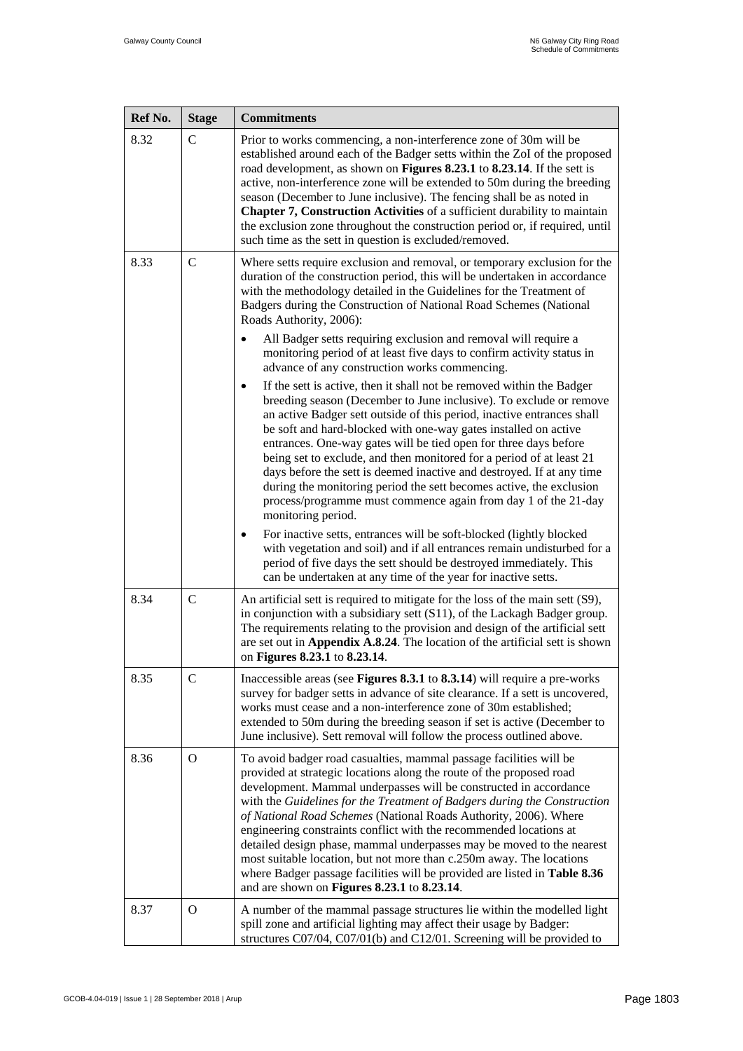| Ref No. | Stage | Commitments |
|---|---|---|
| 8.32 | C | Prior to works commencing, a non-interference zone of 30m will be established around each of the Badger setts within the ZoI of the proposed road development, as shown on **Figures 8.23.1** to **8.23.14**. If the sett is active, non-interference zone will be extended to 50m during the breeding season (December to June inclusive). The fencing shall be as noted in **Chapter 7, Construction Activities** of a sufficient durability to maintain the exclusion zone throughout the construction period or, if required, until such time as the sett in question is excluded/removed. |
| 8.33 | C | Where setts require exclusion and removal, or temporary exclusion for the duration of the construction period, this will be undertaken in accordance with the methodology detailed in the Guidelines for the Treatment of Badgers during the Construction of National Road Schemes (National Roads Authority, 2006):<br>• All Badger setts requiring exclusion and removal will require a monitoring period of at least five days to confirm activity status in advance of any construction works commencing.<br>• If the sett is active, then it shall not be removed within the Badger breeding season (December to June inclusive). To exclude or remove an active Badger sett outside of this period, inactive entrances shall be soft and hard-blocked with one-way gates installed on active entrances. One-way gates will be tied open for three days before being set to exclude, and then monitored for a period of at least 21 days before the sett is deemed inactive and destroyed. If at any time during the monitoring period the sett becomes active, the exclusion process/programme must commence again from day 1 of the 21-day monitoring period.<br>• For inactive setts, entrances will be soft-blocked (lightly blocked with vegetation and soil) and if all entrances remain undisturbed for a period of five days the sett should be destroyed immediately. This can be undertaken at any time of the year for inactive setts. |
| 8.34 | C | An artificial sett is required to mitigate for the loss of the main sett (S9), in conjunction with a subsidiary sett (S11), of the Lackagh Badger group. The requirements relating to the provision and design of the artificial sett are set out in **Appendix A.8.24**. The location of the artificial sett is shown on **Figures 8.23.1** to **8.23.14**. |
| 8.35 | C | Inaccessible areas (see **Figures 8.3.1** to **8.3.14**) will require a pre-works survey for badger setts in advance of site clearance. If a sett is uncovered, works must cease and a non-interference zone of 30m established; extended to 50m during the breeding season if set is active (December to June inclusive). Sett removal will follow the process outlined above. |
| 8.36 | O | To avoid badger road casualties, mammal passage facilities will be provided at strategic locations along the route of the proposed road development. Mammal underpasses will be constructed in accordance with the *Guidelines for the Treatment of Badgers during the Construction of National Road Schemes* (National Roads Authority, 2006). Where engineering constraints conflict with the recommended locations at detailed design phase, mammal underpasses may be moved to the nearest most suitable location, but not more than c.250m away. The locations where Badger passage facilities will be provided are listed in **Table 8.36** and are shown on **Figures 8.23.1** to **8.23.14**. |
| 8.37 | O | A number of the mammal passage structures lie within the modelled light spill zone and artificial lighting may affect their usage by Badger: structures C07/04, C07/01(b) and C12/01. Screening will be provided to |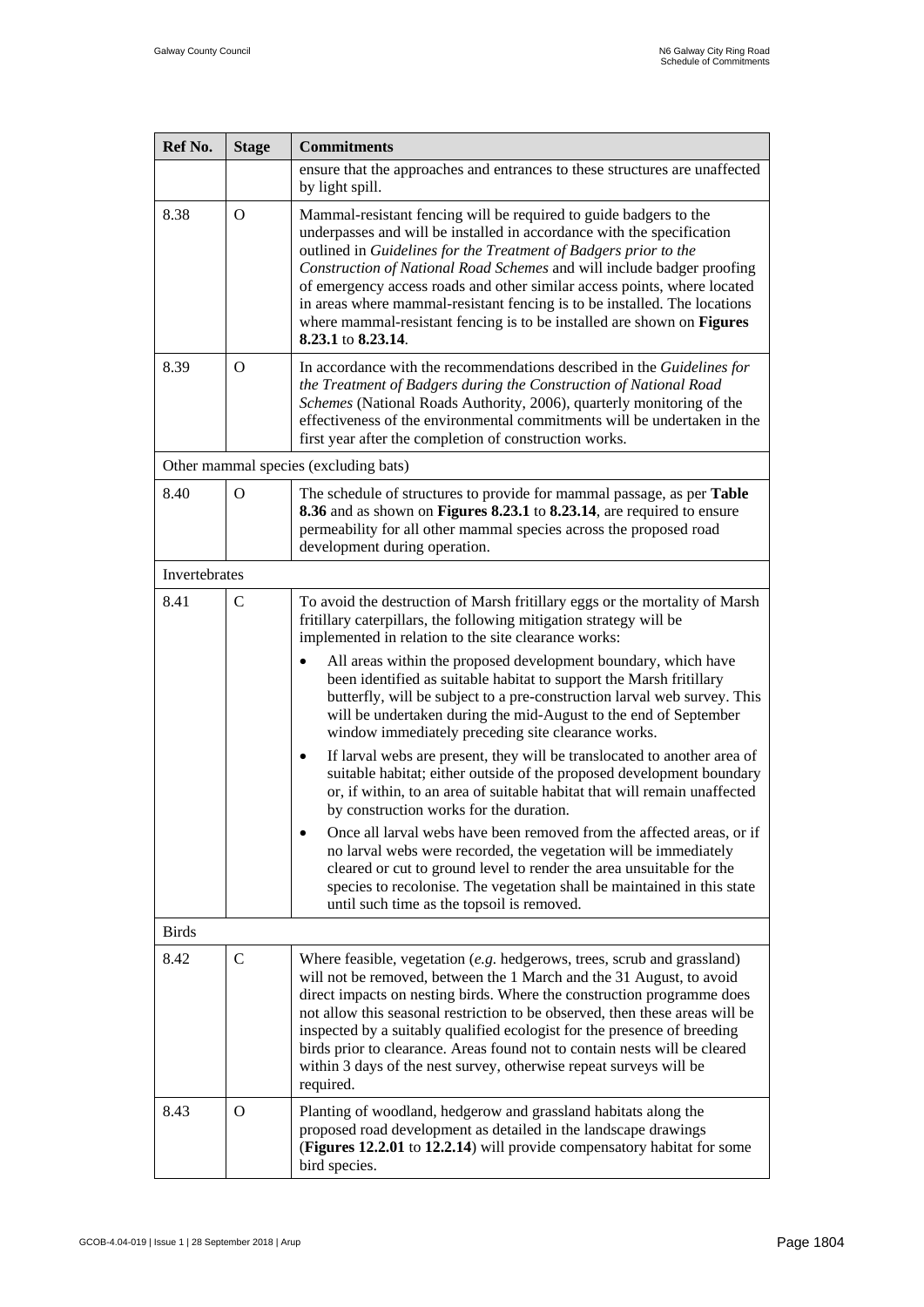| Ref No. | Stage | Commitments |
|---|---|---|
| | | ensure that the approaches and entrances to these structures are unaffected by light spill. |
| 8.38 | O | Mammal-resistant fencing will be required to guide badgers to the underpasses and will be installed in accordance with the specification outlined in *Guidelines for the Treatment of Badgers prior to the Construction of National Road Schemes* and will include badger proofing of emergency access roads and other similar access points, where located in areas where mammal-resistant fencing is to be installed. The locations where mammal-resistant fencing is to be installed are shown on **Figures 8.23.1** to **8.23.14**. |
| 8.39 | O | In accordance with the recommendations described in the *Guidelines for the Treatment of Badgers during the Construction of National Road Schemes* (National Roads Authority, 2006), quarterly monitoring of the effectiveness of the environmental commitments will be undertaken in the first year after the completion of construction works. |
| Other mammal species (excluding bats) | | |
| 8.40 | O | The schedule of structures to provide for mammal passage, as per **Table 8.36** and as shown on **Figures 8.23.1** to **8.23.14**, are required to ensure permeability for all other mammal species across the proposed road development during operation. |
| Invertebrates | | |
| 8.41 | C | To avoid the destruction of Marsh fritillary eggs or the mortality of Marsh fritillary caterpillars, the following mitigation strategy will be implemented in relation to the site clearance works:<br>• All areas within the proposed development boundary, which have been identified as suitable habitat to support the Marsh fritillary butterfly, will be subject to a pre-construction larval web survey. This will be undertaken during the mid-August to the end of September window immediately preceding site clearance works.<br>• If larval webs are present, they will be translocated to another area of suitable habitat; either outside of the proposed development boundary or, if within, to an area of suitable habitat that will remain unaffected by construction works for the duration.<br>• Once all larval webs have been removed from the affected areas, or if no larval webs were recorded, the vegetation will be immediately cleared or cut to ground level to render the area unsuitable for the species to recolonise. The vegetation shall be maintained in this state until such time as the topsoil is removed. |
| Birds | | |
| 8.42 | C | Where feasible, vegetation (*e.g.* hedgerows, trees, scrub and grassland) will not be removed, between the 1 March and the 31 August, to avoid direct impacts on nesting birds. Where the construction programme does not allow this seasonal restriction to be observed, then these areas will be inspected by a suitably qualified ecologist for the presence of breeding birds prior to clearance. Areas found not to contain nests will be cleared within 3 days of the nest survey, otherwise repeat surveys will be required. |
| 8.43 | O | Planting of woodland, hedgerow and grassland habitats along the proposed road development as detailed in the landscape drawings (**Figures 12.2.01** to **12.2.14**) will provide compensatory habitat for some bird species. |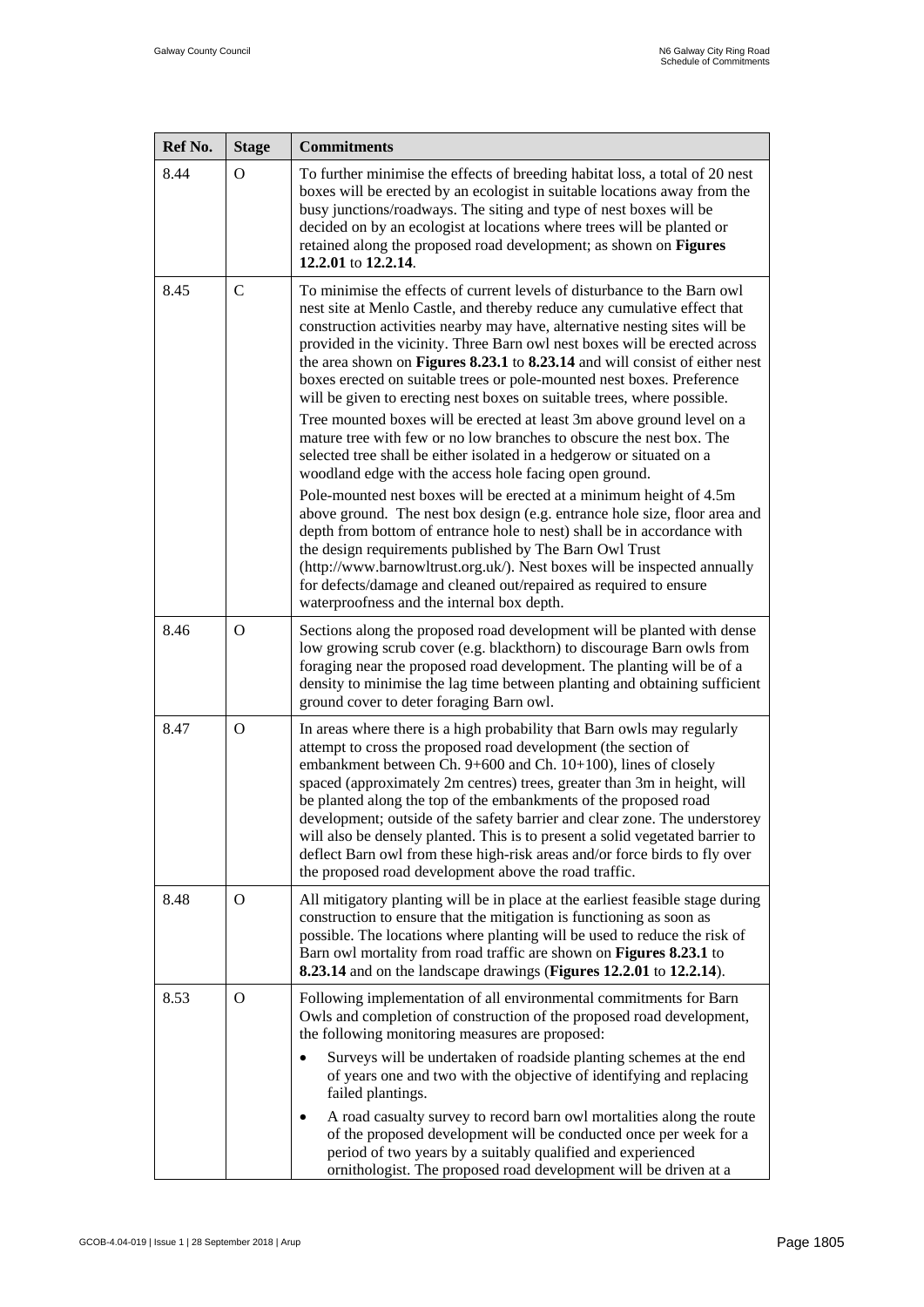| Ref No. | Stage | Commitments |
|---|---|---|
| 8.44 | O | To further minimise the effects of breeding habitat loss, a total of 20 nest boxes will be erected by an ecologist in suitable locations away from the busy junctions/roadways. The siting and type of nest boxes will be decided on by an ecologist at locations where trees will be planted or retained along the proposed road development; as shown on **Figures 12.2.01** to **12.2.14**. |
| 8.45 | C | To minimise the effects of current levels of disturbance to the Barn owl nest site at Menlo Castle, and thereby reduce any cumulative effect that construction activities nearby may have, alternative nesting sites will be provided in the vicinity. Three Barn owl nest boxes will be erected across the area shown on **Figures 8.23.1** to **8.23.14** and will consist of either nest boxes erected on suitable trees or pole-mounted nest boxes. Preference will be given to erecting nest boxes on suitable trees, where possible.<br><br>Tree mounted boxes will be erected at least 3m above ground level on a mature tree with few or no low branches to obscure the nest box. The selected tree shall be either isolated in a hedgerow or situated on a woodland edge with the access hole facing open ground.<br><br>Pole-mounted nest boxes will be erected at a minimum height of 4.5m above ground. The nest box design (e.g. entrance hole size, floor area and depth from bottom of entrance hole to nest) shall be in accordance with the design requirements published by The Barn Owl Trust (http://www.barnowltrust.org.uk/). Nest boxes will be inspected annually for defects/damage and cleaned out/repaired as required to ensure waterproofness and the internal box depth. |
| 8.46 | O | Sections along the proposed road development will be planted with dense low growing scrub cover (e.g. blackthorn) to discourage Barn owls from foraging near the proposed road development. The planting will be of a density to minimise the lag time between planting and obtaining sufficient ground cover to deter foraging Barn owl. |
| 8.47 | O | In areas where there is a high probability that Barn owls may regularly attempt to cross the proposed road development (the section of embankment between Ch. 9+600 and Ch. 10+100), lines of closely spaced (approximately 2m centres) trees, greater than 3m in height, will be planted along the top of the embankments of the proposed road development; outside of the safety barrier and clear zone. The understorey will also be densely planted. This is to present a solid vegetated barrier to deflect Barn owl from these high-risk areas and/or force birds to fly over the proposed road development above the road traffic. |
| 8.48 | O | All mitigatory planting will be in place at the earliest feasible stage during construction to ensure that the mitigation is functioning as soon as possible. The locations where planting will be used to reduce the risk of Barn owl mortality from road traffic are shown on **Figures 8.23.1** to **8.23.14** and on the landscape drawings (**Figures 12.2.01** to **12.2.14**). |
| 8.53 | O | Following implementation of all environmental commitments for Barn Owls and completion of construction of the proposed road development, the following monitoring measures are proposed:<br><br>• Surveys will be undertaken of roadside planting schemes at the end of years one and two with the objective of identifying and replacing failed plantings.<br><br>• A road casualty survey to record barn owl mortalities along the route of the proposed development will be conducted once per week for a period of two years by a suitably qualified and experienced ornithologist. The proposed road development will be driven at a |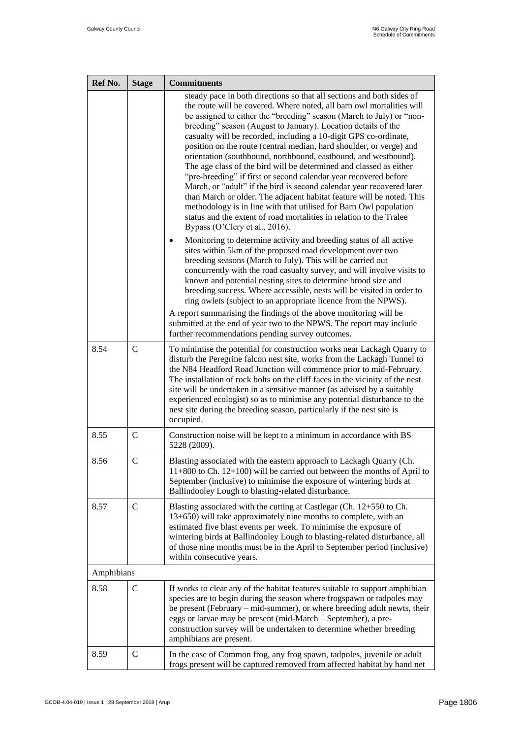| Ref No. | Stage | Commitments |
| --- | --- | --- |
| | | steady pace in both directions so that all sections and both sides of the route will be covered. Where noted, all barn owl mortalities will be assigned to either the "breeding" season (March to July) or "non-breeding" season (August to January). Location details of the casualty will be recorded, including a 10-digit GPS co-ordinate, position on the route (central median, hard shoulder, or verge) and orientation (southbound, northbound, eastbound, and westbound). The age class of the bird will be determined and classed as either "pre-breeding" if first or second calendar year recovered before March, or "adult" if the bird is second calendar year recovered later than March or older. The adjacent habitat feature will be noted. This methodology is in line with that utilised for Barn Owl population status and the extent of road mortalities in relation to the Tralee Bypass (O'Clery et al., 2016).<br>• Monitoring to determine activity and breeding status of all active sites within 5km of the proposed road development over two breeding seasons (March to July). This will be carried out concurrently with the road casualty survey, and will involve visits to known and potential nesting sites to determine brood size and breeding success. Where accessible, nests will be visited in order to ring owlets (subject to an appropriate licence from the NPWS).<br>A report summarising the findings of the above monitoring will be submitted at the end of year two to the NPWS. The report may include further recommendations pending survey outcomes. |
| 8.54 | C | To minimise the potential for construction works near Lackagh Quarry to disturb the Peregrine falcon nest site, works from the Lackagh Tunnel to the N84 Headford Road Junction will commence prior to mid-February. The installation of rock bolts on the cliff faces in the vicinity of the nest site will be undertaken in a sensitive manner (as advised by a suitably experienced ecologist) so as to minimise any potential disturbance to the nest site during the breeding season, particularly if the nest site is occupied. |
| 8.55 | C | Construction noise will be kept to a minimum in accordance with BS 5228 (2009). |
| 8.56 | C | Blasting associated with the eastern approach to Lackagh Quarry (Ch. 11+800 to Ch. 12+100) will be carried out between the months of April to September (inclusive) to minimise the exposure of wintering birds at Ballindooley Lough to blasting-related disturbance. |
| 8.57 | C | Blasting associated with the cutting at Castlegar (Ch. 12+550 to Ch. 13+650) will take approximately nine months to complete, with an estimated five blast events per week. To minimise the exposure of wintering birds at Ballindooley Lough to blasting-related disturbance, all of those nine months must be in the April to September period (inclusive) within consecutive years. |
| Amphibians | | |
| 8.58 | C | If works to clear any of the habitat features suitable to support amphibian species are to begin during the season where frogspawn or tadpoles may be present (February – mid-summer), or where breeding adult newts, their eggs or larvae may be present (mid-March – September), a pre-construction survey will be undertaken to determine whether breeding amphibians are present. |
| 8.59 | C | In the case of Common frog, any frog spawn, tadpoles, juvenile or adult frogs present will be captured removed from affected habitat by hand net |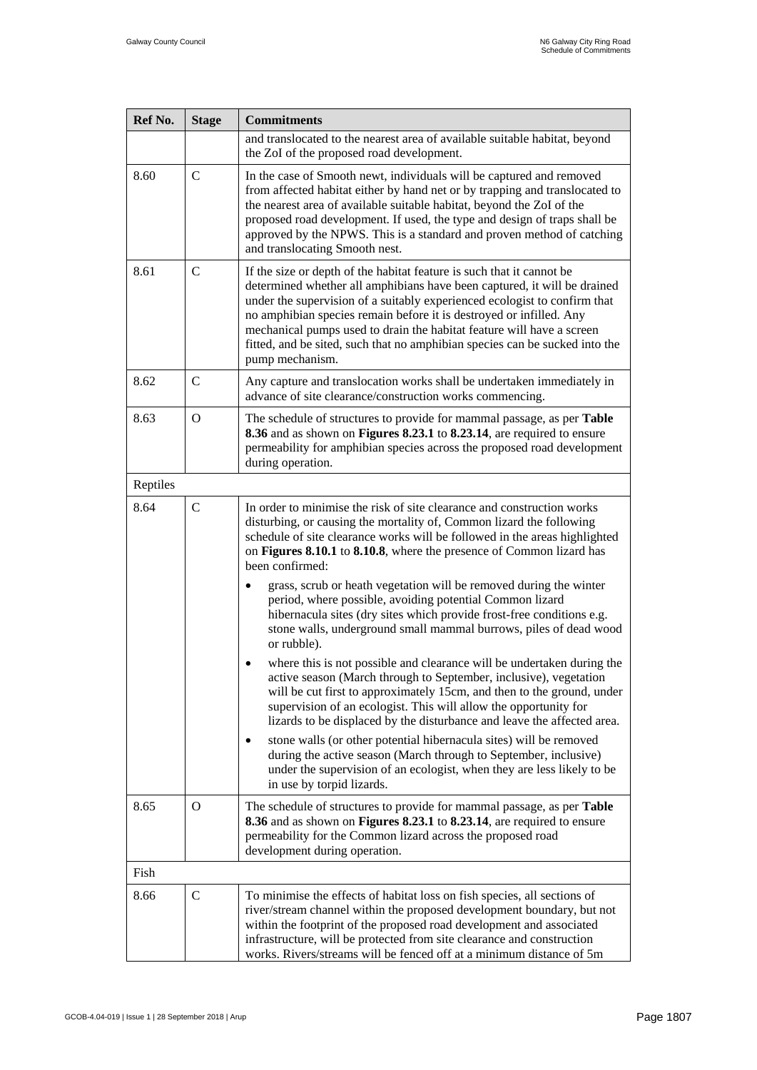| Ref No. | Stage | Commitments |
|---|---|---|
| | | and translocated to the nearest area of available suitable habitat, beyond the ZoI of the proposed road development. |
| 8.60 | C | In the case of Smooth newt, individuals will be captured and removed from affected habitat either by hand net or by trapping and translocated to the nearest area of available suitable habitat, beyond the ZoI of the proposed road development. If used, the type and design of traps shall be approved by the NPWS. This is a standard and proven method of catching and translocating Smooth nest. |
| 8.61 | C | If the size or depth of the habitat feature is such that it cannot be determined whether all amphibians have been captured, it will be drained under the supervision of a suitably experienced ecologist to confirm that no amphibian species remain before it is destroyed or infilled. Any mechanical pumps used to drain the habitat feature will have a screen fitted, and be sited, such that no amphibian species can be sucked into the pump mechanism. |
| 8.62 | C | Any capture and translocation works shall be undertaken immediately in advance of site clearance/construction works commencing. |
| 8.63 | O | The schedule of structures to provide for mammal passage, as per **Table 8.36** and as shown on **Figures 8.23.1** to **8.23.14**, are required to ensure permeability for amphibian species across the proposed road development during operation. |
| Reptiles | | |
| 8.64 | C | In order to minimise the risk of site clearance and construction works disturbing, or causing the mortality of, Common lizard the following schedule of site clearance works will be followed in the areas highlighted on **Figures 8.10.1** to **8.10.8**, where the presence of Common lizard has been confirmed:<br>• grass, scrub or heath vegetation will be removed during the winter period, where possible, avoiding potential Common lizard hibernacula sites (dry sites which provide frost-free conditions e.g. stone walls, underground small mammal burrows, piles of dead wood or rubble).<br>• where this is not possible and clearance will be undertaken during the active season (March through to September, inclusive), vegetation will be cut first to approximately 15cm, and then to the ground, under supervision of an ecologist. This will allow the opportunity for lizards to be displaced by the disturbance and leave the affected area.<br>• stone walls (or other potential hibernacula sites) will be removed during the active season (March through to September, inclusive) under the supervision of an ecologist, when they are less likely to be in use by torpid lizards. |
| 8.65 | O | The schedule of structures to provide for mammal passage, as per **Table 8.36** and as shown on **Figures 8.23.1** to **8.23.14**, are required to ensure permeability for the Common lizard across the proposed road development during operation. |
| Fish | | |
| 8.66 | C | To minimise the effects of habitat loss on fish species, all sections of river/stream channel within the proposed development boundary, but not within the footprint of the proposed road development and associated infrastructure, will be protected from site clearance and construction works. Rivers/streams will be fenced off at a minimum distance of 5m |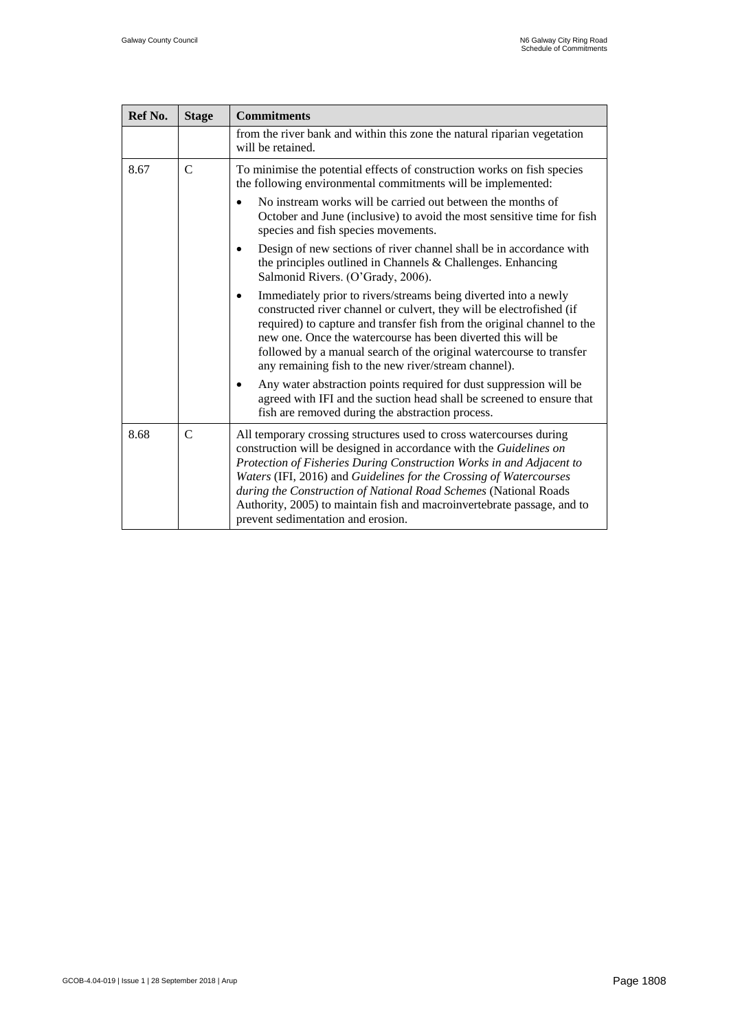| Ref No. | Stage | Commitments |
|---|---|---|
| | | from the river bank and within this zone the natural riparian vegetation will be retained. |
| 8.67 | C | To minimise the potential effects of construction works on fish species the following environmental commitments will be implemented:<br>• No instream works will be carried out between the months of October and June (inclusive) to avoid the most sensitive time for fish species and fish species movements.<br>• Design of new sections of river channel shall be in accordance with the principles outlined in Channels & Challenges. Enhancing Salmonid Rivers. (O'Grady, 2006).<br>• Immediately prior to rivers/streams being diverted into a newly constructed river channel or culvert, they will be electrofished (if required) to capture and transfer fish from the original channel to the new one. Once the watercourse has been diverted this will be followed by a manual search of the original watercourse to transfer any remaining fish to the new river/stream channel).<br>• Any water abstraction points required for dust suppression will be agreed with IFI and the suction head shall be screened to ensure that fish are removed during the abstraction process. |
| 8.68 | C | All temporary crossing structures used to cross watercourses during construction will be designed in accordance with the *Guidelines on Protection of Fisheries During Construction Works in and Adjacent to Waters* (IFI, 2016) and *Guidelines for the Crossing of Watercourses during the Construction of National Road Schemes* (National Roads Authority, 2005) to maintain fish and macroinvertebrate passage, and to prevent sedimentation and erosion. |